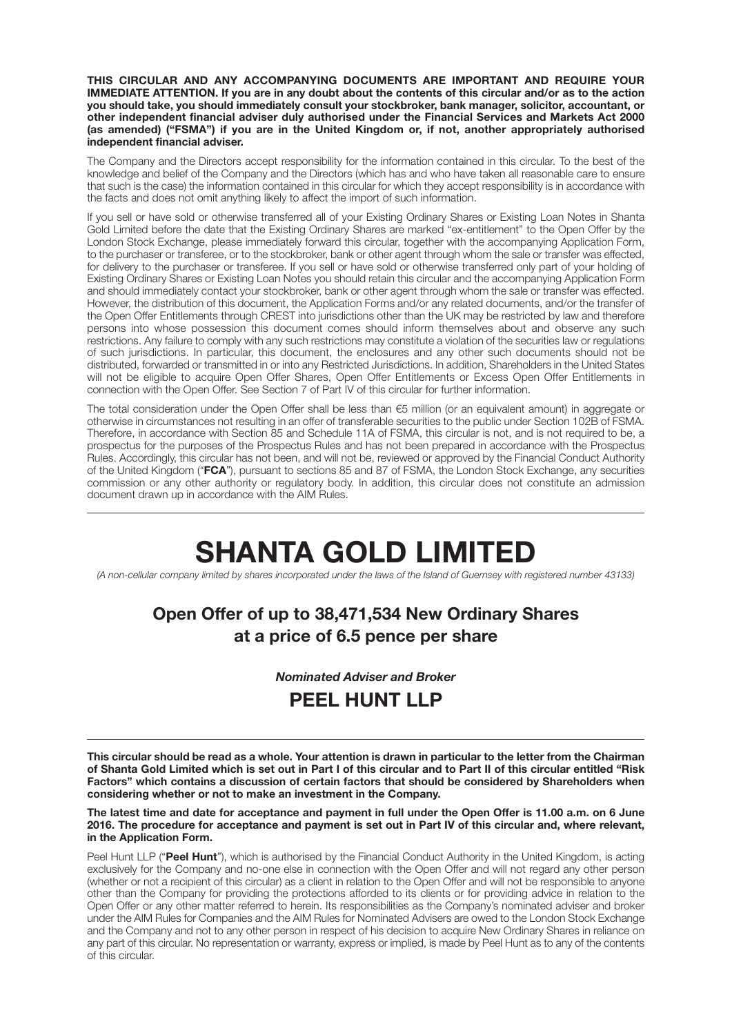**THIS CIRCULAR AND ANY ACCOMPANYING DOCUMENTS ARE IMPORTANT AND REQUIRE YOUR IMMEDIATE ATTENTION. If you are in any doubt about the contents of this circular and/or as to the action you should take, you should immediately consult your stockbroker, bank manager, solicitor, accountant, or other independent financial adviser duly authorised under the Financial Services and Markets Act 2000 (as amended) ("FSMA") if you are in the United Kingdom or, if not, another appropriately authorised independent financial adviser.**

The Company and the Directors accept responsibility for the information contained in this circular. To the best of the knowledge and belief of the Company and the Directors (which has and who have taken all reasonable care to ensure that such is the case) the information contained in this circular for which they accept responsibility is in accordance with the facts and does not omit anything likely to affect the import of such information.

If you sell or have sold or otherwise transferred all of your Existing Ordinary Shares or Existing Loan Notes in Shanta Gold Limited before the date that the Existing Ordinary Shares are marked "ex-entitlement" to the Open Offer by the London Stock Exchange, please immediately forward this circular, together with the accompanying Application Form, to the purchaser or transferee, or to the stockbroker, bank or other agent through whom the sale or transfer was effected, for delivery to the purchaser or transferee. If you sell or have sold or otherwise transferred only part of your holding of Existing Ordinary Shares or Existing Loan Notes you should retain this circular and the accompanying Application Form and should immediately contact your stockbroker, bank or other agent through whom the sale or transfer was effected. However, the distribution of this document, the Application Forms and/or any related documents, and/or the transfer of the Open Offer Entitlements through CREST into jurisdictions other than the UK may be restricted by law and therefore persons into whose possession this document comes should inform themselves about and observe any such restrictions. Any failure to comply with any such restrictions may constitute a violation of the securities law or regulations of such jurisdictions. In particular, this document, the enclosures and any other such documents should not be distributed, forwarded or transmitted in or into any Restricted Jurisdictions. In addition, Shareholders in the United States will not be eligible to acquire Open Offer Shares, Open Offer Entitlements or Excess Open Offer Entitlements in connection with the Open Offer. See Section 7 of Part IV of this circular for further information.

The total consideration under the Open Offer shall be less than €5 million (or an equivalent amount) in aggregate or otherwise in circumstances not resulting in an offer of transferable securities to the public under Section 102B of FSMA. Therefore, in accordance with Section 85 and Schedule 11A of FSMA, this circular is not, and is not required to be, a prospectus for the purposes of the Prospectus Rules and has not been prepared in accordance with the Prospectus Rules. Accordingly, this circular has not been, and will not be, reviewed or approved by the Financial Conduct Authority of the United Kingdom ("**FCA**"), pursuant to sections 85 and 87 of FSMA, the London Stock Exchange, any securities commission or any other authority or regulatory body. In addition, this circular does not constitute an admission document drawn up in accordance with the AIM Rules.

---

# SHANTA GOLD LIMITED

*(A non-cellular company limited by shares incorporated under the laws of the Island of Guernsey with registered number 43133)*

## Open Offer of up to 38,471,534 New Ordinary Shares at a price of 6.5 pence per share

***Nominated Adviser and Broker***

## PEEL HUNT LLP

---

**This circular should be read as a whole. Your attention is drawn in particular to the letter from the Chairman of Shanta Gold Limited which is set out in Part I of this circular and to Part II of this circular entitled "Risk Factors" which contains a discussion of certain factors that should be considered by Shareholders when considering whether or not to make an investment in the Company.**

**The latest time and date for acceptance and payment in full under the Open Offer is 11.00 a.m. on 6 June 2016. The procedure for acceptance and payment is set out in Part IV of this circular and, where relevant, in the Application Form.**

Peel Hunt LLP ("**Peel Hunt**"), which is authorised by the Financial Conduct Authority in the United Kingdom, is acting exclusively for the Company and no-one else in connection with the Open Offer and will not regard any other person (whether or not a recipient of this circular) as a client in relation to the Open Offer and will not be responsible to anyone other than the Company for providing the protections afforded to its clients or for providing advice in relation to the Open Offer or any other matter referred to herein. Its responsibilities as the Company's nominated adviser and broker under the AIM Rules for Companies and the AIM Rules for Nominated Advisers are owed to the London Stock Exchange and the Company and not to any other person in respect of his decision to acquire New Ordinary Shares in reliance on any part of this circular. No representation or warranty, express or implied, is made by Peel Hunt as to any of the contents of this circular.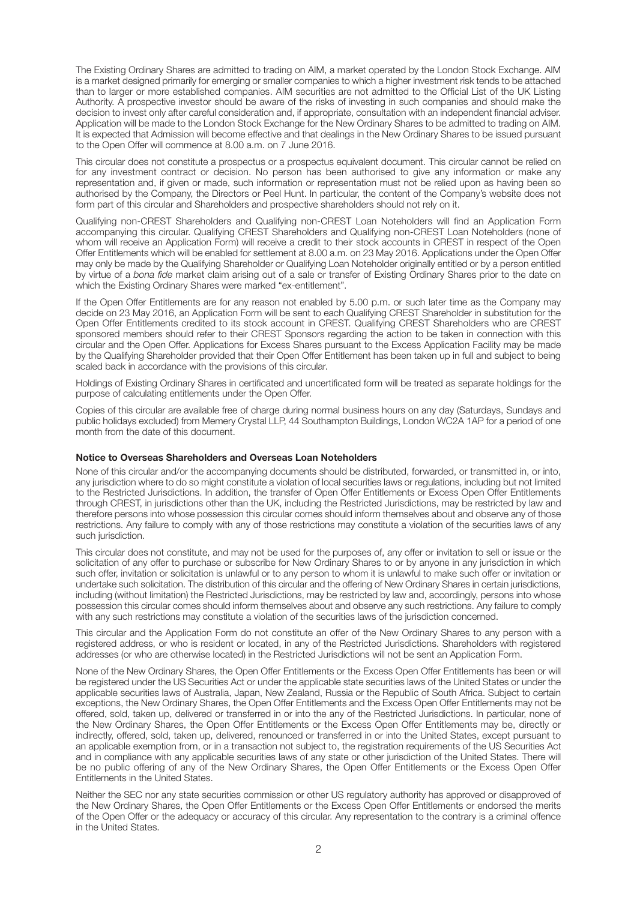The Existing Ordinary Shares are admitted to trading on AIM, a market operated by the London Stock Exchange. AIM is a market designed primarily for emerging or smaller companies to which a higher investment risk tends to be attached than to larger or more established companies. AIM securities are not admitted to the Official List of the UK Listing Authority. A prospective investor should be aware of the risks of investing in such companies and should make the decision to invest only after careful consideration and, if appropriate, consultation with an independent financial adviser. Application will be made to the London Stock Exchange for the New Ordinary Shares to be admitted to trading on AIM. It is expected that Admission will become effective and that dealings in the New Ordinary Shares to be issued pursuant to the Open Offer will commence at 8.00 a.m. on 7 June 2016.

This circular does not constitute a prospectus or a prospectus equivalent document. This circular cannot be relied on for any investment contract or decision. No person has been authorised to give any information or make any representation and, if given or made, such information or representation must not be relied upon as having been so authorised by the Company, the Directors or Peel Hunt. In particular, the content of the Company's website does not form part of this circular and Shareholders and prospective shareholders should not rely on it.

Qualifying non-CREST Shareholders and Qualifying non-CREST Loan Noteholders will find an Application Form accompanying this circular. Qualifying CREST Shareholders and Qualifying non-CREST Loan Noteholders (none of whom will receive an Application Form) will receive a credit to their stock accounts in CREST in respect of the Open Offer Entitlements which will be enabled for settlement at 8.00 a.m. on 23 May 2016. Applications under the Open Offer may only be made by the Qualifying Shareholder or Qualifying Loan Noteholder originally entitled or by a person entitled by virtue of a *bona fide* market claim arising out of a sale or transfer of Existing Ordinary Shares prior to the date on which the Existing Ordinary Shares were marked "ex-entitlement".

If the Open Offer Entitlements are for any reason not enabled by 5.00 p.m. or such later time as the Company may decide on 23 May 2016, an Application Form will be sent to each Qualifying CREST Shareholder in substitution for the Open Offer Entitlements credited to its stock account in CREST. Qualifying CREST Shareholders who are CREST sponsored members should refer to their CREST Sponsors regarding the action to be taken in connection with this circular and the Open Offer. Applications for Excess Shares pursuant to the Excess Application Facility may be made by the Qualifying Shareholder provided that their Open Offer Entitlement has been taken up in full and subject to being scaled back in accordance with the provisions of this circular.

Holdings of Existing Ordinary Shares in certificated and uncertificated form will be treated as separate holdings for the purpose of calculating entitlements under the Open Offer.

Copies of this circular are available free of charge during normal business hours on any day (Saturdays, Sundays and public holidays excluded) from Memery Crystal LLP, 44 Southampton Buildings, London WC2A 1AP for a period of one month from the date of this document.

**Notice to Overseas Shareholders and Overseas Loan Noteholders**

None of this circular and/or the accompanying documents should be distributed, forwarded, or transmitted in, or into, any jurisdiction where to do so might constitute a violation of local securities laws or regulations, including but not limited to the Restricted Jurisdictions. In addition, the transfer of Open Offer Entitlements or Excess Open Offer Entitlements through CREST, in jurisdictions other than the UK, including the Restricted Jurisdictions, may be restricted by law and therefore persons into whose possession this circular comes should inform themselves about and observe any of those restrictions. Any failure to comply with any of those restrictions may constitute a violation of the securities laws of any such jurisdiction.

This circular does not constitute, and may not be used for the purposes of, any offer or invitation to sell or issue or the solicitation of any offer to purchase or subscribe for New Ordinary Shares to or by anyone in any jurisdiction in which such offer, invitation or solicitation is unlawful or to any person to whom it is unlawful to make such offer or invitation or undertake such solicitation. The distribution of this circular and the offering of New Ordinary Shares in certain jurisdictions, including (without limitation) the Restricted Jurisdictions, may be restricted by law and, accordingly, persons into whose possession this circular comes should inform themselves about and observe any such restrictions. Any failure to comply with any such restrictions may constitute a violation of the securities laws of the jurisdiction concerned.

This circular and the Application Form do not constitute an offer of the New Ordinary Shares to any person with a registered address, or who is resident or located, in any of the Restricted Jurisdictions. Shareholders with registered addresses (or who are otherwise located) in the Restricted Jurisdictions will not be sent an Application Form.

None of the New Ordinary Shares, the Open Offer Entitlements or the Excess Open Offer Entitlements has been or will be registered under the US Securities Act or under the applicable state securities laws of the United States or under the applicable securities laws of Australia, Japan, New Zealand, Russia or the Republic of South Africa. Subject to certain exceptions, the New Ordinary Shares, the Open Offer Entitlements and the Excess Open Offer Entitlements may not be offered, sold, taken up, delivered or transferred in or into the any of the Restricted Jurisdictions. In particular, none of the New Ordinary Shares, the Open Offer Entitlements or the Excess Open Offer Entitlements may be, directly or indirectly, offered, sold, taken up, delivered, renounced or transferred in or into the United States, except pursuant to an applicable exemption from, or in a transaction not subject to, the registration requirements of the US Securities Act and in compliance with any applicable securities laws of any state or other jurisdiction of the United States. There will be no public offering of any of the New Ordinary Shares, the Open Offer Entitlements or the Excess Open Offer Entitlements in the United States.

Neither the SEC nor any state securities commission or other US regulatory authority has approved or disapproved of the New Ordinary Shares, the Open Offer Entitlements or the Excess Open Offer Entitlements or endorsed the merits of the Open Offer or the adequacy or accuracy of this circular. Any representation to the contrary is a criminal offence in the United States.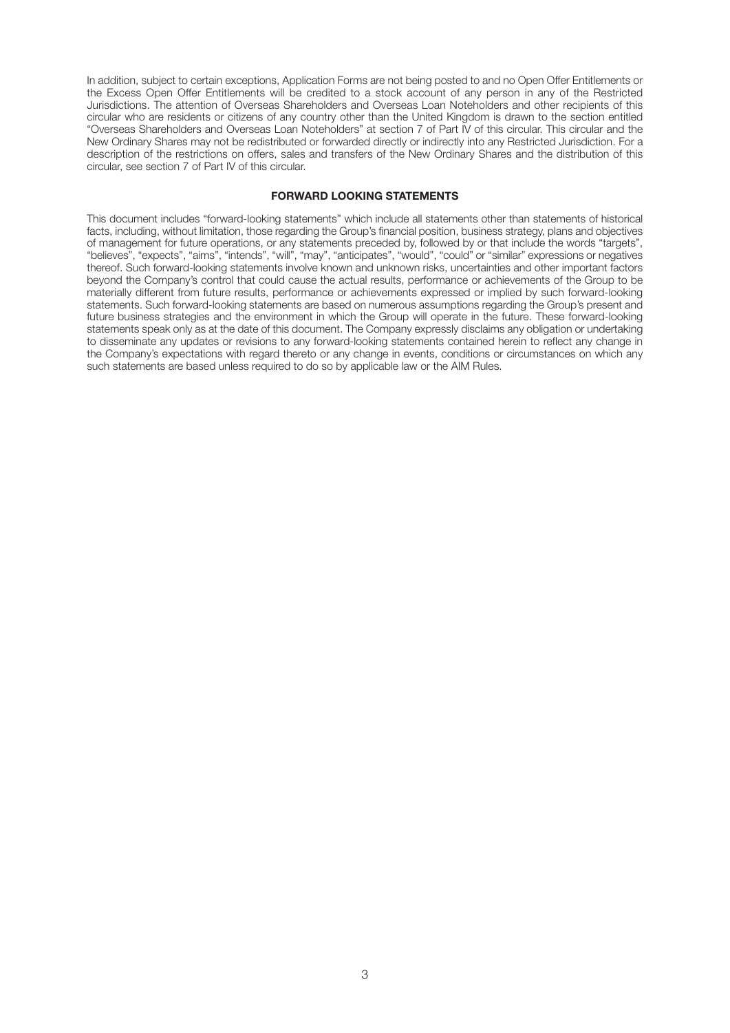In addition, subject to certain exceptions, Application Forms are not being posted to and no Open Offer Entitlements or the Excess Open Offer Entitlements will be credited to a stock account of any person in any of the Restricted Jurisdictions. The attention of Overseas Shareholders and Overseas Loan Noteholders and other recipients of this circular who are residents or citizens of any country other than the United Kingdom is drawn to the section entitled "Overseas Shareholders and Overseas Loan Noteholders" at section 7 of Part IV of this circular. This circular and the New Ordinary Shares may not be redistributed or forwarded directly or indirectly into any Restricted Jurisdiction. For a description of the restrictions on offers, sales and transfers of the New Ordinary Shares and the distribution of this circular, see section 7 of Part IV of this circular.

## FORWARD LOOKING STATEMENTS

This document includes "forward-looking statements" which include all statements other than statements of historical facts, including, without limitation, those regarding the Group's financial position, business strategy, plans and objectives of management for future operations, or any statements preceded by, followed by or that include the words "targets", "believes", "expects", "aims", "intends", "will", "may", "anticipates", "would", "could" or "similar" expressions or negatives thereof. Such forward-looking statements involve known and unknown risks, uncertainties and other important factors beyond the Company's control that could cause the actual results, performance or achievements of the Group to be materially different from future results, performance or achievements expressed or implied by such forward-looking statements. Such forward-looking statements are based on numerous assumptions regarding the Group's present and future business strategies and the environment in which the Group will operate in the future. These forward-looking statements speak only as at the date of this document. The Company expressly disclaims any obligation or undertaking to disseminate any updates or revisions to any forward-looking statements contained herein to reflect any change in the Company's expectations with regard thereto or any change in events, conditions or circumstances on which any such statements are based unless required to do so by applicable law or the AIM Rules.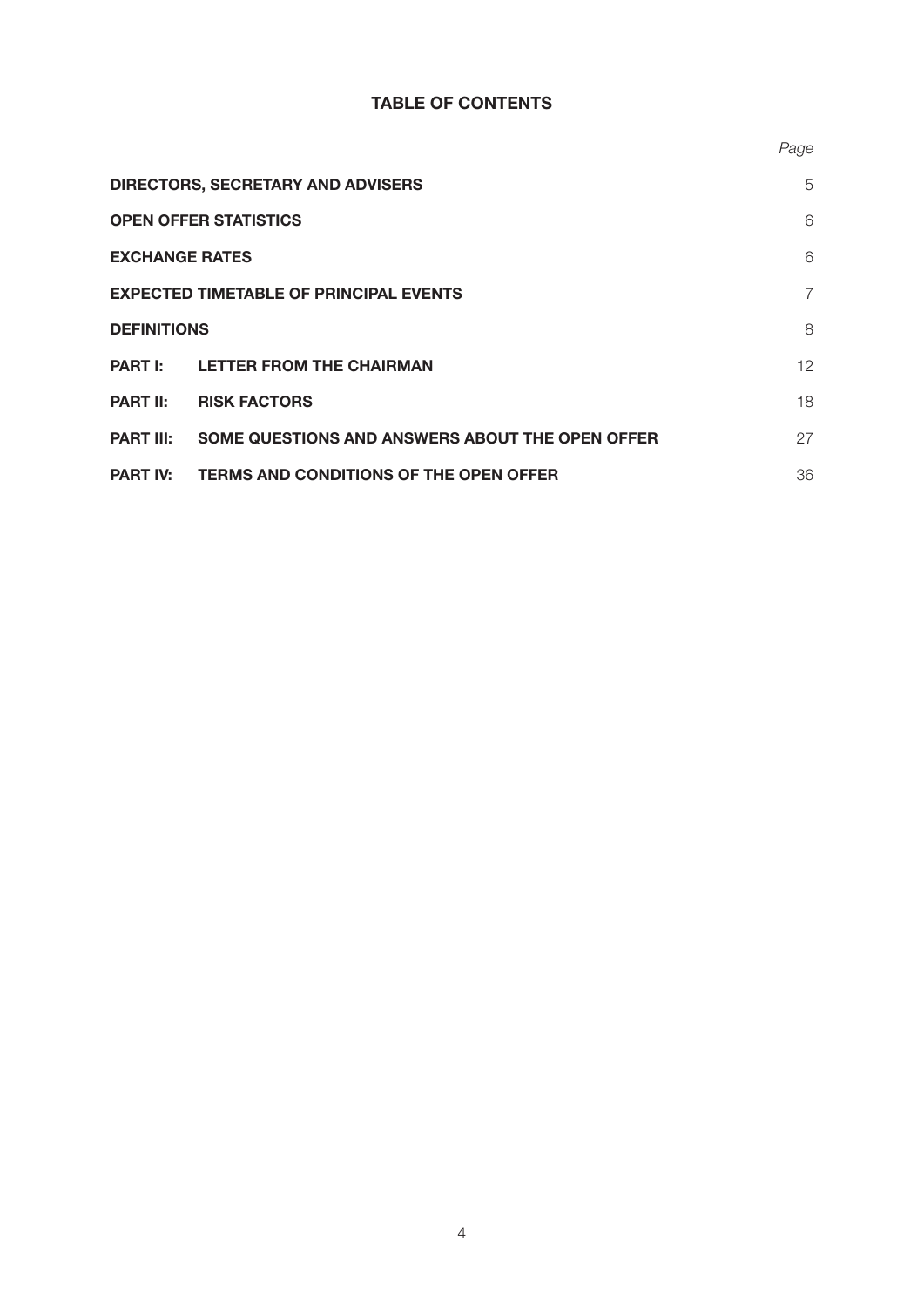# TABLE OF CONTENTS

| | | *Page* |
|---|---|---|
| **DIRECTORS, SECRETARY AND ADVISERS** | | 5 |
| **OPEN OFFER STATISTICS** | | 6 |
| **EXCHANGE RATES** | | 6 |
| **EXPECTED TIMETABLE OF PRINCIPAL EVENTS** | | 7 |
| **DEFINITIONS** | | 8 |
| **PART I:** | **LETTER FROM THE CHAIRMAN** | 12 |
| **PART II:** | **RISK FACTORS** | 18 |
| **PART III:** | **SOME QUESTIONS AND ANSWERS ABOUT THE OPEN OFFER** | 27 |
| **PART IV:** | **TERMS AND CONDITIONS OF THE OPEN OFFER** | 36 |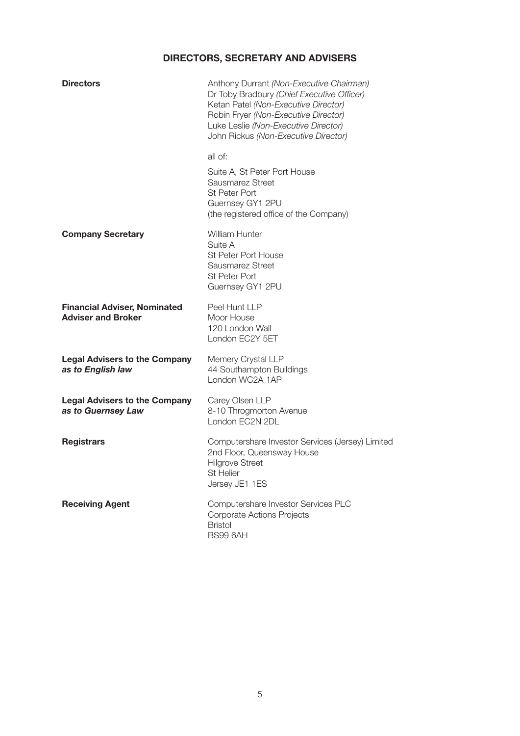## DIRECTORS, SECRETARY AND ADVISERS

| | |
|---|---|
| **Directors** | Anthony Durrant *(Non-Executive Chairman)*<br>Dr Toby Bradbury *(Chief Executive Officer)*<br>Ketan Patel *(Non-Executive Director)*<br>Robin Fryer *(Non-Executive Director)*<br>Luke Leslie *(Non-Executive Director)*<br>John Rickus *(Non-Executive Director)*<br><br>all of:<br><br>Suite A, St Peter Port House<br>Sausmarez Street<br>St Peter Port<br>Guernsey GY1 2PU<br>(the registered office of the Company) |
| **Company Secretary** | William Hunter<br>Suite A<br>St Peter Port House<br>Sausmarez Street<br>St Peter Port<br>Guernsey GY1 2PU |
| **Financial Adviser, Nominated Adviser and Broker** | Peel Hunt LLP<br>Moor House<br>120 London Wall<br>London EC2Y 5ET |
| **Legal Advisers to the Company *as to English law*** | Memery Crystal LLP<br>44 Southampton Buildings<br>London WC2A 1AP |
| **Legal Advisers to the Company *as to Guernsey Law*** | Carey Olsen LLP<br>8-10 Throgmorton Avenue<br>London EC2N 2DL |
| **Registrars** | Computershare Investor Services (Jersey) Limited<br>2nd Floor, Queensway House<br>Hilgrove Street<br>St Helier<br>Jersey JE1 1ES |
| **Receiving Agent** | Computershare Investor Services PLC<br>Corporate Actions Projects<br>Bristol<br>BS99 6AH |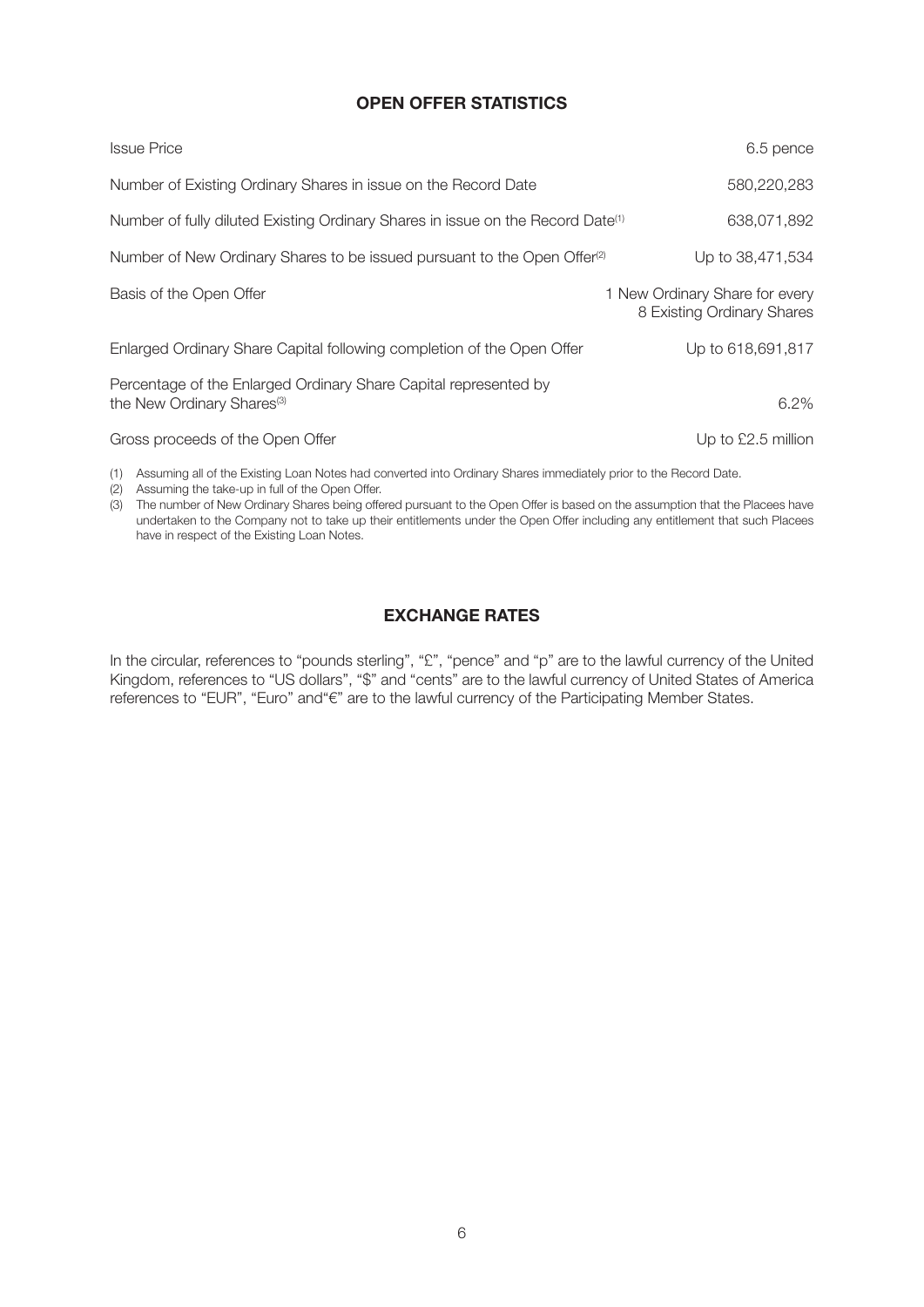## OPEN OFFER STATISTICS

| | |
|---|---|
| Issue Price | 6.5 pence |
| Number of Existing Ordinary Shares in issue on the Record Date | 580,220,283 |
| Number of fully diluted Existing Ordinary Shares in issue on the Record Date[(1)] | 638,071,892 |
| Number of New Ordinary Shares to be issued pursuant to the Open Offer[(2)] | Up to 38,471,534 |
| Basis of the Open Offer | 1 New Ordinary Share for every 8 Existing Ordinary Shares |
| Enlarged Ordinary Share Capital following completion of the Open Offer | Up to 618,691,817 |
| Percentage of the Enlarged Ordinary Share Capital represented by the New Ordinary Shares[(3)] | 6.2% |
| Gross proceeds of the Open Offer | Up to £2.5 million |

(1) Assuming all of the Existing Loan Notes had converted into Ordinary Shares immediately prior to the Record Date.

(2) Assuming the take-up in full of the Open Offer.

(3) The number of New Ordinary Shares being offered pursuant to the Open Offer is based on the assumption that the Placees have undertaken to the Company not to take up their entitlements under the Open Offer including any entitlement that such Placees have in respect of the Existing Loan Notes.

## EXCHANGE RATES

In the circular, references to "pounds sterling", "£", "pence" and "p" are to the lawful currency of the United Kingdom, references to "US dollars", "$" and "cents" are to the lawful currency of United States of America references to "EUR", "Euro" and"€" are to the lawful currency of the Participating Member States.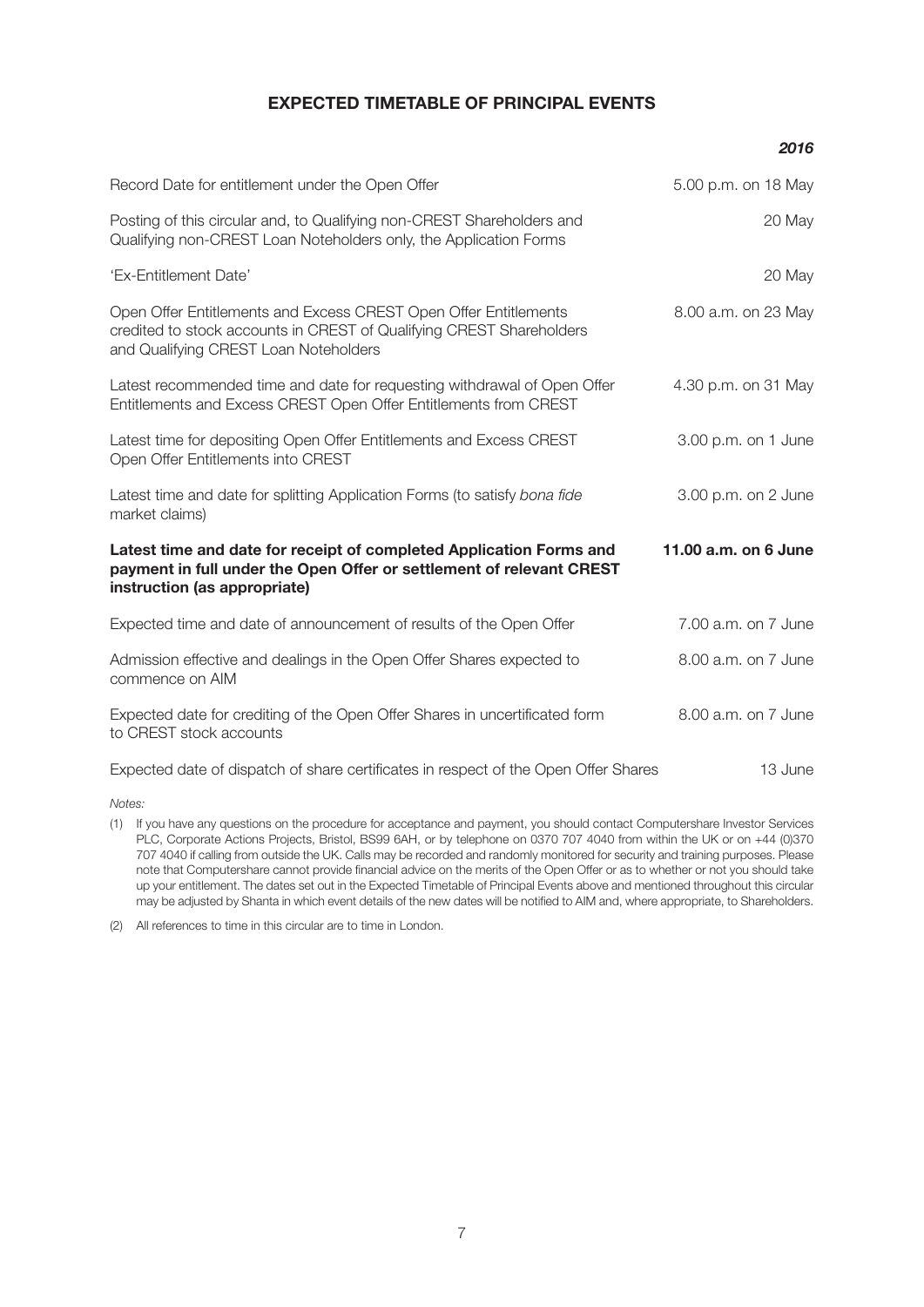# EXPECTED TIMETABLE OF PRINCIPAL EVENTS

| | ***2016*** |
|---|---|
| Record Date for entitlement under the Open Offer | 5.00 p.m. on 18 May |
| Posting of this circular and, to Qualifying non-CREST Shareholders and Qualifying non-CREST Loan Noteholders only, the Application Forms | 20 May |
| 'Ex-Entitlement Date' | 20 May |
| Open Offer Entitlements and Excess CREST Open Offer Entitlements credited to stock accounts in CREST of Qualifying CREST Shareholders and Qualifying CREST Loan Noteholders | 8.00 a.m. on 23 May |
| Latest recommended time and date for requesting withdrawal of Open Offer Entitlements and Excess CREST Open Offer Entitlements from CREST | 4.30 p.m. on 31 May |
| Latest time for depositing Open Offer Entitlements and Excess CREST Open Offer Entitlements into CREST | 3.00 p.m. on 1 June |
| Latest time and date for splitting Application Forms (to satisfy *bona fide* market claims) | 3.00 p.m. on 2 June |
| **Latest time and date for receipt of completed Application Forms and payment in full under the Open Offer or settlement of relevant CREST instruction (as appropriate)** | **11.00 a.m. on 6 June** |
| Expected time and date of announcement of results of the Open Offer | 7.00 a.m. on 7 June |
| Admission effective and dealings in the Open Offer Shares expected to commence on AIM | 8.00 a.m. on 7 June |
| Expected date for crediting of the Open Offer Shares in uncertificated form to CREST stock accounts | 8.00 a.m. on 7 June |
| Expected date of dispatch of share certificates in respect of the Open Offer Shares | 13 June |

*Notes:*

(1) If you have any questions on the procedure for acceptance and payment, you should contact Computershare Investor Services PLC, Corporate Actions Projects, Bristol, BS99 6AH, or by telephone on 0370 707 4040 from within the UK or on +44 (0)370 707 4040 if calling from outside the UK. Calls may be recorded and randomly monitored for security and training purposes. Please note that Computershare cannot provide financial advice on the merits of the Open Offer or as to whether or not you should take up your entitlement. The dates set out in the Expected Timetable of Principal Events above and mentioned throughout this circular may be adjusted by Shanta in which event details of the new dates will be notified to AIM and, where appropriate, to Shareholders.

(2) All references to time in this circular are to time in London.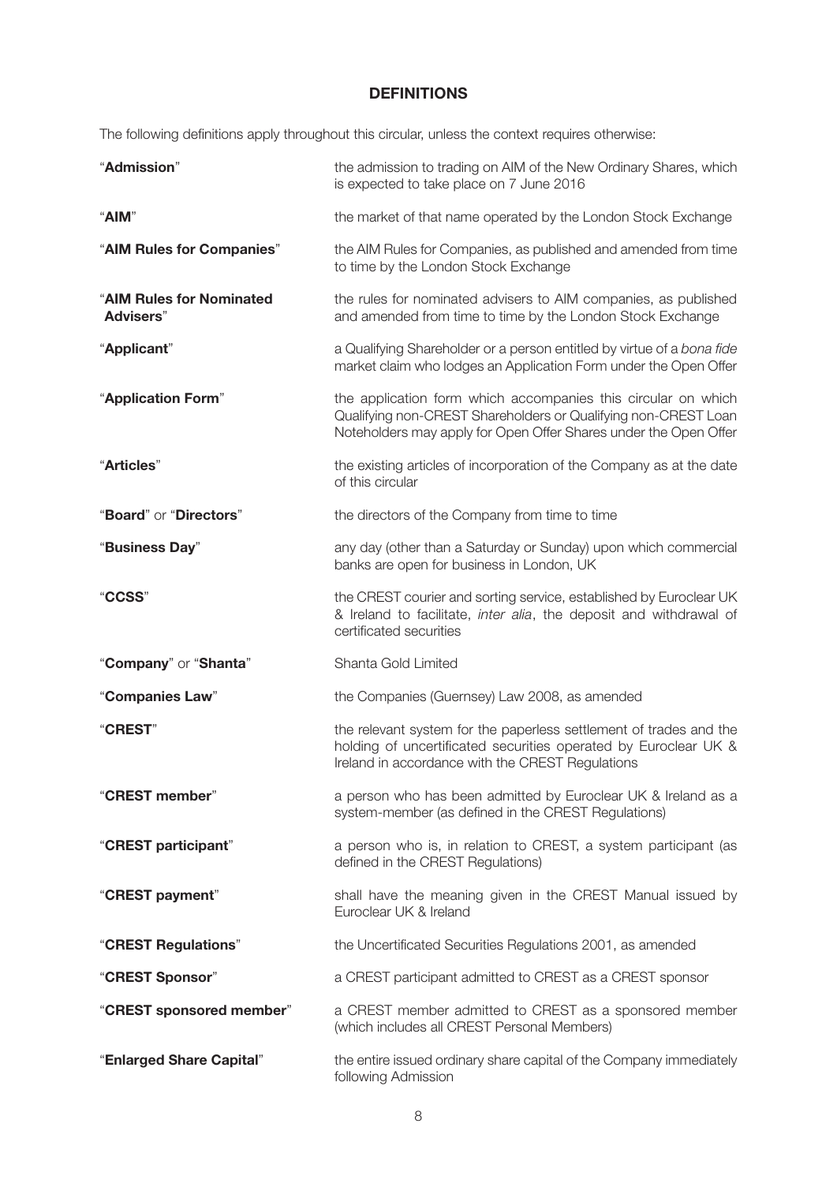## DEFINITIONS

The following definitions apply throughout this circular, unless the context requires otherwise:

| | |
|---|---|
| "**Admission**" | the admission to trading on AIM of the New Ordinary Shares, which is expected to take place on 7 June 2016 |
| "**AIM**" | the market of that name operated by the London Stock Exchange |
| "**AIM Rules for Companies**" | the AIM Rules for Companies, as published and amended from time to time by the London Stock Exchange |
| "**AIM Rules for Nominated Advisers**" | the rules for nominated advisers to AIM companies, as published and amended from time to time by the London Stock Exchange |
| "**Applicant**" | a Qualifying Shareholder or a person entitled by virtue of a *bona fide* market claim who lodges an Application Form under the Open Offer |
| "**Application Form**" | the application form which accompanies this circular on which Qualifying non-CREST Shareholders or Qualifying non-CREST Loan Noteholders may apply for Open Offer Shares under the Open Offer |
| "**Articles**" | the existing articles of incorporation of the Company as at the date of this circular |
| "**Board**" or "**Directors**" | the directors of the Company from time to time |
| "**Business Day**" | any day (other than a Saturday or Sunday) upon which commercial banks are open for business in London, UK |
| "**CCSS**" | the CREST courier and sorting service, established by Euroclear UK & Ireland to facilitate, *inter alia*, the deposit and withdrawal of certificated securities |
| "**Company**" or "**Shanta**" | Shanta Gold Limited |
| "**Companies Law**" | the Companies (Guernsey) Law 2008, as amended |
| "**CREST**" | the relevant system for the paperless settlement of trades and the holding of uncertificated securities operated by Euroclear UK & Ireland in accordance with the CREST Regulations |
| "**CREST member**" | a person who has been admitted by Euroclear UK & Ireland as a system-member (as defined in the CREST Regulations) |
| "**CREST participant**" | a person who is, in relation to CREST, a system participant (as defined in the CREST Regulations) |
| "**CREST payment**" | shall have the meaning given in the CREST Manual issued by Euroclear UK & Ireland |
| "**CREST Regulations**" | the Uncertificated Securities Regulations 2001, as amended |
| "**CREST Sponsor**" | a CREST participant admitted to CREST as a CREST sponsor |
| "**CREST sponsored member**" | a CREST member admitted to CREST as a sponsored member (which includes all CREST Personal Members) |
| "**Enlarged Share Capital**" | the entire issued ordinary share capital of the Company immediately following Admission |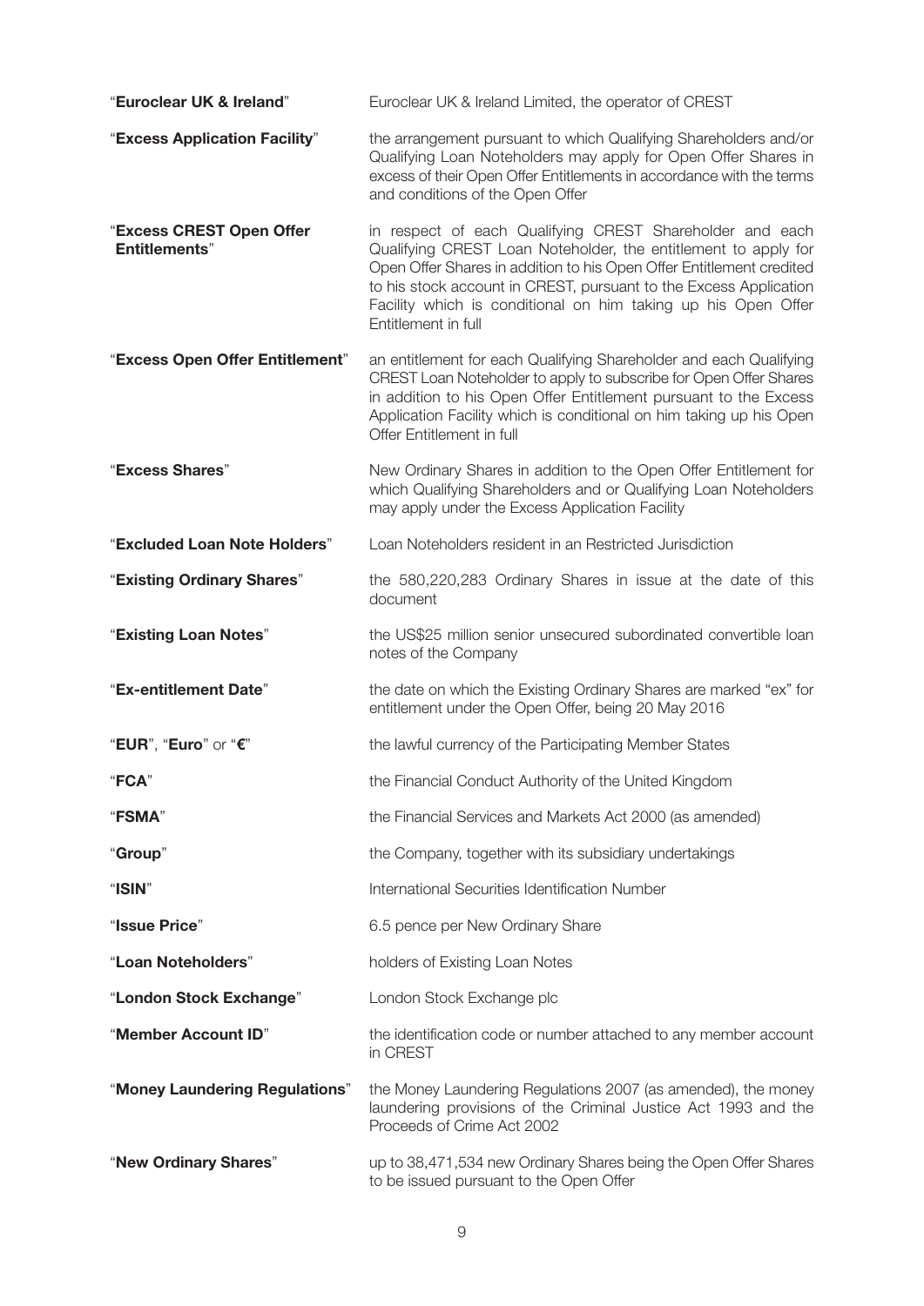| | |
|---|---|
| "**Euroclear UK & Ireland**" | Euroclear UK & Ireland Limited, the operator of CREST |
| "**Excess Application Facility**" | the arrangement pursuant to which Qualifying Shareholders and/or Qualifying Loan Noteholders may apply for Open Offer Shares in excess of their Open Offer Entitlements in accordance with the terms and conditions of the Open Offer |
| "**Excess CREST Open Offer Entitlements**" | in respect of each Qualifying CREST Shareholder and each Qualifying CREST Loan Noteholder, the entitlement to apply for Open Offer Shares in addition to his Open Offer Entitlement credited to his stock account in CREST, pursuant to the Excess Application Facility which is conditional on him taking up his Open Offer Entitlement in full |
| "**Excess Open Offer Entitlement**" | an entitlement for each Qualifying Shareholder and each Qualifying CREST Loan Noteholder to apply to subscribe for Open Offer Shares in addition to his Open Offer Entitlement pursuant to the Excess Application Facility which is conditional on him taking up his Open Offer Entitlement in full |
| "**Excess Shares**" | New Ordinary Shares in addition to the Open Offer Entitlement for which Qualifying Shareholders and or Qualifying Loan Noteholders may apply under the Excess Application Facility |
| "**Excluded Loan Note Holders**" | Loan Noteholders resident in an Restricted Jurisdiction |
| "**Existing Ordinary Shares**" | the 580,220,283 Ordinary Shares in issue at the date of this document |
| "**Existing Loan Notes**" | the US$25 million senior unsecured subordinated convertible loan notes of the Company |
| "**Ex-entitlement Date**" | the date on which the Existing Ordinary Shares are marked "ex" for entitlement under the Open Offer, being 20 May 2016 |
| "**EUR**", "**Euro**" or "**€**" | the lawful currency of the Participating Member States |
| "**FCA**" | the Financial Conduct Authority of the United Kingdom |
| "**FSMA**" | the Financial Services and Markets Act 2000 (as amended) |
| "**Group**" | the Company, together with its subsidiary undertakings |
| "**ISIN**" | International Securities Identification Number |
| "**Issue Price**" | 6.5 pence per New Ordinary Share |
| "**Loan Noteholders**" | holders of Existing Loan Notes |
| "**London Stock Exchange**" | London Stock Exchange plc |
| "**Member Account ID**" | the identification code or number attached to any member account in CREST |
| "**Money Laundering Regulations**" | the Money Laundering Regulations 2007 (as amended), the money laundering provisions of the Criminal Justice Act 1993 and the Proceeds of Crime Act 2002 |
| "**New Ordinary Shares**" | up to 38,471,534 new Ordinary Shares being the Open Offer Shares to be issued pursuant to the Open Offer |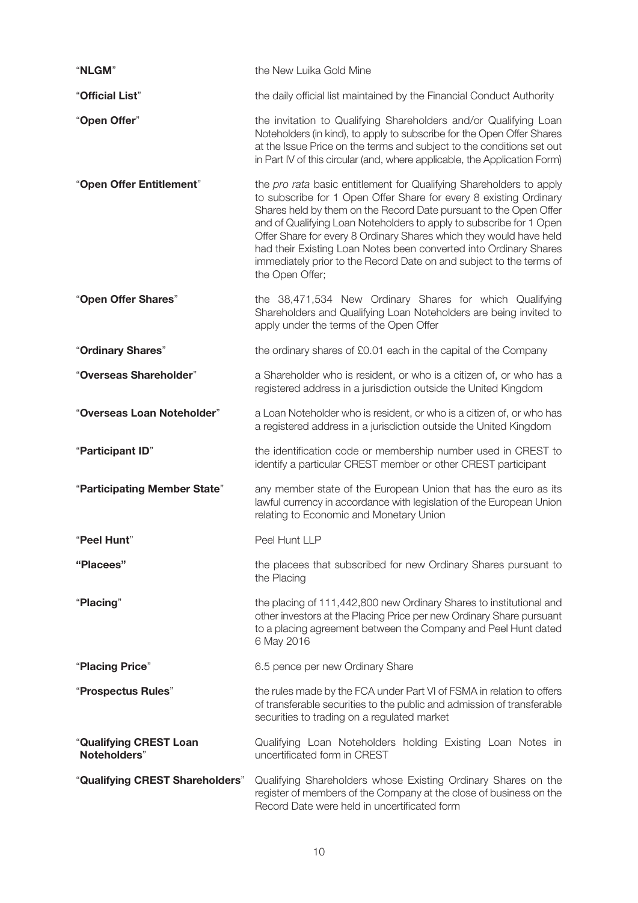| | |
|---|---|
| "**NLGM**" | the New Luika Gold Mine |
| "**Official List**" | the daily official list maintained by the Financial Conduct Authority |
| "**Open Offer**" | the invitation to Qualifying Shareholders and/or Qualifying Loan Noteholders (in kind), to apply to subscribe for the Open Offer Shares at the Issue Price on the terms and subject to the conditions set out in Part IV of this circular (and, where applicable, the Application Form) |
| "**Open Offer Entitlement**" | the *pro rata* basic entitlement for Qualifying Shareholders to apply to subscribe for 1 Open Offer Share for every 8 existing Ordinary Shares held by them on the Record Date pursuant to the Open Offer and of Qualifying Loan Noteholders to apply to subscribe for 1 Open Offer Share for every 8 Ordinary Shares which they would have held had their Existing Loan Notes been converted into Ordinary Shares immediately prior to the Record Date on and subject to the terms of the Open Offer; |
| "**Open Offer Shares**" | the 38,471,534 New Ordinary Shares for which Qualifying Shareholders and Qualifying Loan Noteholders are being invited to apply under the terms of the Open Offer |
| "**Ordinary Shares**" | the ordinary shares of £0.01 each in the capital of the Company |
| "**Overseas Shareholder**" | a Shareholder who is resident, or who is a citizen of, or who has a registered address in a jurisdiction outside the United Kingdom |
| "**Overseas Loan Noteholder**" | a Loan Noteholder who is resident, or who is a citizen of, or who has a registered address in a jurisdiction outside the United Kingdom |
| "**Participant ID**" | the identification code or membership number used in CREST to identify a particular CREST member or other CREST participant |
| "**Participating Member State**" | any member state of the European Union that has the euro as its lawful currency in accordance with legislation of the European Union relating to Economic and Monetary Union |
| "**Peel Hunt**" | Peel Hunt LLP |
| **"Placees"** | the placees that subscribed for new Ordinary Shares pursuant to the Placing |
| "**Placing**" | the placing of 111,442,800 new Ordinary Shares to institutional and other investors at the Placing Price per new Ordinary Share pursuant to a placing agreement between the Company and Peel Hunt dated 6 May 2016 |
| "**Placing Price**" | 6.5 pence per new Ordinary Share |
| "**Prospectus Rules**" | the rules made by the FCA under Part VI of FSMA in relation to offers of transferable securities to the public and admission of transferable securities to trading on a regulated market |
| "**Qualifying CREST Loan Noteholders**" | Qualifying Loan Noteholders holding Existing Loan Notes in uncertificated form in CREST |
| "**Qualifying CREST Shareholders**" | Qualifying Shareholders whose Existing Ordinary Shares on the register of members of the Company at the close of business on the Record Date were held in uncertificated form |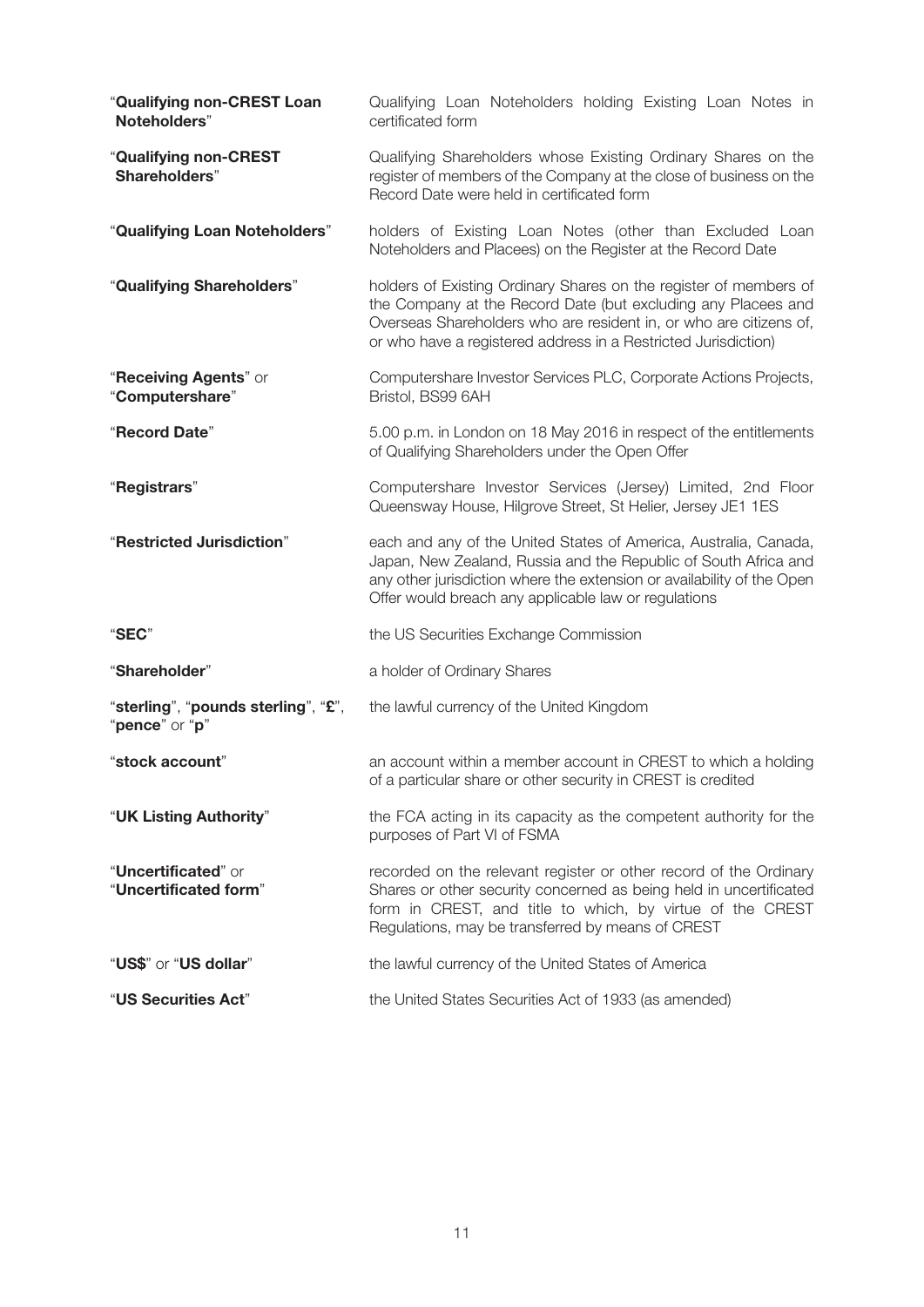| | |
|---|---|
| "**Qualifying non-CREST Loan Noteholders**" | Qualifying Loan Noteholders holding Existing Loan Notes in certificated form |
| "**Qualifying non-CREST Shareholders**" | Qualifying Shareholders whose Existing Ordinary Shares on the register of members of the Company at the close of business on the Record Date were held in certificated form |
| "**Qualifying Loan Noteholders**" | holders of Existing Loan Notes (other than Excluded Loan Noteholders and Placees) on the Register at the Record Date |
| "**Qualifying Shareholders**" | holders of Existing Ordinary Shares on the register of members of the Company at the Record Date (but excluding any Placees and Overseas Shareholders who are resident in, or who are citizens of, or who have a registered address in a Restricted Jurisdiction) |
| "**Receiving Agents**" or "**Computershare**" | Computershare Investor Services PLC, Corporate Actions Projects, Bristol, BS99 6AH |
| "**Record Date**" | 5.00 p.m. in London on 18 May 2016 in respect of the entitlements of Qualifying Shareholders under the Open Offer |
| "**Registrars**" | Computershare Investor Services (Jersey) Limited, 2nd Floor Queensway House, Hilgrove Street, St Helier, Jersey JE1 1ES |
| "**Restricted Jurisdiction**" | each and any of the United States of America, Australia, Canada, Japan, New Zealand, Russia and the Republic of South Africa and any other jurisdiction where the extension or availability of the Open Offer would breach any applicable law or regulations |
| "**SEC**" | the US Securities Exchange Commission |
| "**Shareholder**" | a holder of Ordinary Shares |
| "**sterling**", "**pounds sterling**", "**£**", "**pence**" or "**p**" | the lawful currency of the United Kingdom |
| "**stock account**" | an account within a member account in CREST to which a holding of a particular share or other security in CREST is credited |
| "**UK Listing Authority**" | the FCA acting in its capacity as the competent authority for the purposes of Part VI of FSMA |
| "**Uncertificated**" or "**Uncertificated form**" | recorded on the relevant register or other record of the Ordinary Shares or other security concerned as being held in uncertificated form in CREST, and title to which, by virtue of the CREST Regulations, may be transferred by means of CREST |
| "**US$**" or "**US dollar**" | the lawful currency of the United States of America |
| "**US Securities Act**" | the United States Securities Act of 1933 (as amended) |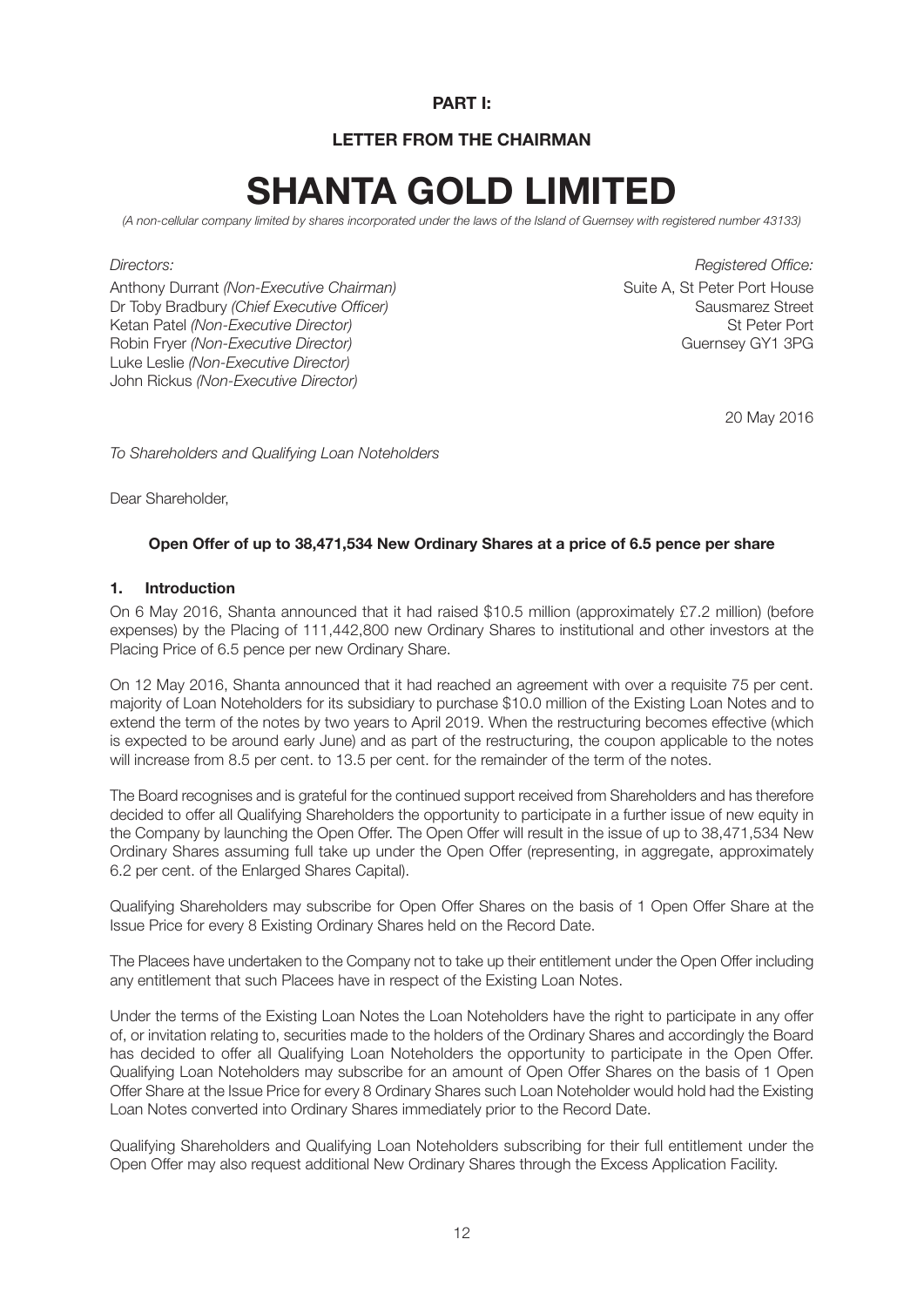**PART I:**

**LETTER FROM THE CHAIRMAN**

# SHANTA GOLD LIMITED

*(A non-cellular company limited by shares incorporated under the laws of the Island of Guernsey with registered number 43133)*

*Directors:*
Anthony Durrant *(Non-Executive Chairman)*
Dr Toby Bradbury *(Chief Executive Officer)*
Ketan Patel *(Non-Executive Director)*
Robin Fryer *(Non-Executive Director)*
Luke Leslie *(Non-Executive Director)*
John Rickus *(Non-Executive Director)*

*Registered Office:*
Suite A, St Peter Port House
Sausmarez Street
St Peter Port
Guernsey GY1 3PG

20 May 2016

*To Shareholders and Qualifying Loan Noteholders*

Dear Shareholder,

**Open Offer of up to 38,471,534 New Ordinary Shares at a price of 6.5 pence per share**

**1. Introduction**

On 6 May 2016, Shanta announced that it had raised $10.5 million (approximately £7.2 million) (before expenses) by the Placing of 111,442,800 new Ordinary Shares to institutional and other investors at the Placing Price of 6.5 pence per new Ordinary Share.

On 12 May 2016, Shanta announced that it had reached an agreement with over a requisite 75 per cent. majority of Loan Noteholders for its subsidiary to purchase $10.0 million of the Existing Loan Notes and to extend the term of the notes by two years to April 2019. When the restructuring becomes effective (which is expected to be around early June) and as part of the restructuring, the coupon applicable to the notes will increase from 8.5 per cent. to 13.5 per cent. for the remainder of the term of the notes.

The Board recognises and is grateful for the continued support received from Shareholders and has therefore decided to offer all Qualifying Shareholders the opportunity to participate in a further issue of new equity in the Company by launching the Open Offer. The Open Offer will result in the issue of up to 38,471,534 New Ordinary Shares assuming full take up under the Open Offer (representing, in aggregate, approximately 6.2 per cent. of the Enlarged Shares Capital).

Qualifying Shareholders may subscribe for Open Offer Shares on the basis of 1 Open Offer Share at the Issue Price for every 8 Existing Ordinary Shares held on the Record Date.

The Placees have undertaken to the Company not to take up their entitlement under the Open Offer including any entitlement that such Placees have in respect of the Existing Loan Notes.

Under the terms of the Existing Loan Notes the Loan Noteholders have the right to participate in any offer of, or invitation relating to, securities made to the holders of the Ordinary Shares and accordingly the Board has decided to offer all Qualifying Loan Noteholders the opportunity to participate in the Open Offer. Qualifying Loan Noteholders may subscribe for an amount of Open Offer Shares on the basis of 1 Open Offer Share at the Issue Price for every 8 Ordinary Shares such Loan Noteholder would hold had the Existing Loan Notes converted into Ordinary Shares immediately prior to the Record Date.

Qualifying Shareholders and Qualifying Loan Noteholders subscribing for their full entitlement under the Open Offer may also request additional New Ordinary Shares through the Excess Application Facility.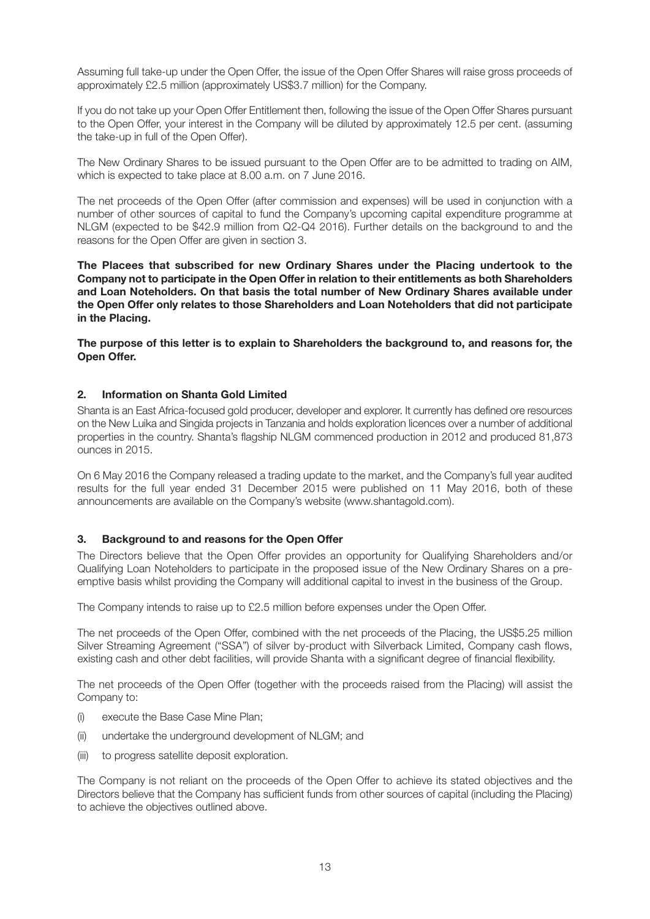Assuming full take-up under the Open Offer, the issue of the Open Offer Shares will raise gross proceeds of approximately £2.5 million (approximately US$3.7 million) for the Company.

If you do not take up your Open Offer Entitlement then, following the issue of the Open Offer Shares pursuant to the Open Offer, your interest in the Company will be diluted by approximately 12.5 per cent. (assuming the take-up in full of the Open Offer).

The New Ordinary Shares to be issued pursuant to the Open Offer are to be admitted to trading on AIM, which is expected to take place at 8.00 a.m. on 7 June 2016.

The net proceeds of the Open Offer (after commission and expenses) will be used in conjunction with a number of other sources of capital to fund the Company's upcoming capital expenditure programme at NLGM (expected to be $42.9 million from Q2-Q4 2016). Further details on the background to and the reasons for the Open Offer are given in section 3.

**The Placees that subscribed for new Ordinary Shares under the Placing undertook to the Company not to participate in the Open Offer in relation to their entitlements as both Shareholders and Loan Noteholders. On that basis the total number of New Ordinary Shares available under the Open Offer only relates to those Shareholders and Loan Noteholders that did not participate in the Placing.**

**The purpose of this letter is to explain to Shareholders the background to, and reasons for, the Open Offer.**

## 2. Information on Shanta Gold Limited

Shanta is an East Africa-focused gold producer, developer and explorer. It currently has defined ore resources on the New Luika and Singida projects in Tanzania and holds exploration licences over a number of additional properties in the country. Shanta's flagship NLGM commenced production in 2012 and produced 81,873 ounces in 2015.

On 6 May 2016 the Company released a trading update to the market, and the Company's full year audited results for the full year ended 31 December 2015 were published on 11 May 2016, both of these announcements are available on the Company's website (www.shantagold.com).

## 3. Background to and reasons for the Open Offer

The Directors believe that the Open Offer provides an opportunity for Qualifying Shareholders and/or Qualifying Loan Noteholders to participate in the proposed issue of the New Ordinary Shares on a pre-emptive basis whilst providing the Company will additional capital to invest in the business of the Group.

The Company intends to raise up to £2.5 million before expenses under the Open Offer.

The net proceeds of the Open Offer, combined with the net proceeds of the Placing, the US$5.25 million Silver Streaming Agreement ("SSA") of silver by-product with Silverback Limited, Company cash flows, existing cash and other debt facilities, will provide Shanta with a significant degree of financial flexibility.

The net proceeds of the Open Offer (together with the proceeds raised from the Placing) will assist the Company to:

(i) execute the Base Case Mine Plan;

(ii) undertake the underground development of NLGM; and

(iii) to progress satellite deposit exploration.

The Company is not reliant on the proceeds of the Open Offer to achieve its stated objectives and the Directors believe that the Company has sufficient funds from other sources of capital (including the Placing) to achieve the objectives outlined above.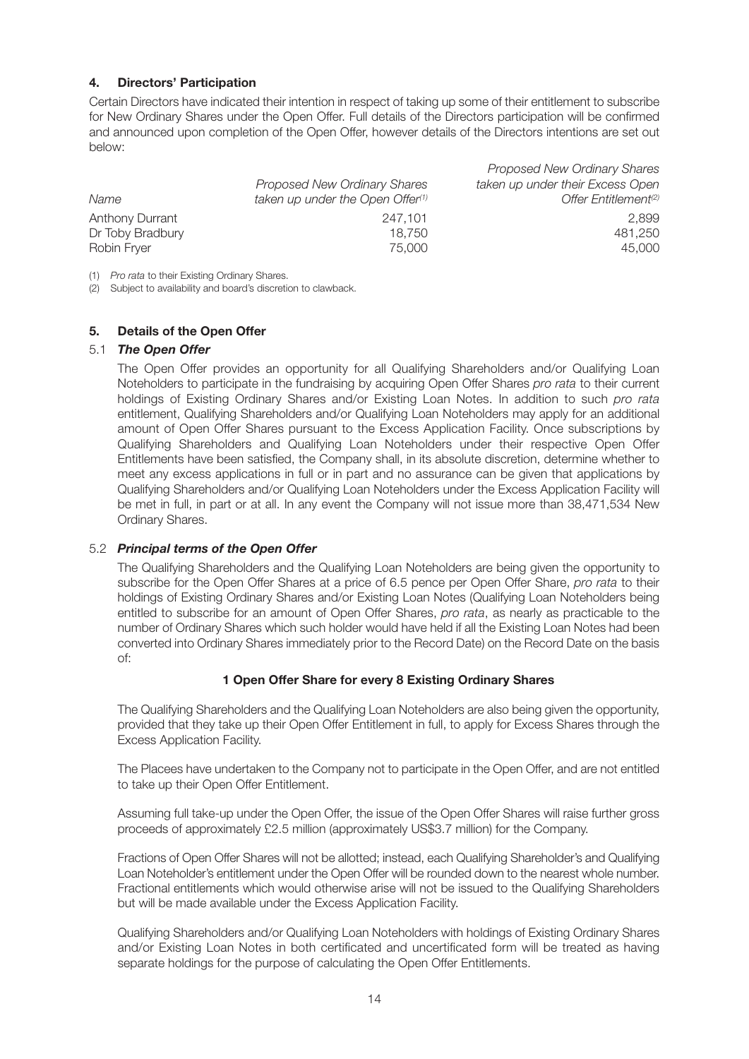## 4. Directors' Participation

Certain Directors have indicated their intention in respect of taking up some of their entitlement to subscribe for New Ordinary Shares under the Open Offer. Full details of the Directors participation will be confirmed and announced upon completion of the Open Offer, however details of the Directors intentions are set out below:

| *Name* | *Proposed New Ordinary Shares taken up under the Open Offer*[(1)] | *Proposed New Ordinary Shares taken up under their Excess Open Offer Entitlement*[(2)] |
|---|---|---|
| Anthony Durrant | 247,101 | 2,899 |
| Dr Toby Bradbury | 18,750 | 481,250 |
| Robin Fryer | 75,000 | 45,000 |

(1) *Pro rata* to their Existing Ordinary Shares.

(2) Subject to availability and board's discretion to clawback.

## 5. Details of the Open Offer

### 5.1 *The Open Offer*

The Open Offer provides an opportunity for all Qualifying Shareholders and/or Qualifying Loan Noteholders to participate in the fundraising by acquiring Open Offer Shares *pro rata* to their current holdings of Existing Ordinary Shares and/or Existing Loan Notes. In addition to such *pro rata* entitlement, Qualifying Shareholders and/or Qualifying Loan Noteholders may apply for an additional amount of Open Offer Shares pursuant to the Excess Application Facility. Once subscriptions by Qualifying Shareholders and Qualifying Loan Noteholders under their respective Open Offer Entitlements have been satisfied, the Company shall, in its absolute discretion, determine whether to meet any excess applications in full or in part and no assurance can be given that applications by Qualifying Shareholders and/or Qualifying Loan Noteholders under the Excess Application Facility will be met in full, in part or at all. In any event the Company will not issue more than 38,471,534 New Ordinary Shares.

### 5.2 *Principal terms of the Open Offer*

The Qualifying Shareholders and the Qualifying Loan Noteholders are being given the opportunity to subscribe for the Open Offer Shares at a price of 6.5 pence per Open Offer Share, *pro rata* to their holdings of Existing Ordinary Shares and/or Existing Loan Notes (Qualifying Loan Noteholders being entitled to subscribe for an amount of Open Offer Shares, *pro rata*, as nearly as practicable to the number of Ordinary Shares which such holder would have held if all the Existing Loan Notes had been converted into Ordinary Shares immediately prior to the Record Date) on the Record Date on the basis of:

**1 Open Offer Share for every 8 Existing Ordinary Shares**

The Qualifying Shareholders and the Qualifying Loan Noteholders are also being given the opportunity, provided that they take up their Open Offer Entitlement in full, to apply for Excess Shares through the Excess Application Facility.

The Placees have undertaken to the Company not to participate in the Open Offer, and are not entitled to take up their Open Offer Entitlement.

Assuming full take-up under the Open Offer, the issue of the Open Offer Shares will raise further gross proceeds of approximately £2.5 million (approximately US$3.7 million) for the Company.

Fractions of Open Offer Shares will not be allotted; instead, each Qualifying Shareholder's and Qualifying Loan Noteholder's entitlement under the Open Offer will be rounded down to the nearest whole number. Fractional entitlements which would otherwise arise will not be issued to the Qualifying Shareholders but will be made available under the Excess Application Facility.

Qualifying Shareholders and/or Qualifying Loan Noteholders with holdings of Existing Ordinary Shares and/or Existing Loan Notes in both certificated and uncertificated form will be treated as having separate holdings for the purpose of calculating the Open Offer Entitlements.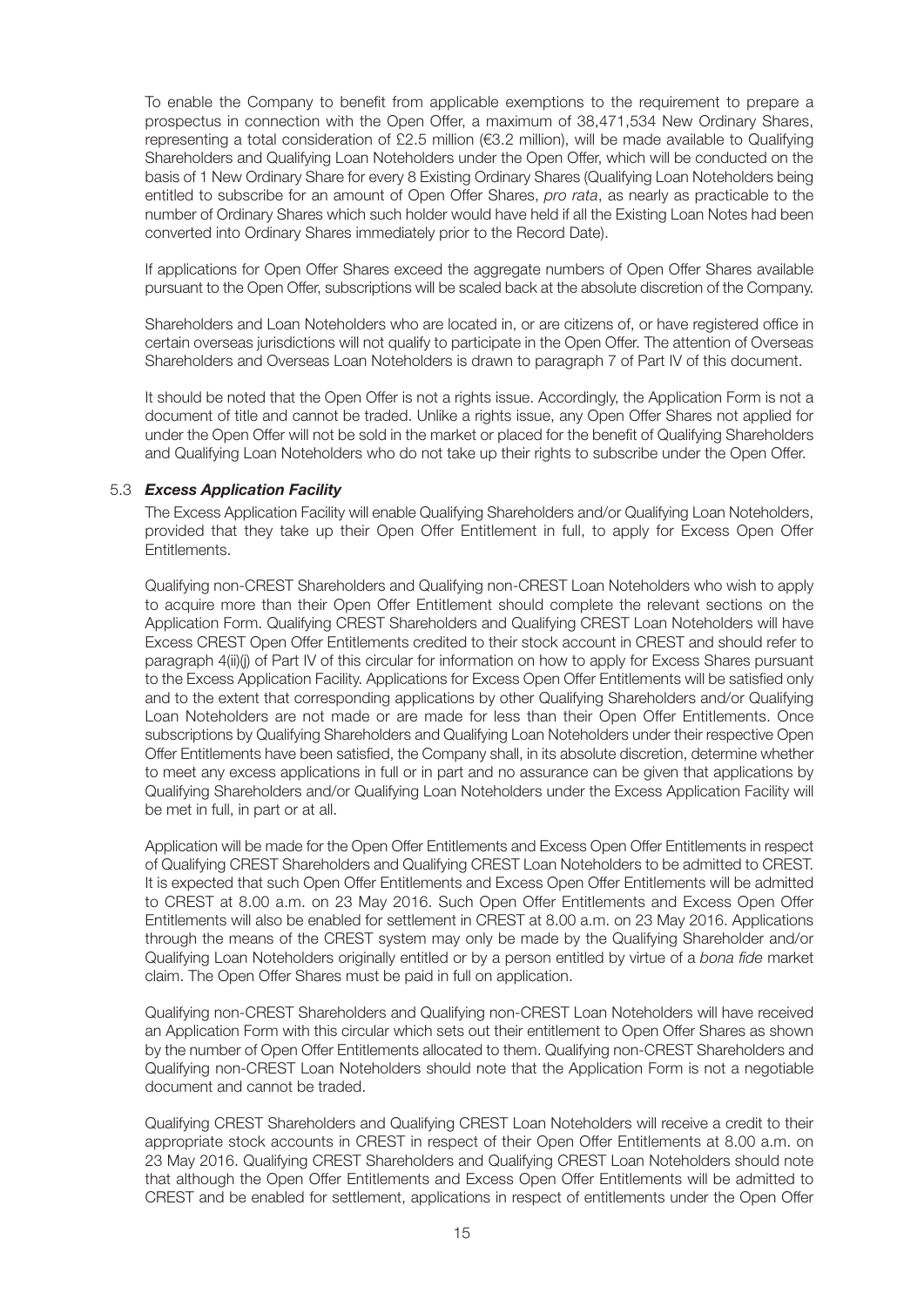To enable the Company to benefit from applicable exemptions to the requirement to prepare a prospectus in connection with the Open Offer, a maximum of 38,471,534 New Ordinary Shares, representing a total consideration of £2.5 million (€3.2 million), will be made available to Qualifying Shareholders and Qualifying Loan Noteholders under the Open Offer, which will be conducted on the basis of 1 New Ordinary Share for every 8 Existing Ordinary Shares (Qualifying Loan Noteholders being entitled to subscribe for an amount of Open Offer Shares, *pro rata*, as nearly as practicable to the number of Ordinary Shares which such holder would have held if all the Existing Loan Notes had been converted into Ordinary Shares immediately prior to the Record Date).

If applications for Open Offer Shares exceed the aggregate numbers of Open Offer Shares available pursuant to the Open Offer, subscriptions will be scaled back at the absolute discretion of the Company.

Shareholders and Loan Noteholders who are located in, or are citizens of, or have registered office in certain overseas jurisdictions will not qualify to participate in the Open Offer. The attention of Overseas Shareholders and Overseas Loan Noteholders is drawn to paragraph 7 of Part IV of this document.

It should be noted that the Open Offer is not a rights issue. Accordingly, the Application Form is not a document of title and cannot be traded. Unlike a rights issue, any Open Offer Shares not applied for under the Open Offer will not be sold in the market or placed for the benefit of Qualifying Shareholders and Qualifying Loan Noteholders who do not take up their rights to subscribe under the Open Offer.

### 5.3 *Excess Application Facility*

The Excess Application Facility will enable Qualifying Shareholders and/or Qualifying Loan Noteholders, provided that they take up their Open Offer Entitlement in full, to apply for Excess Open Offer Entitlements.

Qualifying non-CREST Shareholders and Qualifying non-CREST Loan Noteholders who wish to apply to acquire more than their Open Offer Entitlement should complete the relevant sections on the Application Form. Qualifying CREST Shareholders and Qualifying CREST Loan Noteholders will have Excess CREST Open Offer Entitlements credited to their stock account in CREST and should refer to paragraph 4(ii)(j) of Part IV of this circular for information on how to apply for Excess Shares pursuant to the Excess Application Facility. Applications for Excess Open Offer Entitlements will be satisfied only and to the extent that corresponding applications by other Qualifying Shareholders and/or Qualifying Loan Noteholders are not made or are made for less than their Open Offer Entitlements. Once subscriptions by Qualifying Shareholders and Qualifying Loan Noteholders under their respective Open Offer Entitlements have been satisfied, the Company shall, in its absolute discretion, determine whether to meet any excess applications in full or in part and no assurance can be given that applications by Qualifying Shareholders and/or Qualifying Loan Noteholders under the Excess Application Facility will be met in full, in part or at all.

Application will be made for the Open Offer Entitlements and Excess Open Offer Entitlements in respect of Qualifying CREST Shareholders and Qualifying CREST Loan Noteholders to be admitted to CREST. It is expected that such Open Offer Entitlements and Excess Open Offer Entitlements will be admitted to CREST at 8.00 a.m. on 23 May 2016. Such Open Offer Entitlements and Excess Open Offer Entitlements will also be enabled for settlement in CREST at 8.00 a.m. on 23 May 2016. Applications through the means of the CREST system may only be made by the Qualifying Shareholder and/or Qualifying Loan Noteholders originally entitled or by a person entitled by virtue of a *bona fide* market claim. The Open Offer Shares must be paid in full on application.

Qualifying non-CREST Shareholders and Qualifying non-CREST Loan Noteholders will have received an Application Form with this circular which sets out their entitlement to Open Offer Shares as shown by the number of Open Offer Entitlements allocated to them. Qualifying non-CREST Shareholders and Qualifying non-CREST Loan Noteholders should note that the Application Form is not a negotiable document and cannot be traded.

Qualifying CREST Shareholders and Qualifying CREST Loan Noteholders will receive a credit to their appropriate stock accounts in CREST in respect of their Open Offer Entitlements at 8.00 a.m. on 23 May 2016. Qualifying CREST Shareholders and Qualifying CREST Loan Noteholders should note that although the Open Offer Entitlements and Excess Open Offer Entitlements will be admitted to CREST and be enabled for settlement, applications in respect of entitlements under the Open Offer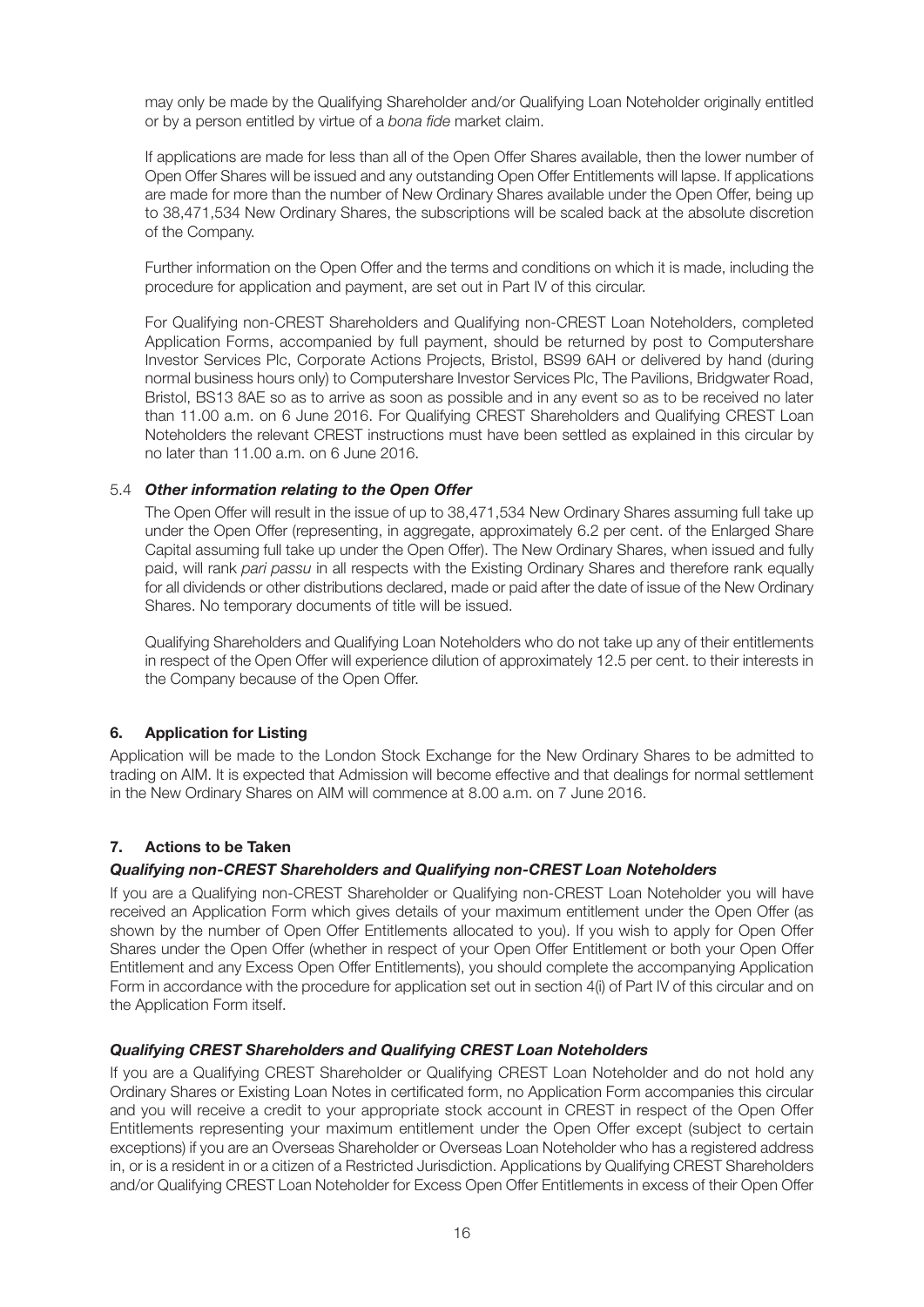may only be made by the Qualifying Shareholder and/or Qualifying Loan Noteholder originally entitled or by a person entitled by virtue of a *bona fide* market claim.

If applications are made for less than all of the Open Offer Shares available, then the lower number of Open Offer Shares will be issued and any outstanding Open Offer Entitlements will lapse. If applications are made for more than the number of New Ordinary Shares available under the Open Offer, being up to 38,471,534 New Ordinary Shares, the subscriptions will be scaled back at the absolute discretion of the Company.

Further information on the Open Offer and the terms and conditions on which it is made, including the procedure for application and payment, are set out in Part IV of this circular.

For Qualifying non-CREST Shareholders and Qualifying non-CREST Loan Noteholders, completed Application Forms, accompanied by full payment, should be returned by post to Computershare Investor Services Plc, Corporate Actions Projects, Bristol, BS99 6AH or delivered by hand (during normal business hours only) to Computershare Investor Services Plc, The Pavilions, Bridgwater Road, Bristol, BS13 8AE so as to arrive as soon as possible and in any event so as to be received no later than 11.00 a.m. on 6 June 2016. For Qualifying CREST Shareholders and Qualifying CREST Loan Noteholders the relevant CREST instructions must have been settled as explained in this circular by no later than 11.00 a.m. on 6 June 2016.

### 5.4 *Other information relating to the Open Offer*

The Open Offer will result in the issue of up to 38,471,534 New Ordinary Shares assuming full take up under the Open Offer (representing, in aggregate, approximately 6.2 per cent. of the Enlarged Share Capital assuming full take up under the Open Offer). The New Ordinary Shares, when issued and fully paid, will rank *pari passu* in all respects with the Existing Ordinary Shares and therefore rank equally for all dividends or other distributions declared, made or paid after the date of issue of the New Ordinary Shares. No temporary documents of title will be issued.

Qualifying Shareholders and Qualifying Loan Noteholders who do not take up any of their entitlements in respect of the Open Offer will experience dilution of approximately 12.5 per cent. to their interests in the Company because of the Open Offer.

## 6. Application for Listing

Application will be made to the London Stock Exchange for the New Ordinary Shares to be admitted to trading on AIM. It is expected that Admission will become effective and that dealings for normal settlement in the New Ordinary Shares on AIM will commence at 8.00 a.m. on 7 June 2016.

## 7. Actions to be Taken

### *Qualifying non-CREST Shareholders and Qualifying non-CREST Loan Noteholders*

If you are a Qualifying non-CREST Shareholder or Qualifying non-CREST Loan Noteholder you will have received an Application Form which gives details of your maximum entitlement under the Open Offer (as shown by the number of Open Offer Entitlements allocated to you). If you wish to apply for Open Offer Shares under the Open Offer (whether in respect of your Open Offer Entitlement or both your Open Offer Entitlement and any Excess Open Offer Entitlements), you should complete the accompanying Application Form in accordance with the procedure for application set out in section 4(i) of Part IV of this circular and on the Application Form itself.

### *Qualifying CREST Shareholders and Qualifying CREST Loan Noteholders*

If you are a Qualifying CREST Shareholder or Qualifying CREST Loan Noteholder and do not hold any Ordinary Shares or Existing Loan Notes in certificated form, no Application Form accompanies this circular and you will receive a credit to your appropriate stock account in CREST in respect of the Open Offer Entitlements representing your maximum entitlement under the Open Offer except (subject to certain exceptions) if you are an Overseas Shareholder or Overseas Loan Noteholder who has a registered address in, or is a resident in or a citizen of a Restricted Jurisdiction. Applications by Qualifying CREST Shareholders and/or Qualifying CREST Loan Noteholder for Excess Open Offer Entitlements in excess of their Open Offer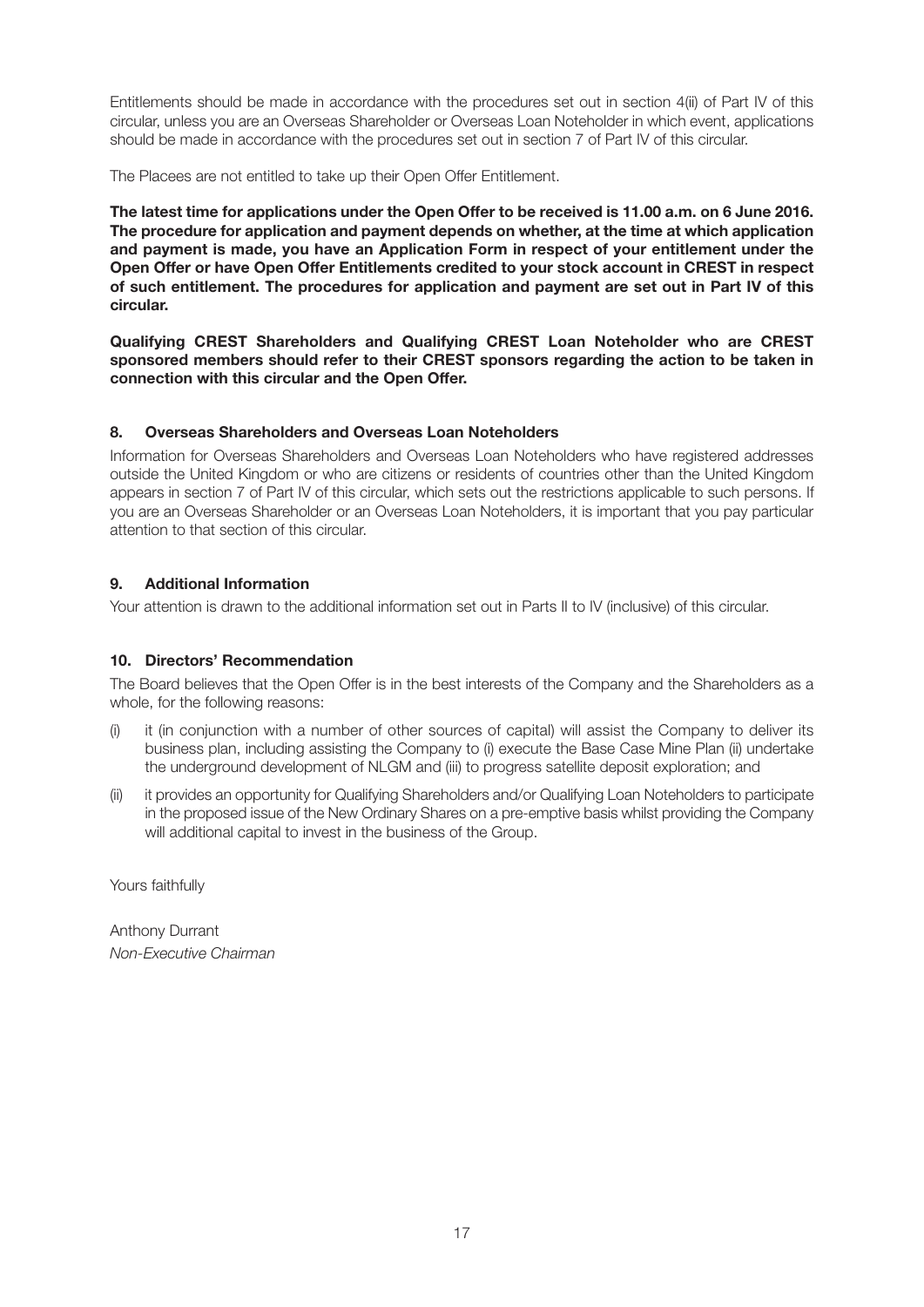Entitlements should be made in accordance with the procedures set out in section 4(ii) of Part IV of this circular, unless you are an Overseas Shareholder or Overseas Loan Noteholder in which event, applications should be made in accordance with the procedures set out in section 7 of Part IV of this circular.

The Placees are not entitled to take up their Open Offer Entitlement.

**The latest time for applications under the Open Offer to be received is 11.00 a.m. on 6 June 2016. The procedure for application and payment depends on whether, at the time at which application and payment is made, you have an Application Form in respect of your entitlement under the Open Offer or have Open Offer Entitlements credited to your stock account in CREST in respect of such entitlement. The procedures for application and payment are set out in Part IV of this circular.**

**Qualifying CREST Shareholders and Qualifying CREST Loan Noteholder who are CREST sponsored members should refer to their CREST sponsors regarding the action to be taken in connection with this circular and the Open Offer.**

### 8. Overseas Shareholders and Overseas Loan Noteholders

Information for Overseas Shareholders and Overseas Loan Noteholders who have registered addresses outside the United Kingdom or who are citizens or residents of countries other than the United Kingdom appears in section 7 of Part IV of this circular, which sets out the restrictions applicable to such persons. If you are an Overseas Shareholder or an Overseas Loan Noteholders, it is important that you pay particular attention to that section of this circular.

### 9. Additional Information

Your attention is drawn to the additional information set out in Parts II to IV (inclusive) of this circular.

### 10. Directors' Recommendation

The Board believes that the Open Offer is in the best interests of the Company and the Shareholders as a whole, for the following reasons:

(i) it (in conjunction with a number of other sources of capital) will assist the Company to deliver its business plan, including assisting the Company to (i) execute the Base Case Mine Plan (ii) undertake the underground development of NLGM and (iii) to progress satellite deposit exploration; and

(ii) it provides an opportunity for Qualifying Shareholders and/or Qualifying Loan Noteholders to participate in the proposed issue of the New Ordinary Shares on a pre-emptive basis whilst providing the Company will additional capital to invest in the business of the Group.

Yours faithfully

Anthony Durrant
*Non-Executive Chairman*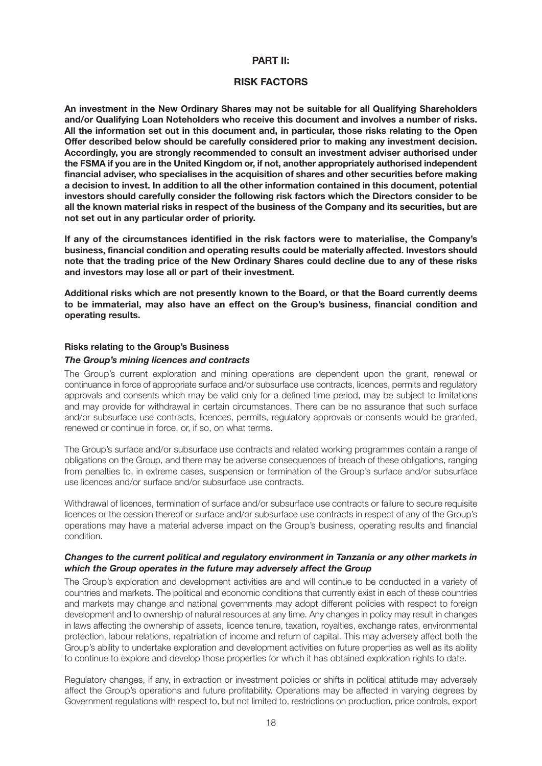## PART II:

## RISK FACTORS

**An investment in the New Ordinary Shares may not be suitable for all Qualifying Shareholders and/or Qualifying Loan Noteholders who receive this document and involves a number of risks. All the information set out in this document and, in particular, those risks relating to the Open Offer described below should be carefully considered prior to making any investment decision. Accordingly, you are strongly recommended to consult an investment adviser authorised under the FSMA if you are in the United Kingdom or, if not, another appropriately authorised independent financial adviser, who specialises in the acquisition of shares and other securities before making a decision to invest. In addition to all the other information contained in this document, potential investors should carefully consider the following risk factors which the Directors consider to be all the known material risks in respect of the business of the Company and its securities, but are not set out in any particular order of priority.**

**If any of the circumstances identified in the risk factors were to materialise, the Company's business, financial condition and operating results could be materially affected. Investors should note that the trading price of the New Ordinary Shares could decline due to any of these risks and investors may lose all or part of their investment.**

**Additional risks which are not presently known to the Board, or that the Board currently deems to be immaterial, may also have an effect on the Group's business, financial condition and operating results.**

### Risks relating to the Group's Business

***The Group's mining licences and contracts***

The Group's current exploration and mining operations are dependent upon the grant, renewal or continuance in force of appropriate surface and/or subsurface use contracts, licences, permits and regulatory approvals and consents which may be valid only for a defined time period, may be subject to limitations and may provide for withdrawal in certain circumstances. There can be no assurance that such surface and/or subsurface use contracts, licences, permits, regulatory approvals or consents would be granted, renewed or continue in force, or, if so, on what terms.

The Group's surface and/or subsurface use contracts and related working programmes contain a range of obligations on the Group, and there may be adverse consequences of breach of these obligations, ranging from penalties to, in extreme cases, suspension or termination of the Group's surface and/or subsurface use licences and/or surface and/or subsurface use contracts.

Withdrawal of licences, termination of surface and/or subsurface use contracts or failure to secure requisite licences or the cession thereof or surface and/or subsurface use contracts in respect of any of the Group's operations may have a material adverse impact on the Group's business, operating results and financial condition.

***Changes to the current political and regulatory environment in Tanzania or any other markets in which the Group operates in the future may adversely affect the Group***

The Group's exploration and development activities are and will continue to be conducted in a variety of countries and markets. The political and economic conditions that currently exist in each of these countries and markets may change and national governments may adopt different policies with respect to foreign development and to ownership of natural resources at any time. Any changes in policy may result in changes in laws affecting the ownership of assets, licence tenure, taxation, royalties, exchange rates, environmental protection, labour relations, repatriation of income and return of capital. This may adversely affect both the Group's ability to undertake exploration and development activities on future properties as well as its ability to continue to explore and develop those properties for which it has obtained exploration rights to date.

Regulatory changes, if any, in extraction or investment policies or shifts in political attitude may adversely affect the Group's operations and future profitability. Operations may be affected in varying degrees by Government regulations with respect to, but not limited to, restrictions on production, price controls, export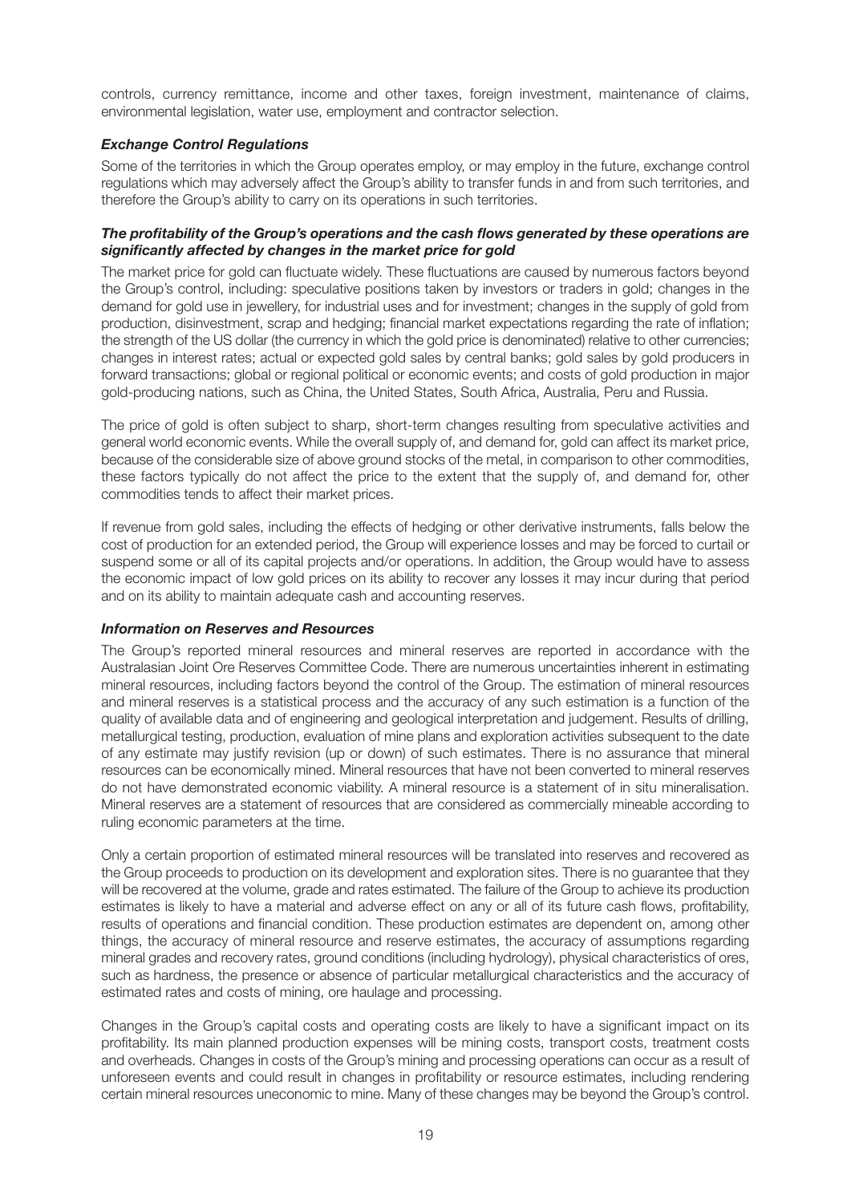controls, currency remittance, income and other taxes, foreign investment, maintenance of claims, environmental legislation, water use, employment and contractor selection.

### *Exchange Control Regulations*

Some of the territories in which the Group operates employ, or may employ in the future, exchange control regulations which may adversely affect the Group's ability to transfer funds in and from such territories, and therefore the Group's ability to carry on its operations in such territories.

### *The profitability of the Group's operations and the cash flows generated by these operations are significantly affected by changes in the market price for gold*

The market price for gold can fluctuate widely. These fluctuations are caused by numerous factors beyond the Group's control, including: speculative positions taken by investors or traders in gold; changes in the demand for gold use in jewellery, for industrial uses and for investment; changes in the supply of gold from production, disinvestment, scrap and hedging; financial market expectations regarding the rate of inflation; the strength of the US dollar (the currency in which the gold price is denominated) relative to other currencies; changes in interest rates; actual or expected gold sales by central banks; gold sales by gold producers in forward transactions; global or regional political or economic events; and costs of gold production in major gold-producing nations, such as China, the United States, South Africa, Australia, Peru and Russia.

The price of gold is often subject to sharp, short-term changes resulting from speculative activities and general world economic events. While the overall supply of, and demand for, gold can affect its market price, because of the considerable size of above ground stocks of the metal, in comparison to other commodities, these factors typically do not affect the price to the extent that the supply of, and demand for, other commodities tends to affect their market prices.

If revenue from gold sales, including the effects of hedging or other derivative instruments, falls below the cost of production for an extended period, the Group will experience losses and may be forced to curtail or suspend some or all of its capital projects and/or operations. In addition, the Group would have to assess the economic impact of low gold prices on its ability to recover any losses it may incur during that period and on its ability to maintain adequate cash and accounting reserves.

### *Information on Reserves and Resources*

The Group's reported mineral resources and mineral reserves are reported in accordance with the Australasian Joint Ore Reserves Committee Code. There are numerous uncertainties inherent in estimating mineral resources, including factors beyond the control of the Group. The estimation of mineral resources and mineral reserves is a statistical process and the accuracy of any such estimation is a function of the quality of available data and of engineering and geological interpretation and judgement. Results of drilling, metallurgical testing, production, evaluation of mine plans and exploration activities subsequent to the date of any estimate may justify revision (up or down) of such estimates. There is no assurance that mineral resources can be economically mined. Mineral resources that have not been converted to mineral reserves do not have demonstrated economic viability. A mineral resource is a statement of in situ mineralisation. Mineral reserves are a statement of resources that are considered as commercially mineable according to ruling economic parameters at the time.

Only a certain proportion of estimated mineral resources will be translated into reserves and recovered as the Group proceeds to production on its development and exploration sites. There is no guarantee that they will be recovered at the volume, grade and rates estimated. The failure of the Group to achieve its production estimates is likely to have a material and adverse effect on any or all of its future cash flows, profitability, results of operations and financial condition. These production estimates are dependent on, among other things, the accuracy of mineral resource and reserve estimates, the accuracy of assumptions regarding mineral grades and recovery rates, ground conditions (including hydrology), physical characteristics of ores, such as hardness, the presence or absence of particular metallurgical characteristics and the accuracy of estimated rates and costs of mining, ore haulage and processing.

Changes in the Group's capital costs and operating costs are likely to have a significant impact on its profitability. Its main planned production expenses will be mining costs, transport costs, treatment costs and overheads. Changes in costs of the Group's mining and processing operations can occur as a result of unforeseen events and could result in changes in profitability or resource estimates, including rendering certain mineral resources uneconomic to mine. Many of these changes may be beyond the Group's control.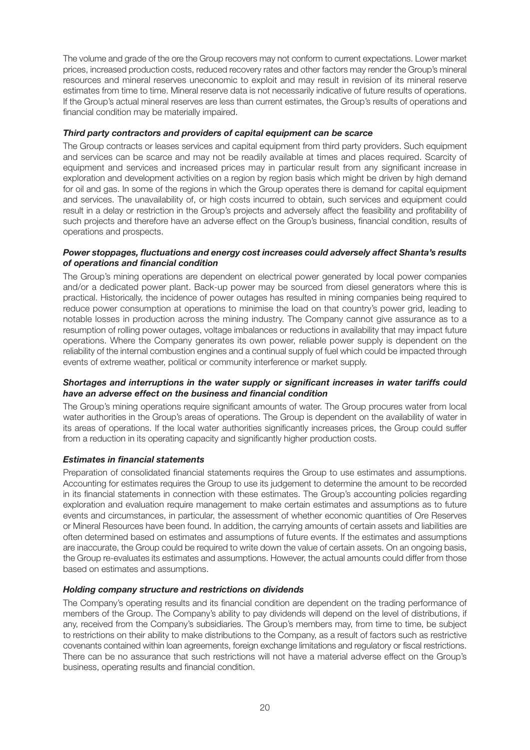The volume and grade of the ore the Group recovers may not conform to current expectations. Lower market prices, increased production costs, reduced recovery rates and other factors may render the Group's mineral resources and mineral reserves uneconomic to exploit and may result in revision of its mineral reserve estimates from time to time. Mineral reserve data is not necessarily indicative of future results of operations. If the Group's actual mineral reserves are less than current estimates, the Group's results of operations and financial condition may be materially impaired.

***Third party contractors and providers of capital equipment can be scarce***

The Group contracts or leases services and capital equipment from third party providers. Such equipment and services can be scarce and may not be readily available at times and places required. Scarcity of equipment and services and increased prices may in particular result from any significant increase in exploration and development activities on a region by region basis which might be driven by high demand for oil and gas. In some of the regions in which the Group operates there is demand for capital equipment and services. The unavailability of, or high costs incurred to obtain, such services and equipment could result in a delay or restriction in the Group's projects and adversely affect the feasibility and profitability of such projects and therefore have an adverse effect on the Group's business, financial condition, results of operations and prospects.

***Power stoppages, fluctuations and energy cost increases could adversely affect Shanta's results of operations and financial condition***

The Group's mining operations are dependent on electrical power generated by local power companies and/or a dedicated power plant. Back-up power may be sourced from diesel generators where this is practical. Historically, the incidence of power outages has resulted in mining companies being required to reduce power consumption at operations to minimise the load on that country's power grid, leading to notable losses in production across the mining industry. The Company cannot give assurance as to a resumption of rolling power outages, voltage imbalances or reductions in availability that may impact future operations. Where the Company generates its own power, reliable power supply is dependent on the reliability of the internal combustion engines and a continual supply of fuel which could be impacted through events of extreme weather, political or community interference or market supply.

***Shortages and interruptions in the water supply or significant increases in water tariffs could have an adverse effect on the business and financial condition***

The Group's mining operations require significant amounts of water. The Group procures water from local water authorities in the Group's areas of operations. The Group is dependent on the availability of water in its areas of operations. If the local water authorities significantly increases prices, the Group could suffer from a reduction in its operating capacity and significantly higher production costs.

***Estimates in financial statements***

Preparation of consolidated financial statements requires the Group to use estimates and assumptions. Accounting for estimates requires the Group to use its judgement to determine the amount to be recorded in its financial statements in connection with these estimates. The Group's accounting policies regarding exploration and evaluation require management to make certain estimates and assumptions as to future events and circumstances, in particular, the assessment of whether economic quantities of Ore Reserves or Mineral Resources have been found. In addition, the carrying amounts of certain assets and liabilities are often determined based on estimates and assumptions of future events. If the estimates and assumptions are inaccurate, the Group could be required to write down the value of certain assets. On an ongoing basis, the Group re-evaluates its estimates and assumptions. However, the actual amounts could differ from those based on estimates and assumptions.

***Holding company structure and restrictions on dividends***

The Company's operating results and its financial condition are dependent on the trading performance of members of the Group. The Company's ability to pay dividends will depend on the level of distributions, if any, received from the Company's subsidiaries. The Group's members may, from time to time, be subject to restrictions on their ability to make distributions to the Company, as a result of factors such as restrictive covenants contained within loan agreements, foreign exchange limitations and regulatory or fiscal restrictions. There can be no assurance that such restrictions will not have a material adverse effect on the Group's business, operating results and financial condition.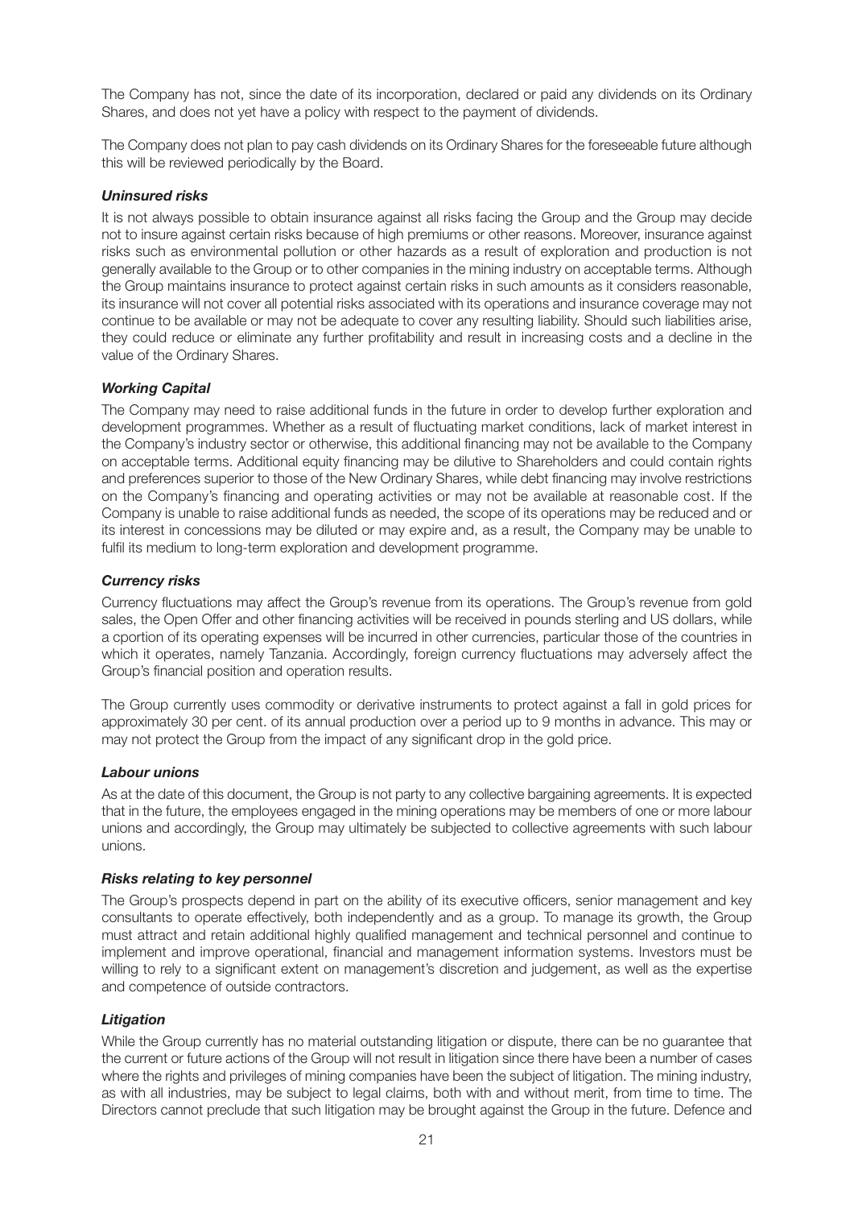The Company has not, since the date of its incorporation, declared or paid any dividends on its Ordinary Shares, and does not yet have a policy with respect to the payment of dividends.

The Company does not plan to pay cash dividends on its Ordinary Shares for the foreseeable future although this will be reviewed periodically by the Board.

### *Uninsured risks*

It is not always possible to obtain insurance against all risks facing the Group and the Group may decide not to insure against certain risks because of high premiums or other reasons. Moreover, insurance against risks such as environmental pollution or other hazards as a result of exploration and production is not generally available to the Group or to other companies in the mining industry on acceptable terms. Although the Group maintains insurance to protect against certain risks in such amounts as it considers reasonable, its insurance will not cover all potential risks associated with its operations and insurance coverage may not continue to be available or may not be adequate to cover any resulting liability. Should such liabilities arise, they could reduce or eliminate any further profitability and result in increasing costs and a decline in the value of the Ordinary Shares.

### *Working Capital*

The Company may need to raise additional funds in the future in order to develop further exploration and development programmes. Whether as a result of fluctuating market conditions, lack of market interest in the Company's industry sector or otherwise, this additional financing may not be available to the Company on acceptable terms. Additional equity financing may be dilutive to Shareholders and could contain rights and preferences superior to those of the New Ordinary Shares, while debt financing may involve restrictions on the Company's financing and operating activities or may not be available at reasonable cost. If the Company is unable to raise additional funds as needed, the scope of its operations may be reduced and or its interest in concessions may be diluted or may expire and, as a result, the Company may be unable to fulfil its medium to long-term exploration and development programme.

### *Currency risks*

Currency fluctuations may affect the Group's revenue from its operations. The Group's revenue from gold sales, the Open Offer and other financing activities will be received in pounds sterling and US dollars, while a cportion of its operating expenses will be incurred in other currencies, particular those of the countries in which it operates, namely Tanzania. Accordingly, foreign currency fluctuations may adversely affect the Group's financial position and operation results.

The Group currently uses commodity or derivative instruments to protect against a fall in gold prices for approximately 30 per cent. of its annual production over a period up to 9 months in advance. This may or may not protect the Group from the impact of any significant drop in the gold price.

### *Labour unions*

As at the date of this document, the Group is not party to any collective bargaining agreements. It is expected that in the future, the employees engaged in the mining operations may be members of one or more labour unions and accordingly, the Group may ultimately be subjected to collective agreements with such labour unions.

### *Risks relating to key personnel*

The Group's prospects depend in part on the ability of its executive officers, senior management and key consultants to operate effectively, both independently and as a group. To manage its growth, the Group must attract and retain additional highly qualified management and technical personnel and continue to implement and improve operational, financial and management information systems. Investors must be willing to rely to a significant extent on management's discretion and judgement, as well as the expertise and competence of outside contractors.

### *Litigation*

While the Group currently has no material outstanding litigation or dispute, there can be no guarantee that the current or future actions of the Group will not result in litigation since there have been a number of cases where the rights and privileges of mining companies have been the subject of litigation. The mining industry, as with all industries, may be subject to legal claims, both with and without merit, from time to time. The Directors cannot preclude that such litigation may be brought against the Group in the future. Defence and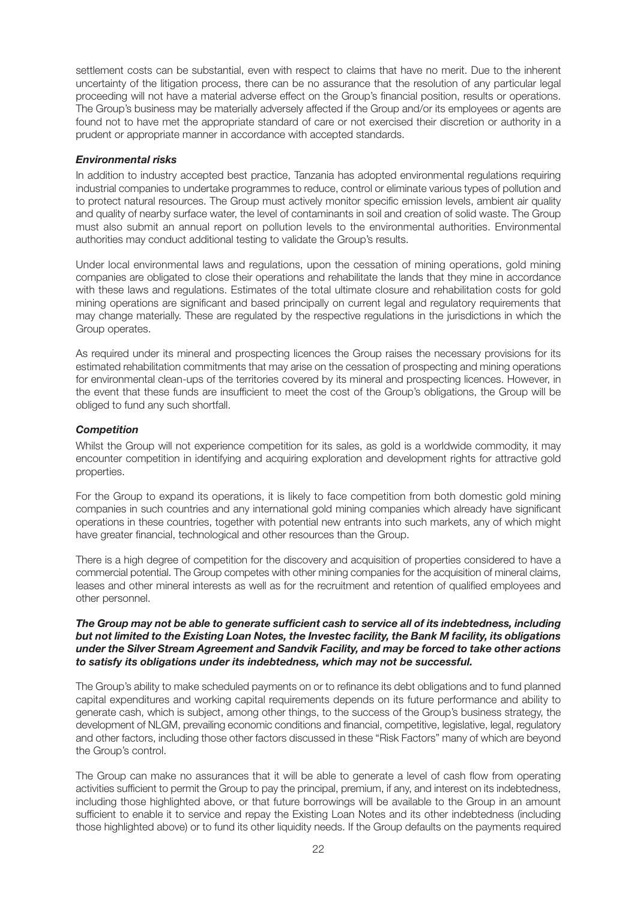settlement costs can be substantial, even with respect to claims that have no merit. Due to the inherent uncertainty of the litigation process, there can be no assurance that the resolution of any particular legal proceeding will not have a material adverse effect on the Group's financial position, results or operations. The Group's business may be materially adversely affected if the Group and/or its employees or agents are found not to have met the appropriate standard of care or not exercised their discretion or authority in a prudent or appropriate manner in accordance with accepted standards.

### *Environmental risks*

In addition to industry accepted best practice, Tanzania has adopted environmental regulations requiring industrial companies to undertake programmes to reduce, control or eliminate various types of pollution and to protect natural resources. The Group must actively monitor specific emission levels, ambient air quality and quality of nearby surface water, the level of contaminants in soil and creation of solid waste. The Group must also submit an annual report on pollution levels to the environmental authorities. Environmental authorities may conduct additional testing to validate the Group's results.

Under local environmental laws and regulations, upon the cessation of mining operations, gold mining companies are obligated to close their operations and rehabilitate the lands that they mine in accordance with these laws and regulations. Estimates of the total ultimate closure and rehabilitation costs for gold mining operations are significant and based principally on current legal and regulatory requirements that may change materially. These are regulated by the respective regulations in the jurisdictions in which the Group operates.

As required under its mineral and prospecting licences the Group raises the necessary provisions for its estimated rehabilitation commitments that may arise on the cessation of prospecting and mining operations for environmental clean-ups of the territories covered by its mineral and prospecting licences. However, in the event that these funds are insufficient to meet the cost of the Group's obligations, the Group will be obliged to fund any such shortfall.

### *Competition*

Whilst the Group will not experience competition for its sales, as gold is a worldwide commodity, it may encounter competition in identifying and acquiring exploration and development rights for attractive gold properties.

For the Group to expand its operations, it is likely to face competition from both domestic gold mining companies in such countries and any international gold mining companies which already have significant operations in these countries, together with potential new entrants into such markets, any of which might have greater financial, technological and other resources than the Group.

There is a high degree of competition for the discovery and acquisition of properties considered to have a commercial potential. The Group competes with other mining companies for the acquisition of mineral claims, leases and other mineral interests as well as for the recruitment and retention of qualified employees and other personnel.

***The Group may not be able to generate sufficient cash to service all of its indebtedness, including but not limited to the Existing Loan Notes, the Investec facility, the Bank M facility, its obligations under the Silver Stream Agreement and Sandvik Facility, and may be forced to take other actions to satisfy its obligations under its indebtedness, which may not be successful.***

The Group's ability to make scheduled payments on or to refinance its debt obligations and to fund planned capital expenditures and working capital requirements depends on its future performance and ability to generate cash, which is subject, among other things, to the success of the Group's business strategy, the development of NLGM, prevailing economic conditions and financial, competitive, legislative, legal, regulatory and other factors, including those other factors discussed in these "Risk Factors" many of which are beyond the Group's control.

The Group can make no assurances that it will be able to generate a level of cash flow from operating activities sufficient to permit the Group to pay the principal, premium, if any, and interest on its indebtedness, including those highlighted above, or that future borrowings will be available to the Group in an amount sufficient to enable it to service and repay the Existing Loan Notes and its other indebtedness (including those highlighted above) or to fund its other liquidity needs. If the Group defaults on the payments required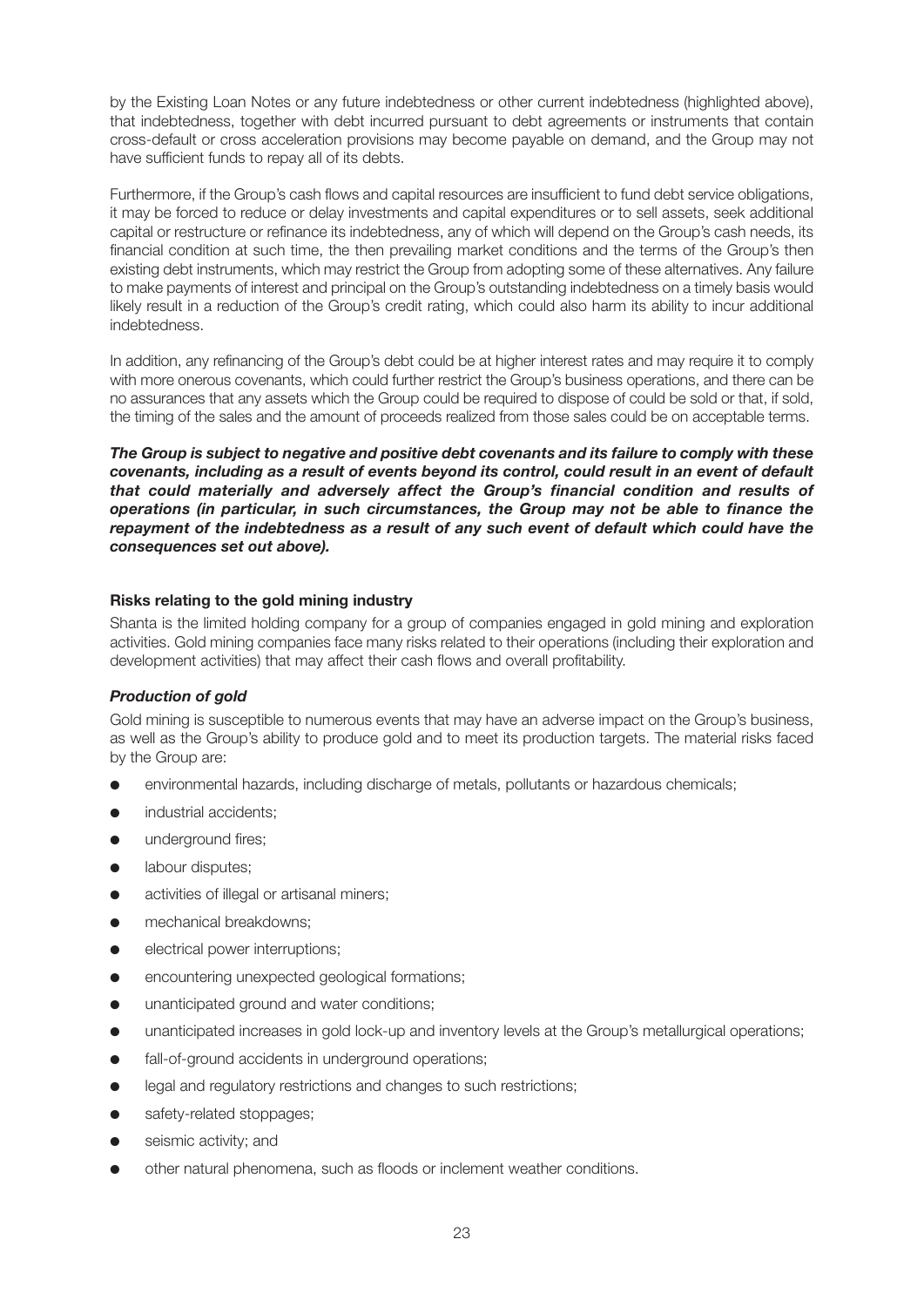by the Existing Loan Notes or any future indebtedness or other current indebtedness (highlighted above), that indebtedness, together with debt incurred pursuant to debt agreements or instruments that contain cross-default or cross acceleration provisions may become payable on demand, and the Group may not have sufficient funds to repay all of its debts.

Furthermore, if the Group's cash flows and capital resources are insufficient to fund debt service obligations, it may be forced to reduce or delay investments and capital expenditures or to sell assets, seek additional capital or restructure or refinance its indebtedness, any of which will depend on the Group's cash needs, its financial condition at such time, the then prevailing market conditions and the terms of the Group's then existing debt instruments, which may restrict the Group from adopting some of these alternatives. Any failure to make payments of interest and principal on the Group's outstanding indebtedness on a timely basis would likely result in a reduction of the Group's credit rating, which could also harm its ability to incur additional indebtedness.

In addition, any refinancing of the Group's debt could be at higher interest rates and may require it to comply with more onerous covenants, which could further restrict the Group's business operations, and there can be no assurances that any assets which the Group could be required to dispose of could be sold or that, if sold, the timing of the sales and the amount of proceeds realized from those sales could be on acceptable terms.

***The Group is subject to negative and positive debt covenants and its failure to comply with these covenants, including as a result of events beyond its control, could result in an event of default that could materially and adversely affect the Group's financial condition and results of operations (in particular, in such circumstances, the Group may not be able to finance the repayment of the indebtedness as a result of any such event of default which could have the consequences set out above).***

**Risks relating to the gold mining industry**

Shanta is the limited holding company for a group of companies engaged in gold mining and exploration activities. Gold mining companies face many risks related to their operations (including their exploration and development activities) that may affect their cash flows and overall profitability.

***Production of gold***

Gold mining is susceptible to numerous events that may have an adverse impact on the Group's business, as well as the Group's ability to produce gold and to meet its production targets. The material risks faced by the Group are:

- environmental hazards, including discharge of metals, pollutants or hazardous chemicals;
- industrial accidents;
- underground fires;
- labour disputes;
- activities of illegal or artisanal miners;
- mechanical breakdowns;
- electrical power interruptions;
- encountering unexpected geological formations;
- unanticipated ground and water conditions;
- unanticipated increases in gold lock-up and inventory levels at the Group's metallurgical operations;
- fall-of-ground accidents in underground operations;
- legal and regulatory restrictions and changes to such restrictions;
- safety-related stoppages;
- seismic activity; and
- other natural phenomena, such as floods or inclement weather conditions.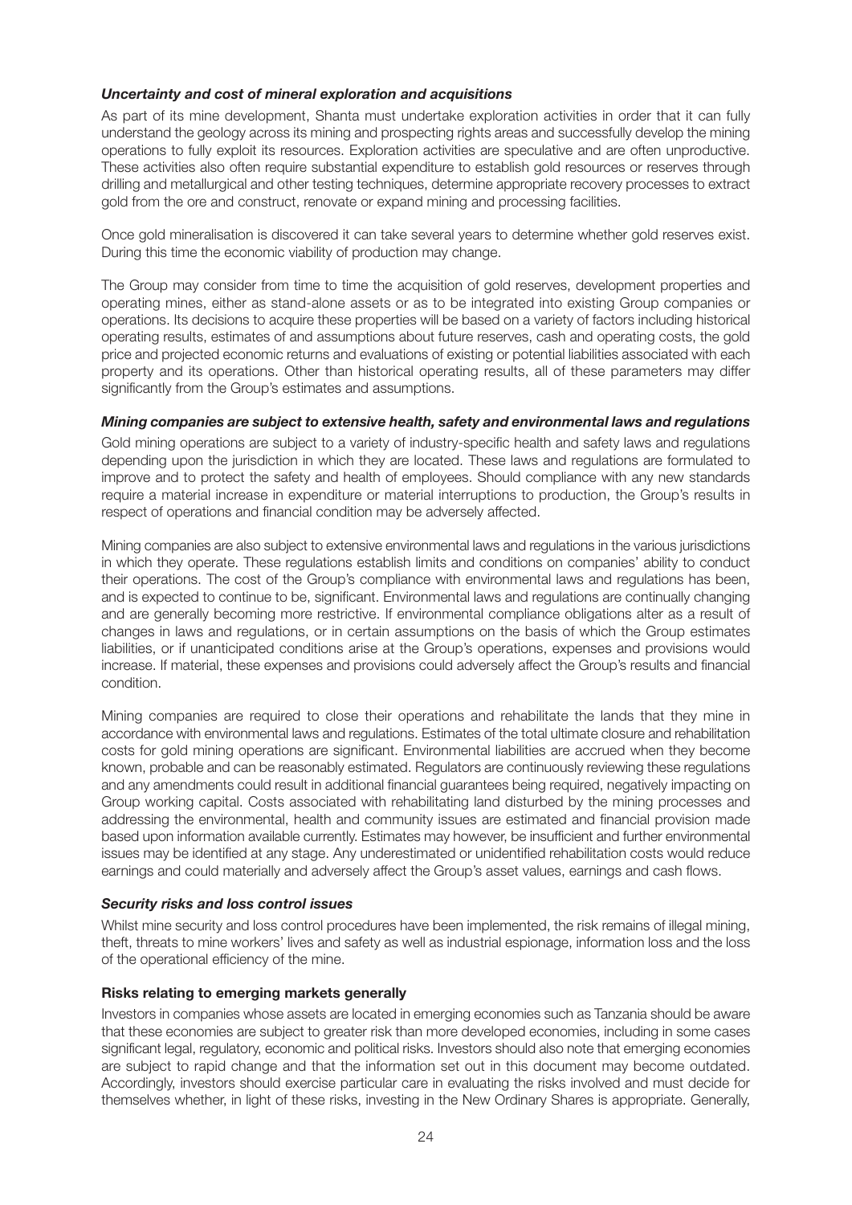***Uncertainty and cost of mineral exploration and acquisitions***

As part of its mine development, Shanta must undertake exploration activities in order that it can fully understand the geology across its mining and prospecting rights areas and successfully develop the mining operations to fully exploit its resources. Exploration activities are speculative and are often unproductive. These activities also often require substantial expenditure to establish gold resources or reserves through drilling and metallurgical and other testing techniques, determine appropriate recovery processes to extract gold from the ore and construct, renovate or expand mining and processing facilities.

Once gold mineralisation is discovered it can take several years to determine whether gold reserves exist. During this time the economic viability of production may change.

The Group may consider from time to time the acquisition of gold reserves, development properties and operating mines, either as stand-alone assets or as to be integrated into existing Group companies or operations. Its decisions to acquire these properties will be based on a variety of factors including historical operating results, estimates of and assumptions about future reserves, cash and operating costs, the gold price and projected economic returns and evaluations of existing or potential liabilities associated with each property and its operations. Other than historical operating results, all of these parameters may differ significantly from the Group's estimates and assumptions.

***Mining companies are subject to extensive health, safety and environmental laws and regulations***

Gold mining operations are subject to a variety of industry-specific health and safety laws and regulations depending upon the jurisdiction in which they are located. These laws and regulations are formulated to improve and to protect the safety and health of employees. Should compliance with any new standards require a material increase in expenditure or material interruptions to production, the Group's results in respect of operations and financial condition may be adversely affected.

Mining companies are also subject to extensive environmental laws and regulations in the various jurisdictions in which they operate. These regulations establish limits and conditions on companies' ability to conduct their operations. The cost of the Group's compliance with environmental laws and regulations has been, and is expected to continue to be, significant. Environmental laws and regulations are continually changing and are generally becoming more restrictive. If environmental compliance obligations alter as a result of changes in laws and regulations, or in certain assumptions on the basis of which the Group estimates liabilities, or if unanticipated conditions arise at the Group's operations, expenses and provisions would increase. If material, these expenses and provisions could adversely affect the Group's results and financial condition.

Mining companies are required to close their operations and rehabilitate the lands that they mine in accordance with environmental laws and regulations. Estimates of the total ultimate closure and rehabilitation costs for gold mining operations are significant. Environmental liabilities are accrued when they become known, probable and can be reasonably estimated. Regulators are continuously reviewing these regulations and any amendments could result in additional financial guarantees being required, negatively impacting on Group working capital. Costs associated with rehabilitating land disturbed by the mining processes and addressing the environmental, health and community issues are estimated and financial provision made based upon information available currently. Estimates may however, be insufficient and further environmental issues may be identified at any stage. Any underestimated or unidentified rehabilitation costs would reduce earnings and could materially and adversely affect the Group's asset values, earnings and cash flows.

***Security risks and loss control issues***

Whilst mine security and loss control procedures have been implemented, the risk remains of illegal mining, theft, threats to mine workers' lives and safety as well as industrial espionage, information loss and the loss of the operational efficiency of the mine.

**Risks relating to emerging markets generally**

Investors in companies whose assets are located in emerging economies such as Tanzania should be aware that these economies are subject to greater risk than more developed economies, including in some cases significant legal, regulatory, economic and political risks. Investors should also note that emerging economies are subject to rapid change and that the information set out in this document may become outdated. Accordingly, investors should exercise particular care in evaluating the risks involved and must decide for themselves whether, in light of these risks, investing in the New Ordinary Shares is appropriate. Generally,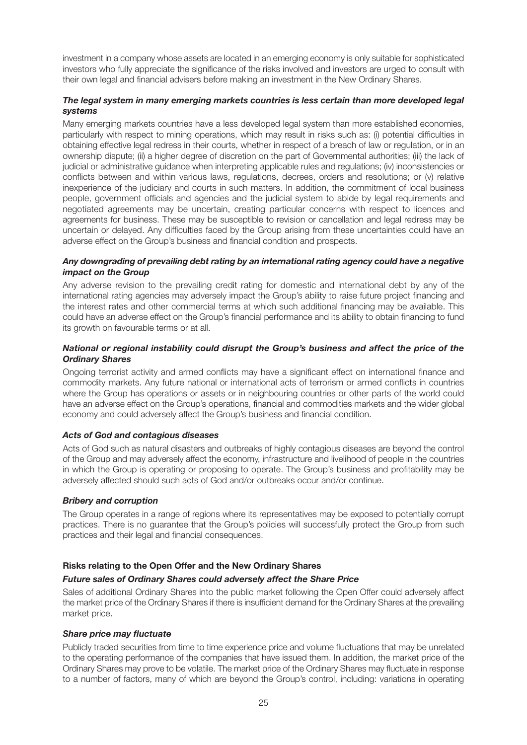investment in a company whose assets are located in an emerging economy is only suitable for sophisticated investors who fully appreciate the significance of the risks involved and investors are urged to consult with their own legal and financial advisers before making an investment in the New Ordinary Shares.

***The legal system in many emerging markets countries is less certain than more developed legal systems***

Many emerging markets countries have a less developed legal system than more established economies, particularly with respect to mining operations, which may result in risks such as: (i) potential difficulties in obtaining effective legal redress in their courts, whether in respect of a breach of law or regulation, or in an ownership dispute; (ii) a higher degree of discretion on the part of Governmental authorities; (iii) the lack of judicial or administrative guidance when interpreting applicable rules and regulations; (iv) inconsistencies or conflicts between and within various laws, regulations, decrees, orders and resolutions; or (v) relative inexperience of the judiciary and courts in such matters. In addition, the commitment of local business people, government officials and agencies and the judicial system to abide by legal requirements and negotiated agreements may be uncertain, creating particular concerns with respect to licences and agreements for business. These may be susceptible to revision or cancellation and legal redress may be uncertain or delayed. Any difficulties faced by the Group arising from these uncertainties could have an adverse effect on the Group's business and financial condition and prospects.

***Any downgrading of prevailing debt rating by an international rating agency could have a negative impact on the Group***

Any adverse revision to the prevailing credit rating for domestic and international debt by any of the international rating agencies may adversely impact the Group's ability to raise future project financing and the interest rates and other commercial terms at which such additional financing may be available. This could have an adverse effect on the Group's financial performance and its ability to obtain financing to fund its growth on favourable terms or at all.

***National or regional instability could disrupt the Group's business and affect the price of the Ordinary Shares***

Ongoing terrorist activity and armed conflicts may have a significant effect on international finance and commodity markets. Any future national or international acts of terrorism or armed conflicts in countries where the Group has operations or assets or in neighbouring countries or other parts of the world could have an adverse effect on the Group's operations, financial and commodities markets and the wider global economy and could adversely affect the Group's business and financial condition.

***Acts of God and contagious diseases***

Acts of God such as natural disasters and outbreaks of highly contagious diseases are beyond the control of the Group and may adversely affect the economy, infrastructure and livelihood of people in the countries in which the Group is operating or proposing to operate. The Group's business and profitability may be adversely affected should such acts of God and/or outbreaks occur and/or continue.

***Bribery and corruption***

The Group operates in a range of regions where its representatives may be exposed to potentially corrupt practices. There is no guarantee that the Group's policies will successfully protect the Group from such practices and their legal and financial consequences.

**Risks relating to the Open Offer and the New Ordinary Shares**

***Future sales of Ordinary Shares could adversely affect the Share Price***

Sales of additional Ordinary Shares into the public market following the Open Offer could adversely affect the market price of the Ordinary Shares if there is insufficient demand for the Ordinary Shares at the prevailing market price.

***Share price may fluctuate***

Publicly traded securities from time to time experience price and volume fluctuations that may be unrelated to the operating performance of the companies that have issued them. In addition, the market price of the Ordinary Shares may prove to be volatile. The market price of the Ordinary Shares may fluctuate in response to a number of factors, many of which are beyond the Group's control, including: variations in operating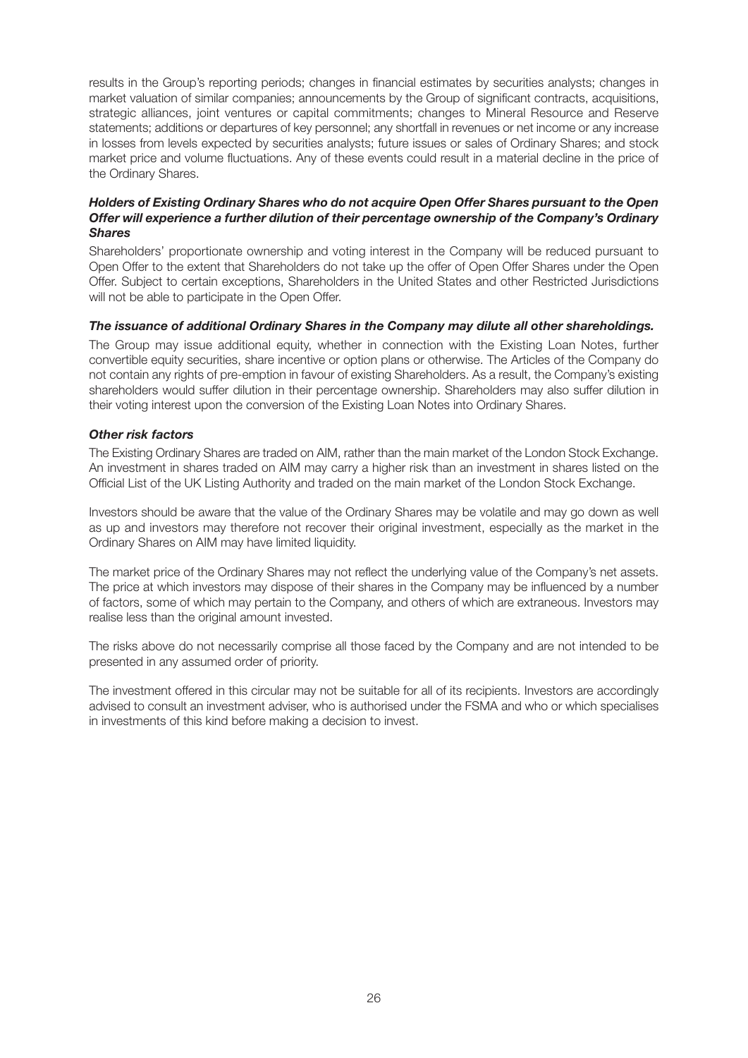results in the Group's reporting periods; changes in financial estimates by securities analysts; changes in market valuation of similar companies; announcements by the Group of significant contracts, acquisitions, strategic alliances, joint ventures or capital commitments; changes to Mineral Resource and Reserve statements; additions or departures of key personnel; any shortfall in revenues or net income or any increase in losses from levels expected by securities analysts; future issues or sales of Ordinary Shares; and stock market price and volume fluctuations. Any of these events could result in a material decline in the price of the Ordinary Shares.

***Holders of Existing Ordinary Shares who do not acquire Open Offer Shares pursuant to the Open Offer will experience a further dilution of their percentage ownership of the Company's Ordinary Shares***

Shareholders' proportionate ownership and voting interest in the Company will be reduced pursuant to Open Offer to the extent that Shareholders do not take up the offer of Open Offer Shares under the Open Offer. Subject to certain exceptions, Shareholders in the United States and other Restricted Jurisdictions will not be able to participate in the Open Offer.

***The issuance of additional Ordinary Shares in the Company may dilute all other shareholdings.***

The Group may issue additional equity, whether in connection with the Existing Loan Notes, further convertible equity securities, share incentive or option plans or otherwise. The Articles of the Company do not contain any rights of pre-emption in favour of existing Shareholders. As a result, the Company's existing shareholders would suffer dilution in their percentage ownership. Shareholders may also suffer dilution in their voting interest upon the conversion of the Existing Loan Notes into Ordinary Shares.

***Other risk factors***

The Existing Ordinary Shares are traded on AIM, rather than the main market of the London Stock Exchange. An investment in shares traded on AIM may carry a higher risk than an investment in shares listed on the Official List of the UK Listing Authority and traded on the main market of the London Stock Exchange.

Investors should be aware that the value of the Ordinary Shares may be volatile and may go down as well as up and investors may therefore not recover their original investment, especially as the market in the Ordinary Shares on AIM may have limited liquidity.

The market price of the Ordinary Shares may not reflect the underlying value of the Company's net assets. The price at which investors may dispose of their shares in the Company may be influenced by a number of factors, some of which may pertain to the Company, and others of which are extraneous. Investors may realise less than the original amount invested.

The risks above do not necessarily comprise all those faced by the Company and are not intended to be presented in any assumed order of priority.

The investment offered in this circular may not be suitable for all of its recipients. Investors are accordingly advised to consult an investment adviser, who is authorised under the FSMA and who or which specialises in investments of this kind before making a decision to invest.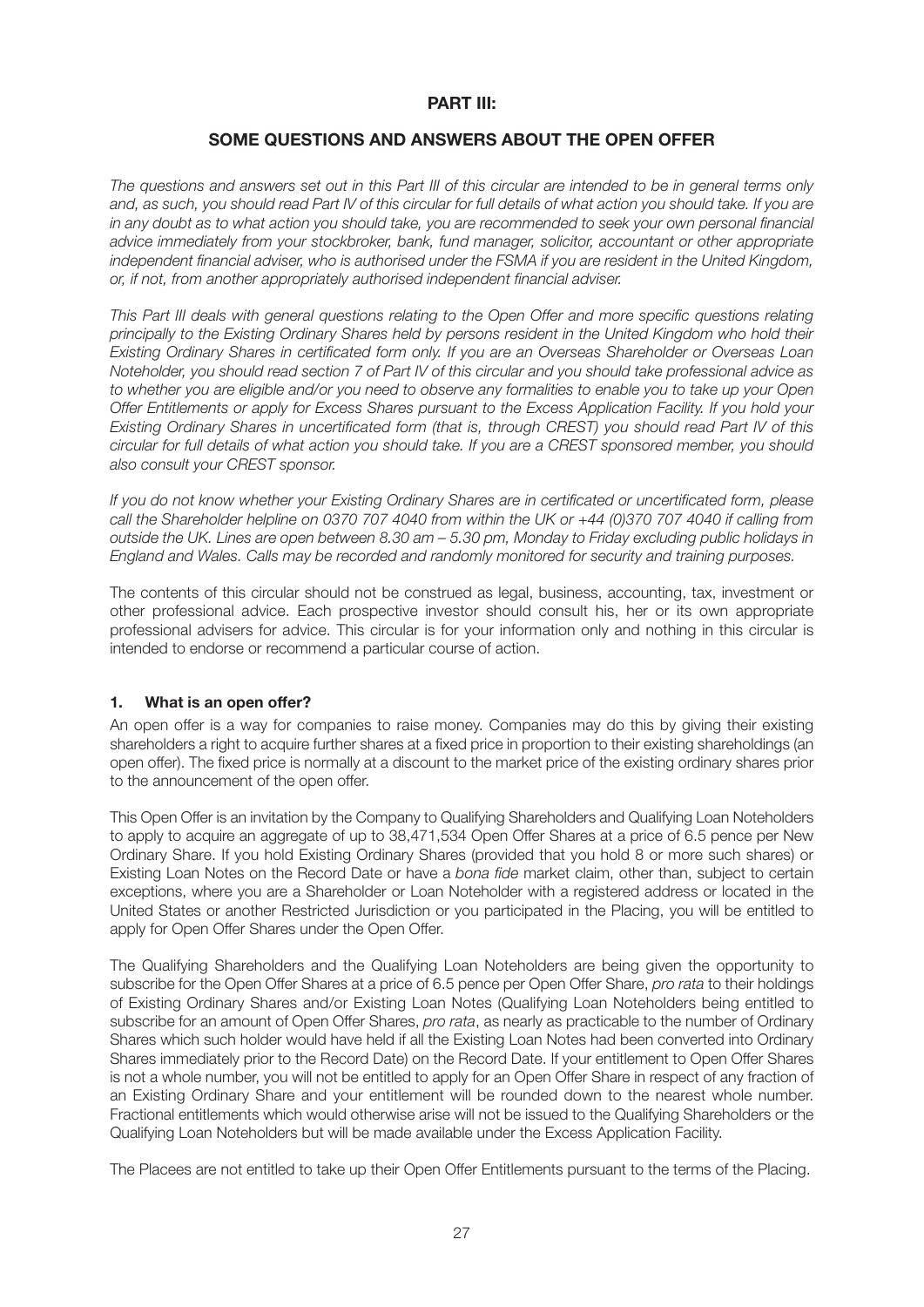# PART III:

## SOME QUESTIONS AND ANSWERS ABOUT THE OPEN OFFER

*The questions and answers set out in this Part III of this circular are intended to be in general terms only and, as such, you should read Part IV of this circular for full details of what action you should take. If you are in any doubt as to what action you should take, you are recommended to seek your own personal financial advice immediately from your stockbroker, bank, fund manager, solicitor, accountant or other appropriate independent financial adviser, who is authorised under the FSMA if you are resident in the United Kingdom, or, if not, from another appropriately authorised independent financial adviser.*

*This Part III deals with general questions relating to the Open Offer and more specific questions relating principally to the Existing Ordinary Shares held by persons resident in the United Kingdom who hold their Existing Ordinary Shares in certificated form only. If you are an Overseas Shareholder or Overseas Loan Noteholder, you should read section 7 of Part IV of this circular and you should take professional advice as to whether you are eligible and/or you need to observe any formalities to enable you to take up your Open Offer Entitlements or apply for Excess Shares pursuant to the Excess Application Facility. If you hold your Existing Ordinary Shares in uncertificated form (that is, through CREST) you should read Part IV of this circular for full details of what action you should take. If you are a CREST sponsored member, you should also consult your CREST sponsor.*

*If you do not know whether your Existing Ordinary Shares are in certificated or uncertificated form, please call the Shareholder helpline on 0370 707 4040 from within the UK or +44 (0)370 707 4040 if calling from outside the UK. Lines are open between 8.30 am – 5.30 pm, Monday to Friday excluding public holidays in England and Wales. Calls may be recorded and randomly monitored for security and training purposes.*

The contents of this circular should not be construed as legal, business, accounting, tax, investment or other professional advice. Each prospective investor should consult his, her or its own appropriate professional advisers for advice. This circular is for your information only and nothing in this circular is intended to endorse or recommend a particular course of action.

### 1. What is an open offer?

An open offer is a way for companies to raise money. Companies may do this by giving their existing shareholders a right to acquire further shares at a fixed price in proportion to their existing shareholdings (an open offer). The fixed price is normally at a discount to the market price of the existing ordinary shares prior to the announcement of the open offer.

This Open Offer is an invitation by the Company to Qualifying Shareholders and Qualifying Loan Noteholders to apply to acquire an aggregate of up to 38,471,534 Open Offer Shares at a price of 6.5 pence per New Ordinary Share. If you hold Existing Ordinary Shares (provided that you hold 8 or more such shares) or Existing Loan Notes on the Record Date or have a *bona fide* market claim, other than, subject to certain exceptions, where you are a Shareholder or Loan Noteholder with a registered address or located in the United States or another Restricted Jurisdiction or you participated in the Placing, you will be entitled to apply for Open Offer Shares under the Open Offer.

The Qualifying Shareholders and the Qualifying Loan Noteholders are being given the opportunity to subscribe for the Open Offer Shares at a price of 6.5 pence per Open Offer Share, *pro rata* to their holdings of Existing Ordinary Shares and/or Existing Loan Notes (Qualifying Loan Noteholders being entitled to subscribe for an amount of Open Offer Shares, *pro rata*, as nearly as practicable to the number of Ordinary Shares which such holder would have held if all the Existing Loan Notes had been converted into Ordinary Shares immediately prior to the Record Date) on the Record Date. If your entitlement to Open Offer Shares is not a whole number, you will not be entitled to apply for an Open Offer Share in respect of any fraction of an Existing Ordinary Share and your entitlement will be rounded down to the nearest whole number. Fractional entitlements which would otherwise arise will not be issued to the Qualifying Shareholders or the Qualifying Loan Noteholders but will be made available under the Excess Application Facility.

The Placees are not entitled to take up their Open Offer Entitlements pursuant to the terms of the Placing.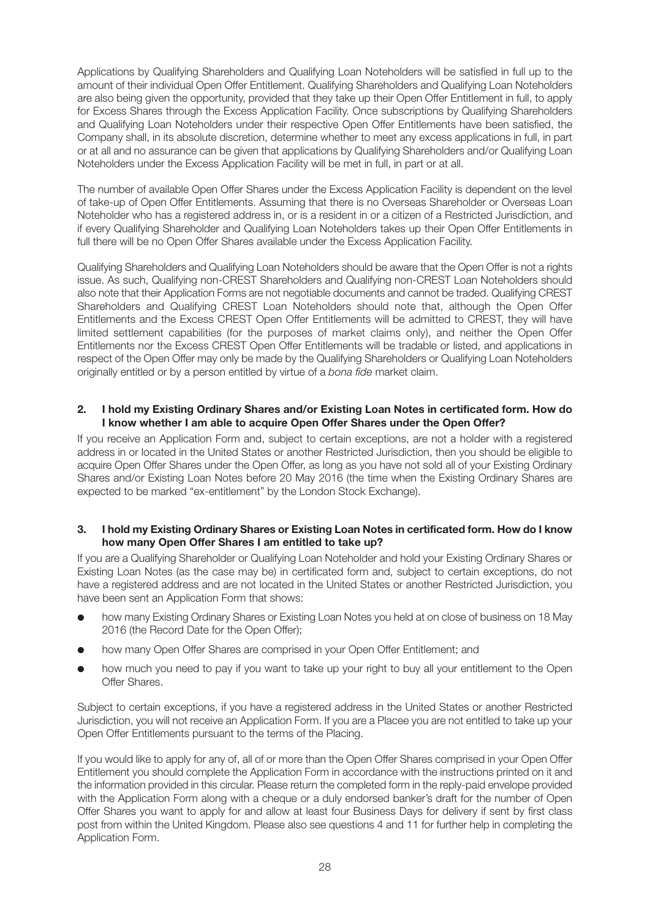Applications by Qualifying Shareholders and Qualifying Loan Noteholders will be satisfied in full up to the amount of their individual Open Offer Entitlement. Qualifying Shareholders and Qualifying Loan Noteholders are also being given the opportunity, provided that they take up their Open Offer Entitlement in full, to apply for Excess Shares through the Excess Application Facility. Once subscriptions by Qualifying Shareholders and Qualifying Loan Noteholders under their respective Open Offer Entitlements have been satisfied, the Company shall, in its absolute discretion, determine whether to meet any excess applications in full, in part or at all and no assurance can be given that applications by Qualifying Shareholders and/or Qualifying Loan Noteholders under the Excess Application Facility will be met in full, in part or at all.

The number of available Open Offer Shares under the Excess Application Facility is dependent on the level of take-up of Open Offer Entitlements. Assuming that there is no Overseas Shareholder or Overseas Loan Noteholder who has a registered address in, or is a resident in or a citizen of a Restricted Jurisdiction, and if every Qualifying Shareholder and Qualifying Loan Noteholders takes up their Open Offer Entitlements in full there will be no Open Offer Shares available under the Excess Application Facility.

Qualifying Shareholders and Qualifying Loan Noteholders should be aware that the Open Offer is not a rights issue. As such, Qualifying non-CREST Shareholders and Qualifying non-CREST Loan Noteholders should also note that their Application Forms are not negotiable documents and cannot be traded. Qualifying CREST Shareholders and Qualifying CREST Loan Noteholders should note that, although the Open Offer Entitlements and the Excess CREST Open Offer Entitlements will be admitted to CREST, they will have limited settlement capabilities (for the purposes of market claims only), and neither the Open Offer Entitlements nor the Excess CREST Open Offer Entitlements will be tradable or listed, and applications in respect of the Open Offer may only be made by the Qualifying Shareholders or Qualifying Loan Noteholders originally entitled or by a person entitled by virtue of a *bona fide* market claim.

**2. I hold my Existing Ordinary Shares and/or Existing Loan Notes in certificated form. How do I know whether I am able to acquire Open Offer Shares under the Open Offer?**

If you receive an Application Form and, subject to certain exceptions, are not a holder with a registered address in or located in the United States or another Restricted Jurisdiction, then you should be eligible to acquire Open Offer Shares under the Open Offer, as long as you have not sold all of your Existing Ordinary Shares and/or Existing Loan Notes before 20 May 2016 (the time when the Existing Ordinary Shares are expected to be marked "ex-entitlement" by the London Stock Exchange).

**3. I hold my Existing Ordinary Shares or Existing Loan Notes in certificated form. How do I know how many Open Offer Shares I am entitled to take up?**

If you are a Qualifying Shareholder or Qualifying Loan Noteholder and hold your Existing Ordinary Shares or Existing Loan Notes (as the case may be) in certificated form and, subject to certain exceptions, do not have a registered address and are not located in the United States or another Restricted Jurisdiction, you have been sent an Application Form that shows:

- how many Existing Ordinary Shares or Existing Loan Notes you held at on close of business on 18 May 2016 (the Record Date for the Open Offer);
- how many Open Offer Shares are comprised in your Open Offer Entitlement; and
- how much you need to pay if you want to take up your right to buy all your entitlement to the Open Offer Shares.

Subject to certain exceptions, if you have a registered address in the United States or another Restricted Jurisdiction, you will not receive an Application Form. If you are a Placee you are not entitled to take up your Open Offer Entitlements pursuant to the terms of the Placing.

If you would like to apply for any of, all of or more than the Open Offer Shares comprised in your Open Offer Entitlement you should complete the Application Form in accordance with the instructions printed on it and the information provided in this circular. Please return the completed form in the reply-paid envelope provided with the Application Form along with a cheque or a duly endorsed banker's draft for the number of Open Offer Shares you want to apply for and allow at least four Business Days for delivery if sent by first class post from within the United Kingdom. Please also see questions 4 and 11 for further help in completing the Application Form.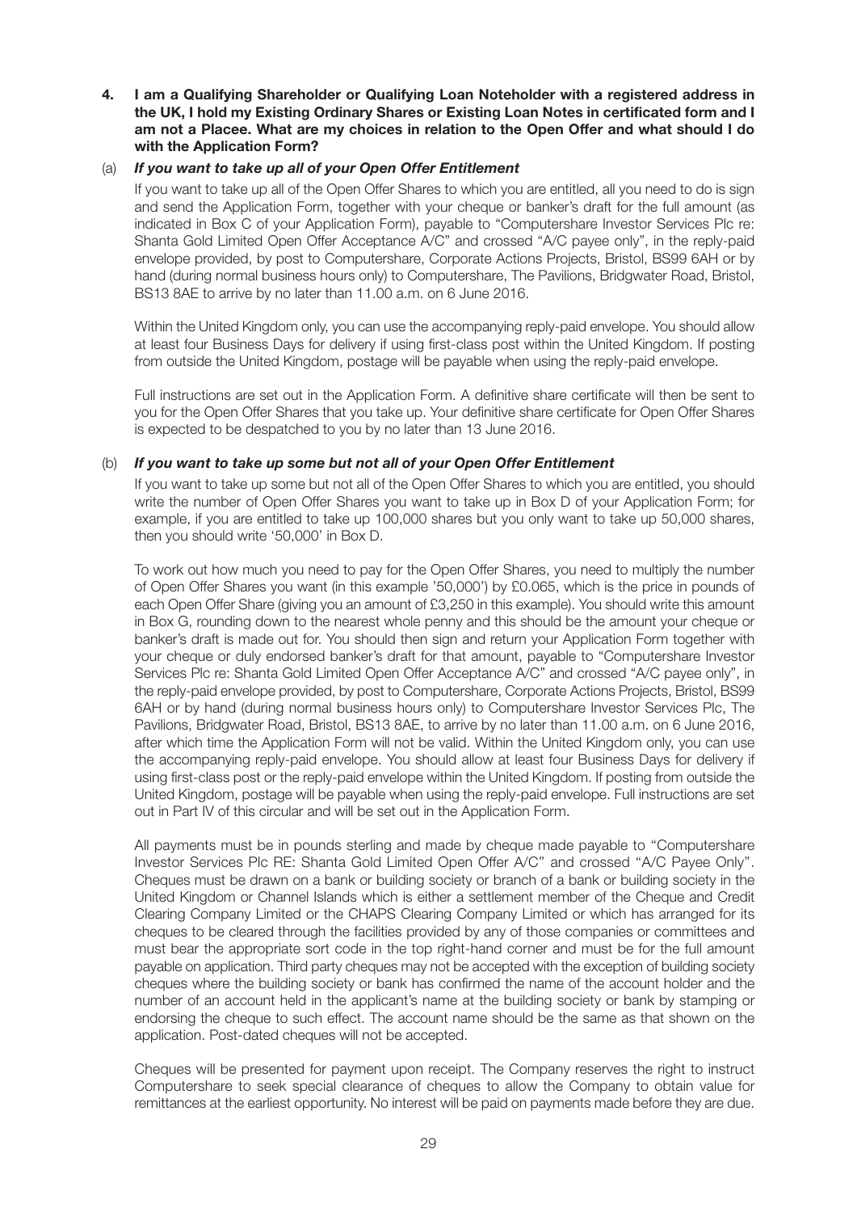**4. I am a Qualifying Shareholder or Qualifying Loan Noteholder with a registered address in the UK, I hold my Existing Ordinary Shares or Existing Loan Notes in certificated form and I am not a Placee. What are my choices in relation to the Open Offer and what should I do with the Application Form?**

(a) ***If you want to take up all of your Open Offer Entitlement***

If you want to take up all of the Open Offer Shares to which you are entitled, all you need to do is sign and send the Application Form, together with your cheque or banker's draft for the full amount (as indicated in Box C of your Application Form), payable to "Computershare Investor Services Plc re: Shanta Gold Limited Open Offer Acceptance A/C" and crossed "A/C payee only", in the reply-paid envelope provided, by post to Computershare, Corporate Actions Projects, Bristol, BS99 6AH or by hand (during normal business hours only) to Computershare, The Pavilions, Bridgwater Road, Bristol, BS13 8AE to arrive by no later than 11.00 a.m. on 6 June 2016.

Within the United Kingdom only, you can use the accompanying reply-paid envelope. You should allow at least four Business Days for delivery if using first-class post within the United Kingdom. If posting from outside the United Kingdom, postage will be payable when using the reply-paid envelope.

Full instructions are set out in the Application Form. A definitive share certificate will then be sent to you for the Open Offer Shares that you take up. Your definitive share certificate for Open Offer Shares is expected to be despatched to you by no later than 13 June 2016.

(b) ***If you want to take up some but not all of your Open Offer Entitlement***

If you want to take up some but not all of the Open Offer Shares to which you are entitled, you should write the number of Open Offer Shares you want to take up in Box D of your Application Form; for example, if you are entitled to take up 100,000 shares but you only want to take up 50,000 shares, then you should write '50,000' in Box D.

To work out how much you need to pay for the Open Offer Shares, you need to multiply the number of Open Offer Shares you want (in this example '50,000') by £0.065, which is the price in pounds of each Open Offer Share (giving you an amount of £3,250 in this example). You should write this amount in Box G, rounding down to the nearest whole penny and this should be the amount your cheque or banker's draft is made out for. You should then sign and return your Application Form together with your cheque or duly endorsed banker's draft for that amount, payable to "Computershare Investor Services Plc re: Shanta Gold Limited Open Offer Acceptance A/C" and crossed "A/C payee only", in the reply-paid envelope provided, by post to Computershare, Corporate Actions Projects, Bristol, BS99 6AH or by hand (during normal business hours only) to Computershare Investor Services Plc, The Pavilions, Bridgwater Road, Bristol, BS13 8AE, to arrive by no later than 11.00 a.m. on 6 June 2016, after which time the Application Form will not be valid. Within the United Kingdom only, you can use the accompanying reply-paid envelope. You should allow at least four Business Days for delivery if using first-class post or the reply-paid envelope within the United Kingdom. If posting from outside the United Kingdom, postage will be payable when using the reply-paid envelope. Full instructions are set out in Part IV of this circular and will be set out in the Application Form.

All payments must be in pounds sterling and made by cheque made payable to "Computershare Investor Services Plc RE: Shanta Gold Limited Open Offer A/C" and crossed "A/C Payee Only". Cheques must be drawn on a bank or building society or branch of a bank or building society in the United Kingdom or Channel Islands which is either a settlement member of the Cheque and Credit Clearing Company Limited or the CHAPS Clearing Company Limited or which has arranged for its cheques to be cleared through the facilities provided by any of those companies or committees and must bear the appropriate sort code in the top right-hand corner and must be for the full amount payable on application. Third party cheques may not be accepted with the exception of building society cheques where the building society or bank has confirmed the name of the account holder and the number of an account held in the applicant's name at the building society or bank by stamping or endorsing the cheque to such effect. The account name should be the same as that shown on the application. Post-dated cheques will not be accepted.

Cheques will be presented for payment upon receipt. The Company reserves the right to instruct Computershare to seek special clearance of cheques to allow the Company to obtain value for remittances at the earliest opportunity. No interest will be paid on payments made before they are due.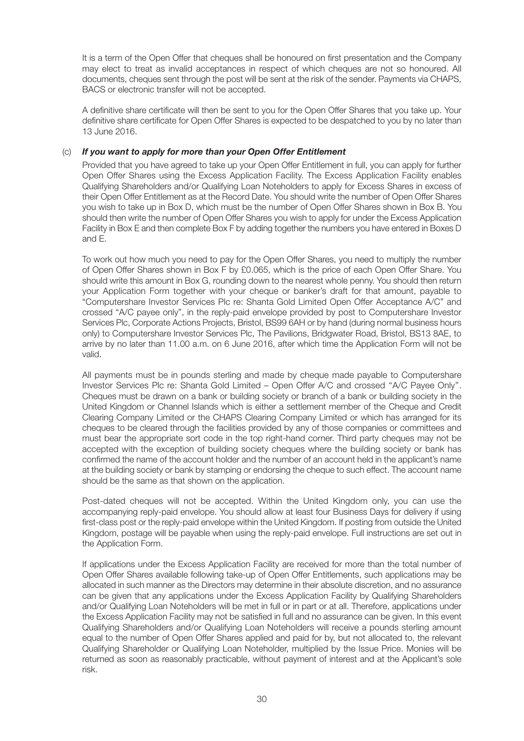It is a term of the Open Offer that cheques shall be honoured on first presentation and the Company may elect to treat as invalid acceptances in respect of which cheques are not so honoured. All documents, cheques sent through the post will be sent at the risk of the sender. Payments via CHAPS, BACS or electronic transfer will not be accepted.

A definitive share certificate will then be sent to you for the Open Offer Shares that you take up. Your definitive share certificate for Open Offer Shares is expected to be despatched to you by no later than 13 June 2016.

(c) ***If you want to apply for more than your Open Offer Entitlement***

Provided that you have agreed to take up your Open Offer Entitlement in full, you can apply for further Open Offer Shares using the Excess Application Facility. The Excess Application Facility enables Qualifying Shareholders and/or Qualifying Loan Noteholders to apply for Excess Shares in excess of their Open Offer Entitlement as at the Record Date. You should write the number of Open Offer Shares you wish to take up in Box D, which must be the number of Open Offer Shares shown in Box B. You should then write the number of Open Offer Shares you wish to apply for under the Excess Application Facility in Box E and then complete Box F by adding together the numbers you have entered in Boxes D and E.

To work out how much you need to pay for the Open Offer Shares, you need to multiply the number of Open Offer Shares shown in Box F by £0.065, which is the price of each Open Offer Share. You should write this amount in Box G, rounding down to the nearest whole penny. You should then return your Application Form together with your cheque or banker's draft for that amount, payable to "Computershare Investor Services Plc re: Shanta Gold Limited Open Offer Acceptance A/C" and crossed "A/C payee only", in the reply-paid envelope provided by post to Computershare Investor Services Plc, Corporate Actions Projects, Bristol, BS99 6AH or by hand (during normal business hours only) to Computershare Investor Services Plc, The Pavilions, Bridgwater Road, Bristol, BS13 8AE, to arrive by no later than 11.00 a.m. on 6 June 2016, after which time the Application Form will not be valid.

All payments must be in pounds sterling and made by cheque made payable to Computershare Investor Services Plc re: Shanta Gold Limited – Open Offer A/C and crossed "A/C Payee Only". Cheques must be drawn on a bank or building society or branch of a bank or building society in the United Kingdom or Channel Islands which is either a settlement member of the Cheque and Credit Clearing Company Limited or the CHAPS Clearing Company Limited or which has arranged for its cheques to be cleared through the facilities provided by any of those companies or committees and must bear the appropriate sort code in the top right-hand corner. Third party cheques may not be accepted with the exception of building society cheques where the building society or bank has confirmed the name of the account holder and the number of an account held in the applicant's name at the building society or bank by stamping or endorsing the cheque to such effect. The account name should be the same as that shown on the application.

Post-dated cheques will not be accepted. Within the United Kingdom only, you can use the accompanying reply-paid envelope. You should allow at least four Business Days for delivery if using first-class post or the reply-paid envelope within the United Kingdom. If posting from outside the United Kingdom, postage will be payable when using the reply-paid envelope. Full instructions are set out in the Application Form.

If applications under the Excess Application Facility are received for more than the total number of Open Offer Shares available following take-up of Open Offer Entitlements, such applications may be allocated in such manner as the Directors may determine in their absolute discretion, and no assurance can be given that any applications under the Excess Application Facility by Qualifying Shareholders and/or Qualifying Loan Noteholders will be met in full or in part or at all. Therefore, applications under the Excess Application Facility may not be satisfied in full and no assurance can be given. In this event Qualifying Shareholders and/or Qualifying Loan Noteholders will receive a pounds sterling amount equal to the number of Open Offer Shares applied and paid for by, but not allocated to, the relevant Qualifying Shareholder or Qualifying Loan Noteholder, multiplied by the Issue Price. Monies will be returned as soon as reasonably practicable, without payment of interest and at the Applicant's sole risk.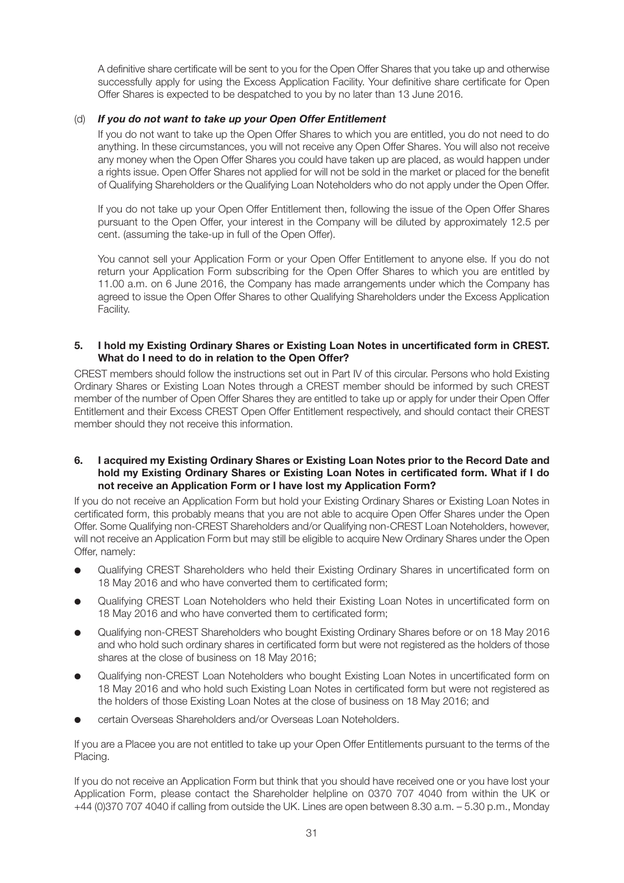A definitive share certificate will be sent to you for the Open Offer Shares that you take up and otherwise successfully apply for using the Excess Application Facility. Your definitive share certificate for Open Offer Shares is expected to be despatched to you by no later than 13 June 2016.

(d) ***If you do not want to take up your Open Offer Entitlement***

If you do not want to take up the Open Offer Shares to which you are entitled, you do not need to do anything. In these circumstances, you will not receive any Open Offer Shares. You will also not receive any money when the Open Offer Shares you could have taken up are placed, as would happen under a rights issue. Open Offer Shares not applied for will not be sold in the market or placed for the benefit of Qualifying Shareholders or the Qualifying Loan Noteholders who do not apply under the Open Offer.

If you do not take up your Open Offer Entitlement then, following the issue of the Open Offer Shares pursuant to the Open Offer, your interest in the Company will be diluted by approximately 12.5 per cent. (assuming the take-up in full of the Open Offer).

You cannot sell your Application Form or your Open Offer Entitlement to anyone else. If you do not return your Application Form subscribing for the Open Offer Shares to which you are entitled by 11.00 a.m. on 6 June 2016, the Company has made arrangements under which the Company has agreed to issue the Open Offer Shares to other Qualifying Shareholders under the Excess Application Facility.

**5. I hold my Existing Ordinary Shares or Existing Loan Notes in uncertificated form in CREST. What do I need to do in relation to the Open Offer?**

CREST members should follow the instructions set out in Part IV of this circular. Persons who hold Existing Ordinary Shares or Existing Loan Notes through a CREST member should be informed by such CREST member of the number of Open Offer Shares they are entitled to take up or apply for under their Open Offer Entitlement and their Excess CREST Open Offer Entitlement respectively, and should contact their CREST member should they not receive this information.

**6. I acquired my Existing Ordinary Shares or Existing Loan Notes prior to the Record Date and hold my Existing Ordinary Shares or Existing Loan Notes in certificated form. What if I do not receive an Application Form or I have lost my Application Form?**

If you do not receive an Application Form but hold your Existing Ordinary Shares or Existing Loan Notes in certificated form, this probably means that you are not able to acquire Open Offer Shares under the Open Offer. Some Qualifying non-CREST Shareholders and/or Qualifying non-CREST Loan Noteholders, however, will not receive an Application Form but may still be eligible to acquire New Ordinary Shares under the Open Offer, namely:

- Qualifying CREST Shareholders who held their Existing Ordinary Shares in uncertificated form on 18 May 2016 and who have converted them to certificated form;
- Qualifying CREST Loan Noteholders who held their Existing Loan Notes in uncertificated form on 18 May 2016 and who have converted them to certificated form;
- Qualifying non-CREST Shareholders who bought Existing Ordinary Shares before or on 18 May 2016 and who hold such ordinary shares in certificated form but were not registered as the holders of those shares at the close of business on 18 May 2016;
- Qualifying non-CREST Loan Noteholders who bought Existing Loan Notes in uncertificated form on 18 May 2016 and who hold such Existing Loan Notes in certificated form but were not registered as the holders of those Existing Loan Notes at the close of business on 18 May 2016; and
- certain Overseas Shareholders and/or Overseas Loan Noteholders.

If you are a Placee you are not entitled to take up your Open Offer Entitlements pursuant to the terms of the Placing.

If you do not receive an Application Form but think that you should have received one or you have lost your Application Form, please contact the Shareholder helpline on 0370 707 4040 from within the UK or +44 (0)370 707 4040 if calling from outside the UK. Lines are open between 8.30 a.m. – 5.30 p.m., Monday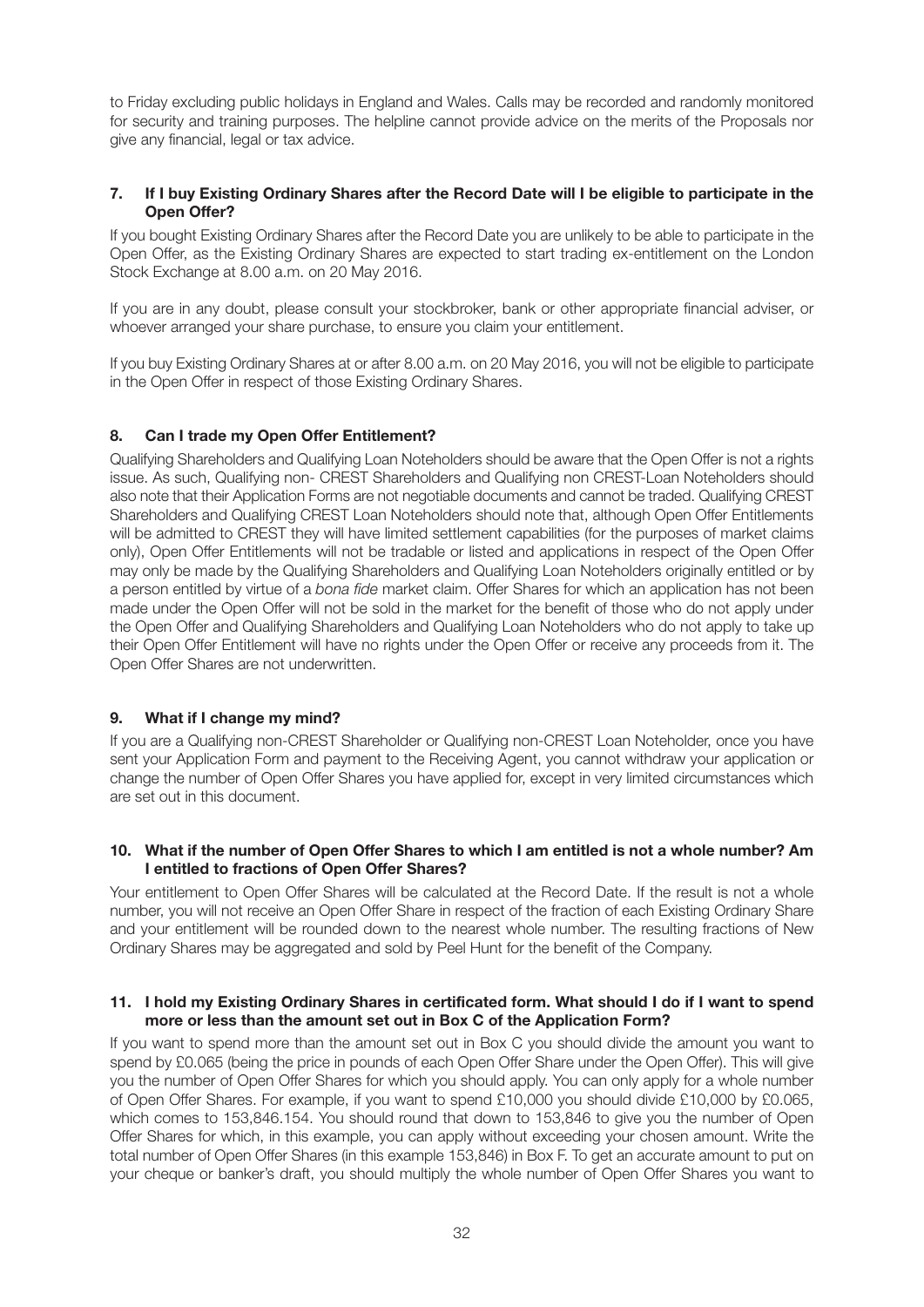to Friday excluding public holidays in England and Wales. Calls may be recorded and randomly monitored for security and training purposes. The helpline cannot provide advice on the merits of the Proposals nor give any financial, legal or tax advice.

### 7. If I buy Existing Ordinary Shares after the Record Date will I be eligible to participate in the Open Offer?

If you bought Existing Ordinary Shares after the Record Date you are unlikely to be able to participate in the Open Offer, as the Existing Ordinary Shares are expected to start trading ex-entitlement on the London Stock Exchange at 8.00 a.m. on 20 May 2016.

If you are in any doubt, please consult your stockbroker, bank or other appropriate financial adviser, or whoever arranged your share purchase, to ensure you claim your entitlement.

If you buy Existing Ordinary Shares at or after 8.00 a.m. on 20 May 2016, you will not be eligible to participate in the Open Offer in respect of those Existing Ordinary Shares.

### 8. Can I trade my Open Offer Entitlement?

Qualifying Shareholders and Qualifying Loan Noteholders should be aware that the Open Offer is not a rights issue. As such, Qualifying non- CREST Shareholders and Qualifying non CREST-Loan Noteholders should also note that their Application Forms are not negotiable documents and cannot be traded. Qualifying CREST Shareholders and Qualifying CREST Loan Noteholders should note that, although Open Offer Entitlements will be admitted to CREST they will have limited settlement capabilities (for the purposes of market claims only), Open Offer Entitlements will not be tradable or listed and applications in respect of the Open Offer may only be made by the Qualifying Shareholders and Qualifying Loan Noteholders originally entitled or by a person entitled by virtue of a *bona fide* market claim. Offer Shares for which an application has not been made under the Open Offer will not be sold in the market for the benefit of those who do not apply under the Open Offer and Qualifying Shareholders and Qualifying Loan Noteholders who do not apply to take up their Open Offer Entitlement will have no rights under the Open Offer or receive any proceeds from it. The Open Offer Shares are not underwritten.

### 9. What if I change my mind?

If you are a Qualifying non-CREST Shareholder or Qualifying non-CREST Loan Noteholder, once you have sent your Application Form and payment to the Receiving Agent, you cannot withdraw your application or change the number of Open Offer Shares you have applied for, except in very limited circumstances which are set out in this document.

### 10. What if the number of Open Offer Shares to which I am entitled is not a whole number? Am I entitled to fractions of Open Offer Shares?

Your entitlement to Open Offer Shares will be calculated at the Record Date. If the result is not a whole number, you will not receive an Open Offer Share in respect of the fraction of each Existing Ordinary Share and your entitlement will be rounded down to the nearest whole number. The resulting fractions of New Ordinary Shares may be aggregated and sold by Peel Hunt for the benefit of the Company.

### 11. I hold my Existing Ordinary Shares in certificated form. What should I do if I want to spend more or less than the amount set out in Box C of the Application Form?

If you want to spend more than the amount set out in Box C you should divide the amount you want to spend by £0.065 (being the price in pounds of each Open Offer Share under the Open Offer). This will give you the number of Open Offer Shares for which you should apply. You can only apply for a whole number of Open Offer Shares. For example, if you want to spend £10,000 you should divide £10,000 by £0.065, which comes to 153,846.154. You should round that down to 153,846 to give you the number of Open Offer Shares for which, in this example, you can apply without exceeding your chosen amount. Write the total number of Open Offer Shares (in this example 153,846) in Box F. To get an accurate amount to put on your cheque or banker's draft, you should multiply the whole number of Open Offer Shares you want to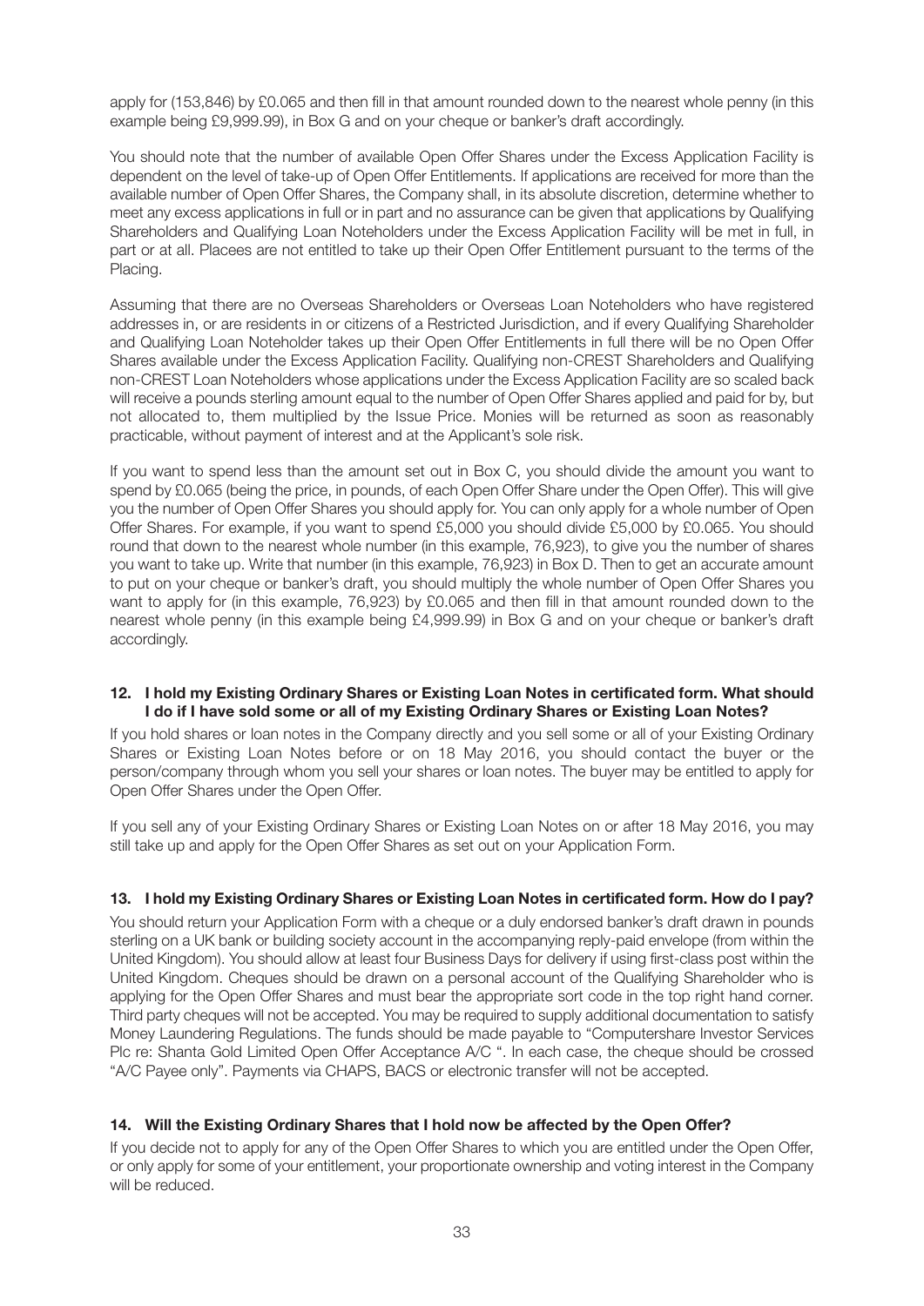apply for (153,846) by £0.065 and then fill in that amount rounded down to the nearest whole penny (in this example being £9,999.99), in Box G and on your cheque or banker's draft accordingly.

You should note that the number of available Open Offer Shares under the Excess Application Facility is dependent on the level of take-up of Open Offer Entitlements. If applications are received for more than the available number of Open Offer Shares, the Company shall, in its absolute discretion, determine whether to meet any excess applications in full or in part and no assurance can be given that applications by Qualifying Shareholders and Qualifying Loan Noteholders under the Excess Application Facility will be met in full, in part or at all. Placees are not entitled to take up their Open Offer Entitlement pursuant to the terms of the Placing.

Assuming that there are no Overseas Shareholders or Overseas Loan Noteholders who have registered addresses in, or are residents in or citizens of a Restricted Jurisdiction, and if every Qualifying Shareholder and Qualifying Loan Noteholder takes up their Open Offer Entitlements in full there will be no Open Offer Shares available under the Excess Application Facility. Qualifying non-CREST Shareholders and Qualifying non-CREST Loan Noteholders whose applications under the Excess Application Facility are so scaled back will receive a pounds sterling amount equal to the number of Open Offer Shares applied and paid for by, but not allocated to, them multiplied by the Issue Price. Monies will be returned as soon as reasonably practicable, without payment of interest and at the Applicant's sole risk.

If you want to spend less than the amount set out in Box C, you should divide the amount you want to spend by £0.065 (being the price, in pounds, of each Open Offer Share under the Open Offer). This will give you the number of Open Offer Shares you should apply for. You can only apply for a whole number of Open Offer Shares. For example, if you want to spend £5,000 you should divide £5,000 by £0.065. You should round that down to the nearest whole number (in this example, 76,923), to give you the number of shares you want to take up. Write that number (in this example, 76,923) in Box D. Then to get an accurate amount to put on your cheque or banker's draft, you should multiply the whole number of Open Offer Shares you want to apply for (in this example, 76,923) by £0.065 and then fill in that amount rounded down to the nearest whole penny (in this example being £4,999.99) in Box G and on your cheque or banker's draft accordingly.

### 12. I hold my Existing Ordinary Shares or Existing Loan Notes in certificated form. What should I do if I have sold some or all of my Existing Ordinary Shares or Existing Loan Notes?

If you hold shares or loan notes in the Company directly and you sell some or all of your Existing Ordinary Shares or Existing Loan Notes before or on 18 May 2016, you should contact the buyer or the person/company through whom you sell your shares or loan notes. The buyer may be entitled to apply for Open Offer Shares under the Open Offer.

If you sell any of your Existing Ordinary Shares or Existing Loan Notes on or after 18 May 2016, you may still take up and apply for the Open Offer Shares as set out on your Application Form.

### 13. I hold my Existing Ordinary Shares or Existing Loan Notes in certificated form. How do I pay?

You should return your Application Form with a cheque or a duly endorsed banker's draft drawn in pounds sterling on a UK bank or building society account in the accompanying reply-paid envelope (from within the United Kingdom). You should allow at least four Business Days for delivery if using first-class post within the United Kingdom. Cheques should be drawn on a personal account of the Qualifying Shareholder who is applying for the Open Offer Shares and must bear the appropriate sort code in the top right hand corner. Third party cheques will not be accepted. You may be required to supply additional documentation to satisfy Money Laundering Regulations. The funds should be made payable to "Computershare Investor Services Plc re: Shanta Gold Limited Open Offer Acceptance A/C ". In each case, the cheque should be crossed "A/C Payee only". Payments via CHAPS, BACS or electronic transfer will not be accepted.

### 14. Will the Existing Ordinary Shares that I hold now be affected by the Open Offer?

If you decide not to apply for any of the Open Offer Shares to which you are entitled under the Open Offer, or only apply for some of your entitlement, your proportionate ownership and voting interest in the Company will be reduced.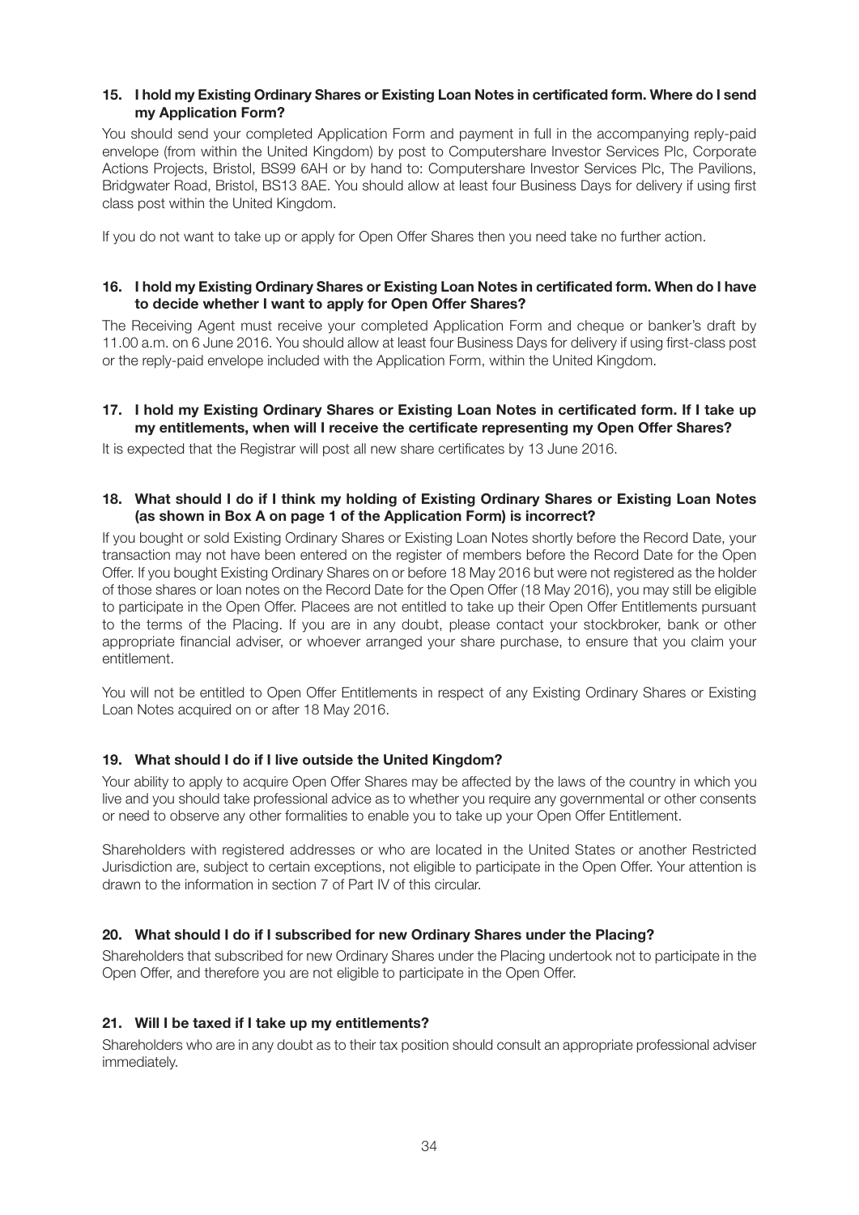**15. I hold my Existing Ordinary Shares or Existing Loan Notes in certificated form. Where do I send my Application Form?**

You should send your completed Application Form and payment in full in the accompanying reply-paid envelope (from within the United Kingdom) by post to Computershare Investor Services Plc, Corporate Actions Projects, Bristol, BS99 6AH or by hand to: Computershare Investor Services Plc, The Pavilions, Bridgwater Road, Bristol, BS13 8AE. You should allow at least four Business Days for delivery if using first class post within the United Kingdom.

If you do not want to take up or apply for Open Offer Shares then you need take no further action.

**16. I hold my Existing Ordinary Shares or Existing Loan Notes in certificated form. When do I have to decide whether I want to apply for Open Offer Shares?**

The Receiving Agent must receive your completed Application Form and cheque or banker's draft by 11.00 a.m. on 6 June 2016. You should allow at least four Business Days for delivery if using first-class post or the reply-paid envelope included with the Application Form, within the United Kingdom.

**17. I hold my Existing Ordinary Shares or Existing Loan Notes in certificated form. If I take up my entitlements, when will I receive the certificate representing my Open Offer Shares?**

It is expected that the Registrar will post all new share certificates by 13 June 2016.

**18. What should I do if I think my holding of Existing Ordinary Shares or Existing Loan Notes (as shown in Box A on page 1 of the Application Form) is incorrect?**

If you bought or sold Existing Ordinary Shares or Existing Loan Notes shortly before the Record Date, your transaction may not have been entered on the register of members before the Record Date for the Open Offer. If you bought Existing Ordinary Shares on or before 18 May 2016 but were not registered as the holder of those shares or loan notes on the Record Date for the Open Offer (18 May 2016), you may still be eligible to participate in the Open Offer. Placees are not entitled to take up their Open Offer Entitlements pursuant to the terms of the Placing. If you are in any doubt, please contact your stockbroker, bank or other appropriate financial adviser, or whoever arranged your share purchase, to ensure that you claim your entitlement.

You will not be entitled to Open Offer Entitlements in respect of any Existing Ordinary Shares or Existing Loan Notes acquired on or after 18 May 2016.

**19. What should I do if I live outside the United Kingdom?**

Your ability to apply to acquire Open Offer Shares may be affected by the laws of the country in which you live and you should take professional advice as to whether you require any governmental or other consents or need to observe any other formalities to enable you to take up your Open Offer Entitlement.

Shareholders with registered addresses or who are located in the United States or another Restricted Jurisdiction are, subject to certain exceptions, not eligible to participate in the Open Offer. Your attention is drawn to the information in section 7 of Part IV of this circular.

**20. What should I do if I subscribed for new Ordinary Shares under the Placing?**

Shareholders that subscribed for new Ordinary Shares under the Placing undertook not to participate in the Open Offer, and therefore you are not eligible to participate in the Open Offer.

**21. Will I be taxed if I take up my entitlements?**

Shareholders who are in any doubt as to their tax position should consult an appropriate professional adviser immediately.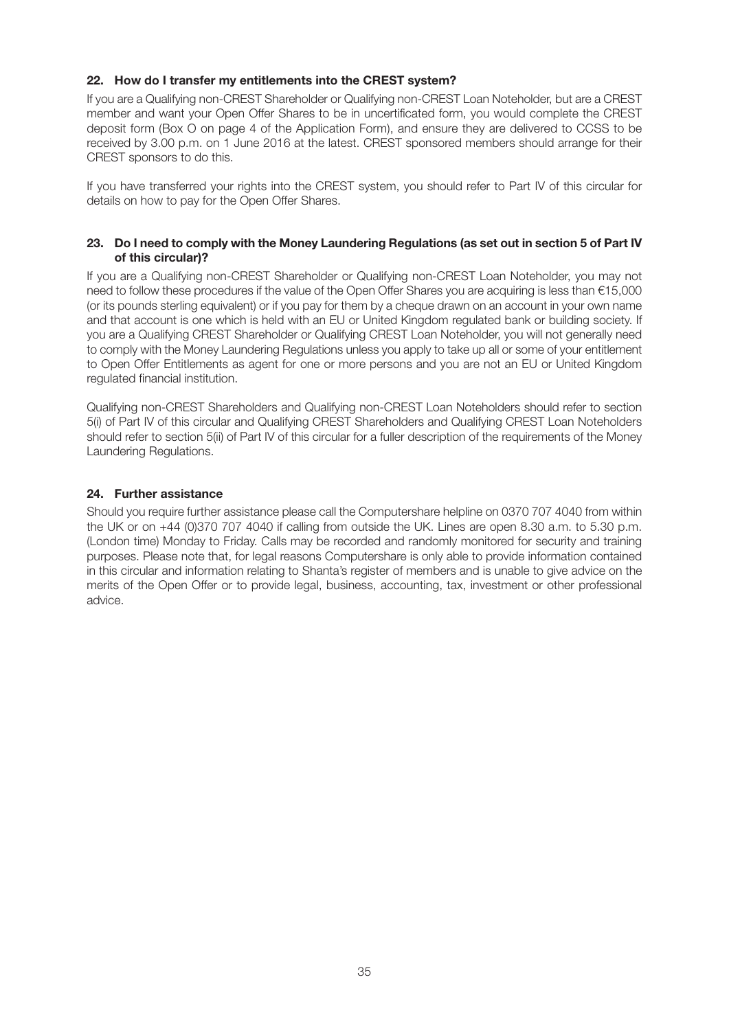### 22. How do I transfer my entitlements into the CREST system?

If you are a Qualifying non-CREST Shareholder or Qualifying non-CREST Loan Noteholder, but are a CREST member and want your Open Offer Shares to be in uncertificated form, you would complete the CREST deposit form (Box O on page 4 of the Application Form), and ensure they are delivered to CCSS to be received by 3.00 p.m. on 1 June 2016 at the latest. CREST sponsored members should arrange for their CREST sponsors to do this.

If you have transferred your rights into the CREST system, you should refer to Part IV of this circular for details on how to pay for the Open Offer Shares.

### 23. Do I need to comply with the Money Laundering Regulations (as set out in section 5 of Part IV of this circular)?

If you are a Qualifying non-CREST Shareholder or Qualifying non-CREST Loan Noteholder, you may not need to follow these procedures if the value of the Open Offer Shares you are acquiring is less than €15,000 (or its pounds sterling equivalent) or if you pay for them by a cheque drawn on an account in your own name and that account is one which is held with an EU or United Kingdom regulated bank or building society. If you are a Qualifying CREST Shareholder or Qualifying CREST Loan Noteholder, you will not generally need to comply with the Money Laundering Regulations unless you apply to take up all or some of your entitlement to Open Offer Entitlements as agent for one or more persons and you are not an EU or United Kingdom regulated financial institution.

Qualifying non-CREST Shareholders and Qualifying non-CREST Loan Noteholders should refer to section 5(i) of Part IV of this circular and Qualifying CREST Shareholders and Qualifying CREST Loan Noteholders should refer to section 5(ii) of Part IV of this circular for a fuller description of the requirements of the Money Laundering Regulations.

### 24. Further assistance

Should you require further assistance please call the Computershare helpline on 0370 707 4040 from within the UK or on +44 (0)370 707 4040 if calling from outside the UK. Lines are open 8.30 a.m. to 5.30 p.m. (London time) Monday to Friday. Calls may be recorded and randomly monitored for security and training purposes. Please note that, for legal reasons Computershare is only able to provide information contained in this circular and information relating to Shanta's register of members and is unable to give advice on the merits of the Open Offer or to provide legal, business, accounting, tax, investment or other professional advice.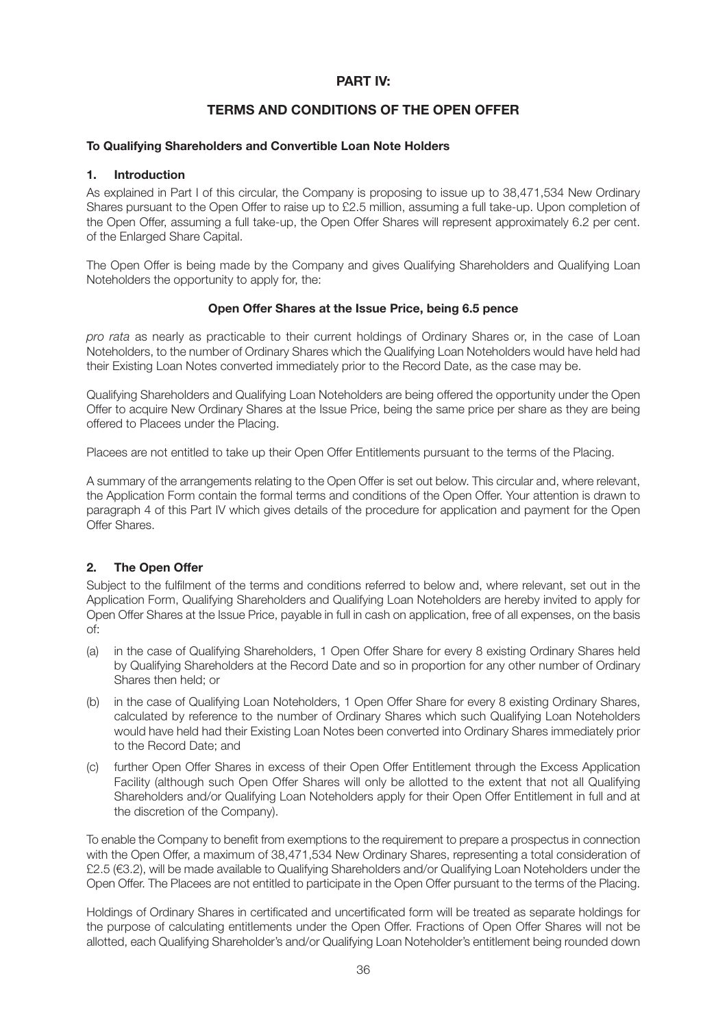# PART IV:

# TERMS AND CONDITIONS OF THE OPEN OFFER

**To Qualifying Shareholders and Convertible Loan Note Holders**

## 1. Introduction

As explained in Part I of this circular, the Company is proposing to issue up to 38,471,534 New Ordinary Shares pursuant to the Open Offer to raise up to £2.5 million, assuming a full take-up. Upon completion of the Open Offer, assuming a full take-up, the Open Offer Shares will represent approximately 6.2 per cent. of the Enlarged Share Capital.

The Open Offer is being made by the Company and gives Qualifying Shareholders and Qualifying Loan Noteholders the opportunity to apply for, the:

**Open Offer Shares at the Issue Price, being 6.5 pence**

*pro rata* as nearly as practicable to their current holdings of Ordinary Shares or, in the case of Loan Noteholders, to the number of Ordinary Shares which the Qualifying Loan Noteholders would have held had their Existing Loan Notes converted immediately prior to the Record Date, as the case may be.

Qualifying Shareholders and Qualifying Loan Noteholders are being offered the opportunity under the Open Offer to acquire New Ordinary Shares at the Issue Price, being the same price per share as they are being offered to Placees under the Placing.

Placees are not entitled to take up their Open Offer Entitlements pursuant to the terms of the Placing.

A summary of the arrangements relating to the Open Offer is set out below. This circular and, where relevant, the Application Form contain the formal terms and conditions of the Open Offer. Your attention is drawn to paragraph 4 of this Part IV which gives details of the procedure for application and payment for the Open Offer Shares.

## 2. The Open Offer

Subject to the fulfilment of the terms and conditions referred to below and, where relevant, set out in the Application Form, Qualifying Shareholders and Qualifying Loan Noteholders are hereby invited to apply for Open Offer Shares at the Issue Price, payable in full in cash on application, free of all expenses, on the basis of:

(a) in the case of Qualifying Shareholders, 1 Open Offer Share for every 8 existing Ordinary Shares held by Qualifying Shareholders at the Record Date and so in proportion for any other number of Ordinary Shares then held; or

(b) in the case of Qualifying Loan Noteholders, 1 Open Offer Share for every 8 existing Ordinary Shares, calculated by reference to the number of Ordinary Shares which such Qualifying Loan Noteholders would have held had their Existing Loan Notes been converted into Ordinary Shares immediately prior to the Record Date; and

(c) further Open Offer Shares in excess of their Open Offer Entitlement through the Excess Application Facility (although such Open Offer Shares will only be allotted to the extent that not all Qualifying Shareholders and/or Qualifying Loan Noteholders apply for their Open Offer Entitlement in full and at the discretion of the Company).

To enable the Company to benefit from exemptions to the requirement to prepare a prospectus in connection with the Open Offer, a maximum of 38,471,534 New Ordinary Shares, representing a total consideration of £2.5 (€3.2), will be made available to Qualifying Shareholders and/or Qualifying Loan Noteholders under the Open Offer. The Placees are not entitled to participate in the Open Offer pursuant to the terms of the Placing.

Holdings of Ordinary Shares in certificated and uncertificated form will be treated as separate holdings for the purpose of calculating entitlements under the Open Offer. Fractions of Open Offer Shares will not be allotted, each Qualifying Shareholder's and/or Qualifying Loan Noteholder's entitlement being rounded down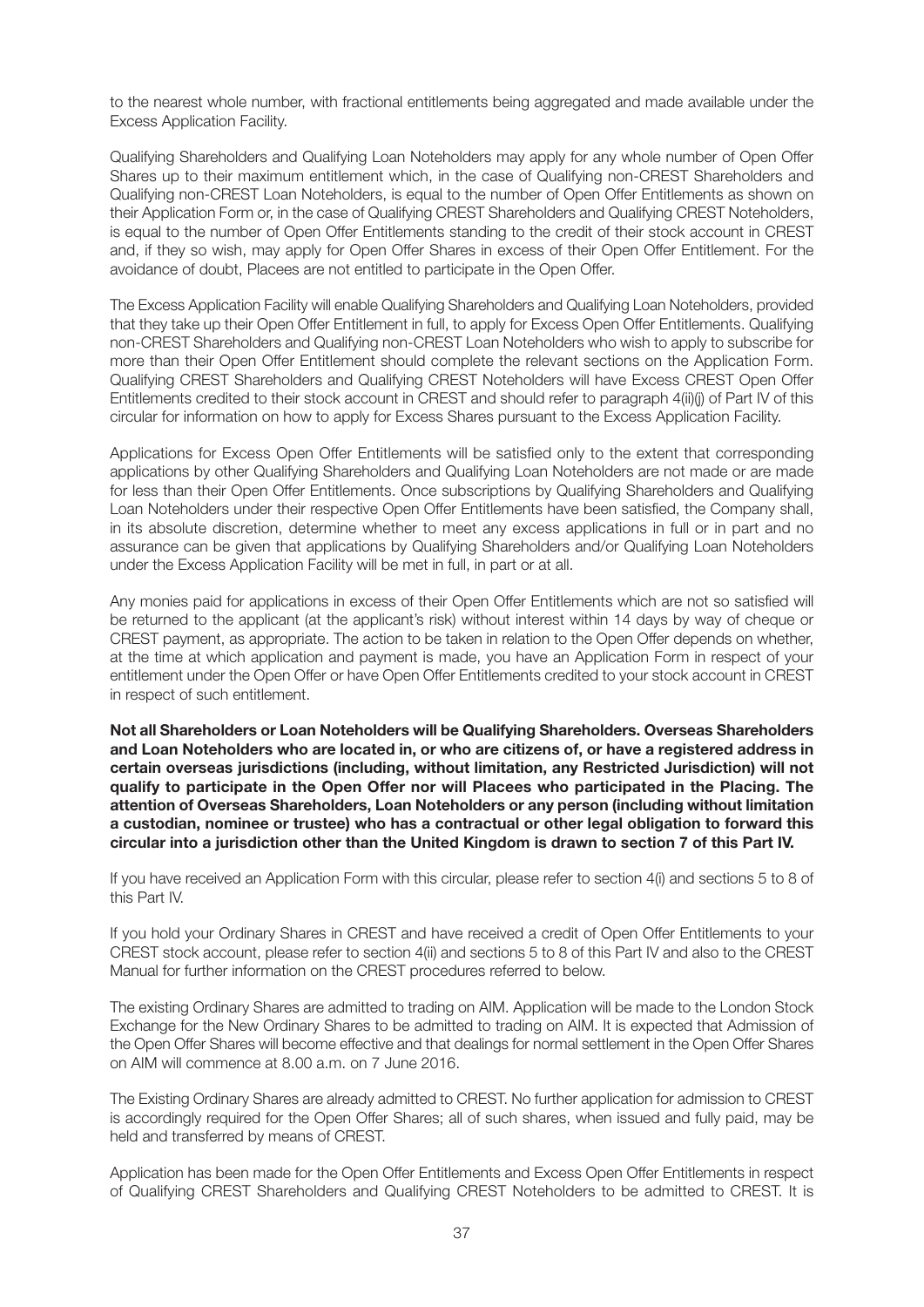to the nearest whole number, with fractional entitlements being aggregated and made available under the Excess Application Facility.

Qualifying Shareholders and Qualifying Loan Noteholders may apply for any whole number of Open Offer Shares up to their maximum entitlement which, in the case of Qualifying non-CREST Shareholders and Qualifying non-CREST Loan Noteholders, is equal to the number of Open Offer Entitlements as shown on their Application Form or, in the case of Qualifying CREST Shareholders and Qualifying CREST Noteholders, is equal to the number of Open Offer Entitlements standing to the credit of their stock account in CREST and, if they so wish, may apply for Open Offer Shares in excess of their Open Offer Entitlement. For the avoidance of doubt, Placees are not entitled to participate in the Open Offer.

The Excess Application Facility will enable Qualifying Shareholders and Qualifying Loan Noteholders, provided that they take up their Open Offer Entitlement in full, to apply for Excess Open Offer Entitlements. Qualifying non-CREST Shareholders and Qualifying non-CREST Loan Noteholders who wish to apply to subscribe for more than their Open Offer Entitlement should complete the relevant sections on the Application Form. Qualifying CREST Shareholders and Qualifying CREST Noteholders will have Excess CREST Open Offer Entitlements credited to their stock account in CREST and should refer to paragraph 4(ii)(j) of Part IV of this circular for information on how to apply for Excess Shares pursuant to the Excess Application Facility.

Applications for Excess Open Offer Entitlements will be satisfied only to the extent that corresponding applications by other Qualifying Shareholders and Qualifying Loan Noteholders are not made or are made for less than their Open Offer Entitlements. Once subscriptions by Qualifying Shareholders and Qualifying Loan Noteholders under their respective Open Offer Entitlements have been satisfied, the Company shall, in its absolute discretion, determine whether to meet any excess applications in full or in part and no assurance can be given that applications by Qualifying Shareholders and/or Qualifying Loan Noteholders under the Excess Application Facility will be met in full, in part or at all.

Any monies paid for applications in excess of their Open Offer Entitlements which are not so satisfied will be returned to the applicant (at the applicant's risk) without interest within 14 days by way of cheque or CREST payment, as appropriate. The action to be taken in relation to the Open Offer depends on whether, at the time at which application and payment is made, you have an Application Form in respect of your entitlement under the Open Offer or have Open Offer Entitlements credited to your stock account in CREST in respect of such entitlement.

**Not all Shareholders or Loan Noteholders will be Qualifying Shareholders. Overseas Shareholders and Loan Noteholders who are located in, or who are citizens of, or have a registered address in certain overseas jurisdictions (including, without limitation, any Restricted Jurisdiction) will not qualify to participate in the Open Offer nor will Placees who participated in the Placing. The attention of Overseas Shareholders, Loan Noteholders or any person (including without limitation a custodian, nominee or trustee) who has a contractual or other legal obligation to forward this circular into a jurisdiction other than the United Kingdom is drawn to section 7 of this Part IV.**

If you have received an Application Form with this circular, please refer to section 4(i) and sections 5 to 8 of this Part IV.

If you hold your Ordinary Shares in CREST and have received a credit of Open Offer Entitlements to your CREST stock account, please refer to section 4(ii) and sections 5 to 8 of this Part IV and also to the CREST Manual for further information on the CREST procedures referred to below.

The existing Ordinary Shares are admitted to trading on AIM. Application will be made to the London Stock Exchange for the New Ordinary Shares to be admitted to trading on AIM. It is expected that Admission of the Open Offer Shares will become effective and that dealings for normal settlement in the Open Offer Shares on AIM will commence at 8.00 a.m. on 7 June 2016.

The Existing Ordinary Shares are already admitted to CREST. No further application for admission to CREST is accordingly required for the Open Offer Shares; all of such shares, when issued and fully paid, may be held and transferred by means of CREST.

Application has been made for the Open Offer Entitlements and Excess Open Offer Entitlements in respect of Qualifying CREST Shareholders and Qualifying CREST Noteholders to be admitted to CREST. It is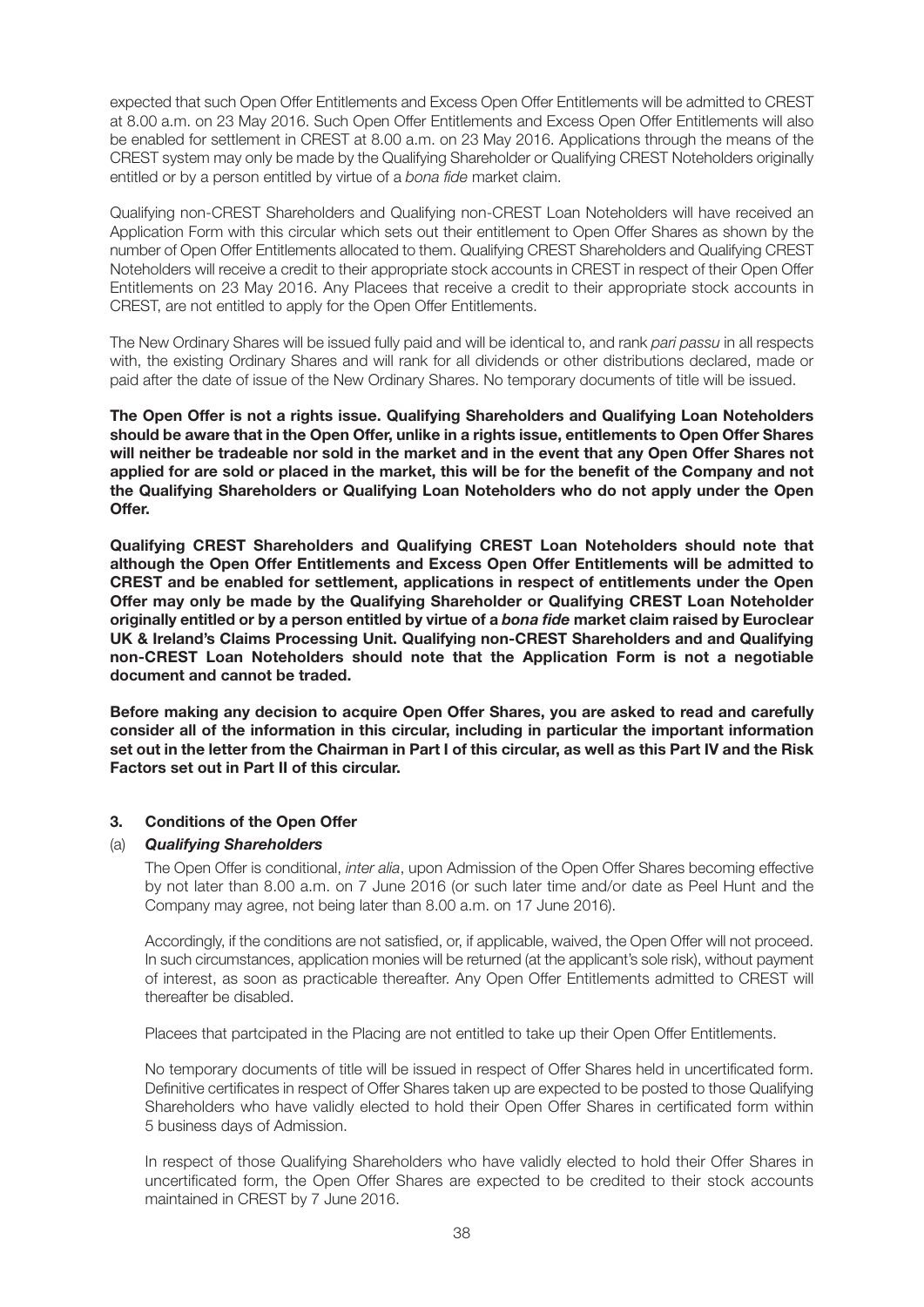expected that such Open Offer Entitlements and Excess Open Offer Entitlements will be admitted to CREST at 8.00 a.m. on 23 May 2016. Such Open Offer Entitlements and Excess Open Offer Entitlements will also be enabled for settlement in CREST at 8.00 a.m. on 23 May 2016. Applications through the means of the CREST system may only be made by the Qualifying Shareholder or Qualifying CREST Noteholders originally entitled or by a person entitled by virtue of a *bona fide* market claim.

Qualifying non-CREST Shareholders and Qualifying non-CREST Loan Noteholders will have received an Application Form with this circular which sets out their entitlement to Open Offer Shares as shown by the number of Open Offer Entitlements allocated to them. Qualifying CREST Shareholders and Qualifying CREST Noteholders will receive a credit to their appropriate stock accounts in CREST in respect of their Open Offer Entitlements on 23 May 2016. Any Placees that receive a credit to their appropriate stock accounts in CREST, are not entitled to apply for the Open Offer Entitlements.

The New Ordinary Shares will be issued fully paid and will be identical to, and rank *pari passu* in all respects with, the existing Ordinary Shares and will rank for all dividends or other distributions declared, made or paid after the date of issue of the New Ordinary Shares. No temporary documents of title will be issued.

**The Open Offer is not a rights issue. Qualifying Shareholders and Qualifying Loan Noteholders should be aware that in the Open Offer, unlike in a rights issue, entitlements to Open Offer Shares will neither be tradeable nor sold in the market and in the event that any Open Offer Shares not applied for are sold or placed in the market, this will be for the benefit of the Company and not the Qualifying Shareholders or Qualifying Loan Noteholders who do not apply under the Open Offer.**

**Qualifying CREST Shareholders and Qualifying CREST Loan Noteholders should note that although the Open Offer Entitlements and Excess Open Offer Entitlements will be admitted to CREST and be enabled for settlement, applications in respect of entitlements under the Open Offer may only be made by the Qualifying Shareholder or Qualifying CREST Loan Noteholder originally entitled or by a person entitled by virtue of a *bona fide* market claim raised by Euroclear UK & Ireland's Claims Processing Unit. Qualifying non-CREST Shareholders and and Qualifying non-CREST Loan Noteholders should note that the Application Form is not a negotiable document and cannot be traded.**

**Before making any decision to acquire Open Offer Shares, you are asked to read and carefully consider all of the information in this circular, including in particular the important information set out in the letter from the Chairman in Part I of this circular, as well as this Part IV and the Risk Factors set out in Part II of this circular.**

### 3. Conditions of the Open Offer

#### (a) *Qualifying Shareholders*

The Open Offer is conditional, *inter alia*, upon Admission of the Open Offer Shares becoming effective by not later than 8.00 a.m. on 7 June 2016 (or such later time and/or date as Peel Hunt and the Company may agree, not being later than 8.00 a.m. on 17 June 2016).

Accordingly, if the conditions are not satisfied, or, if applicable, waived, the Open Offer will not proceed. In such circumstances, application monies will be returned (at the applicant's sole risk), without payment of interest, as soon as practicable thereafter. Any Open Offer Entitlements admitted to CREST will thereafter be disabled.

Placees that partcipated in the Placing are not entitled to take up their Open Offer Entitlements.

No temporary documents of title will be issued in respect of Offer Shares held in uncertificated form. Definitive certificates in respect of Offer Shares taken up are expected to be posted to those Qualifying Shareholders who have validly elected to hold their Open Offer Shares in certificated form within 5 business days of Admission.

In respect of those Qualifying Shareholders who have validly elected to hold their Offer Shares in uncertificated form, the Open Offer Shares are expected to be credited to their stock accounts maintained in CREST by 7 June 2016.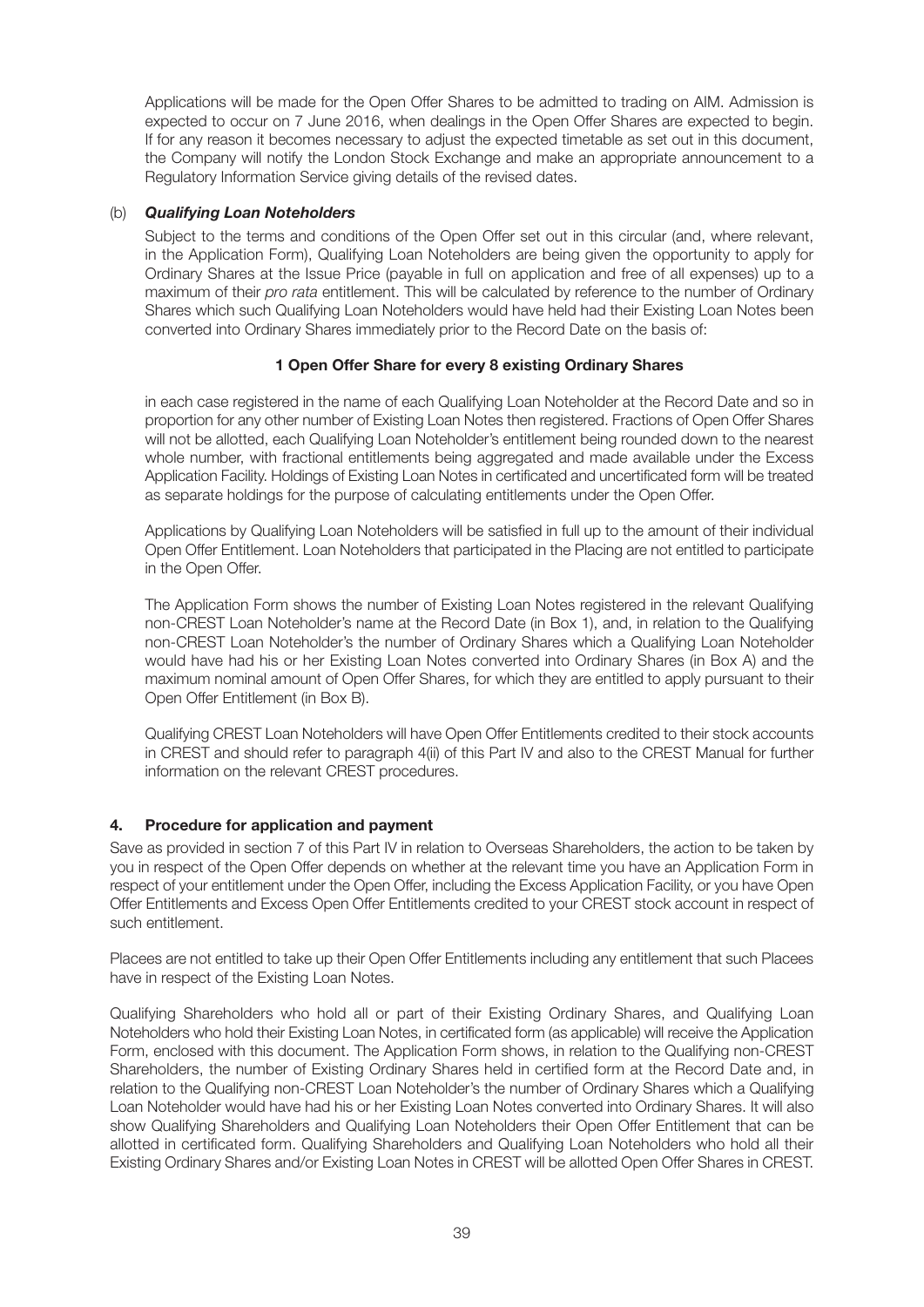Applications will be made for the Open Offer Shares to be admitted to trading on AIM. Admission is expected to occur on 7 June 2016, when dealings in the Open Offer Shares are expected to begin. If for any reason it becomes necessary to adjust the expected timetable as set out in this document, the Company will notify the London Stock Exchange and make an appropriate announcement to a Regulatory Information Service giving details of the revised dates.

(b) ***Qualifying Loan Noteholders***

Subject to the terms and conditions of the Open Offer set out in this circular (and, where relevant, in the Application Form), Qualifying Loan Noteholders are being given the opportunity to apply for Ordinary Shares at the Issue Price (payable in full on application and free of all expenses) up to a maximum of their *pro rata* entitlement. This will be calculated by reference to the number of Ordinary Shares which such Qualifying Loan Noteholders would have held had their Existing Loan Notes been converted into Ordinary Shares immediately prior to the Record Date on the basis of:

**1 Open Offer Share for every 8 existing Ordinary Shares**

in each case registered in the name of each Qualifying Loan Noteholder at the Record Date and so in proportion for any other number of Existing Loan Notes then registered. Fractions of Open Offer Shares will not be allotted, each Qualifying Loan Noteholder's entitlement being rounded down to the nearest whole number, with fractional entitlements being aggregated and made available under the Excess Application Facility. Holdings of Existing Loan Notes in certificated and uncertificated form will be treated as separate holdings for the purpose of calculating entitlements under the Open Offer.

Applications by Qualifying Loan Noteholders will be satisfied in full up to the amount of their individual Open Offer Entitlement. Loan Noteholders that participated in the Placing are not entitled to participate in the Open Offer.

The Application Form shows the number of Existing Loan Notes registered in the relevant Qualifying non-CREST Loan Noteholder's name at the Record Date (in Box 1), and, in relation to the Qualifying non-CREST Loan Noteholder's the number of Ordinary Shares which a Qualifying Loan Noteholder would have had his or her Existing Loan Notes converted into Ordinary Shares (in Box A) and the maximum nominal amount of Open Offer Shares, for which they are entitled to apply pursuant to their Open Offer Entitlement (in Box B).

Qualifying CREST Loan Noteholders will have Open Offer Entitlements credited to their stock accounts in CREST and should refer to paragraph 4(ii) of this Part IV and also to the CREST Manual for further information on the relevant CREST procedures.

## 4. Procedure for application and payment

Save as provided in section 7 of this Part IV in relation to Overseas Shareholders, the action to be taken by you in respect of the Open Offer depends on whether at the relevant time you have an Application Form in respect of your entitlement under the Open Offer, including the Excess Application Facility, or you have Open Offer Entitlements and Excess Open Offer Entitlements credited to your CREST stock account in respect of such entitlement.

Placees are not entitled to take up their Open Offer Entitlements including any entitlement that such Placees have in respect of the Existing Loan Notes.

Qualifying Shareholders who hold all or part of their Existing Ordinary Shares, and Qualifying Loan Noteholders who hold their Existing Loan Notes, in certificated form (as applicable) will receive the Application Form, enclosed with this document. The Application Form shows, in relation to the Qualifying non-CREST Shareholders, the number of Existing Ordinary Shares held in certified form at the Record Date and, in relation to the Qualifying non-CREST Loan Noteholder's the number of Ordinary Shares which a Qualifying Loan Noteholder would have had his or her Existing Loan Notes converted into Ordinary Shares. It will also show Qualifying Shareholders and Qualifying Loan Noteholders their Open Offer Entitlement that can be allotted in certificated form. Qualifying Shareholders and Qualifying Loan Noteholders who hold all their Existing Ordinary Shares and/or Existing Loan Notes in CREST will be allotted Open Offer Shares in CREST.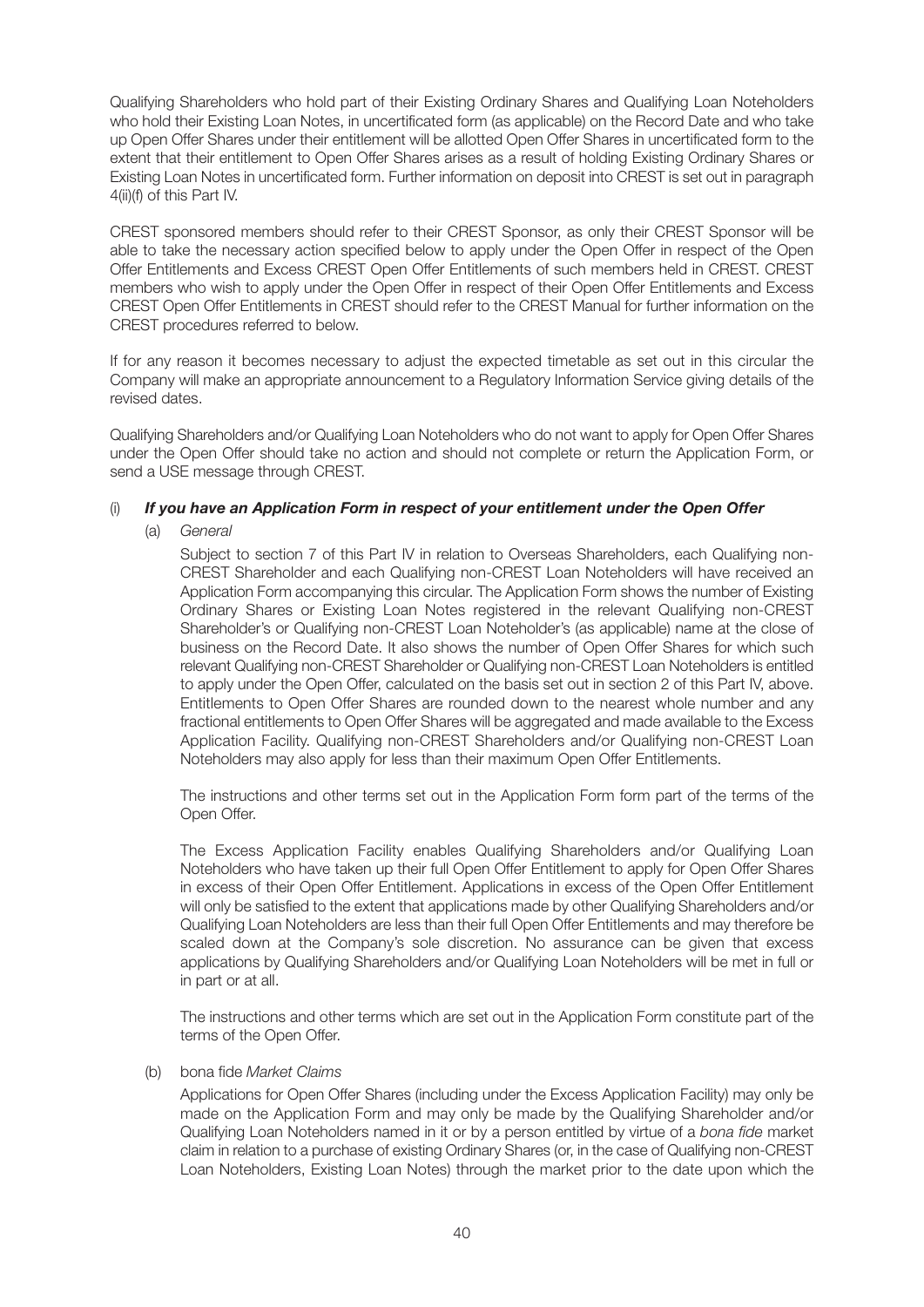Qualifying Shareholders who hold part of their Existing Ordinary Shares and Qualifying Loan Noteholders who hold their Existing Loan Notes, in uncertificated form (as applicable) on the Record Date and who take up Open Offer Shares under their entitlement will be allotted Open Offer Shares in uncertificated form to the extent that their entitlement to Open Offer Shares arises as a result of holding Existing Ordinary Shares or Existing Loan Notes in uncertificated form. Further information on deposit into CREST is set out in paragraph 4(ii)(f) of this Part IV.

CREST sponsored members should refer to their CREST Sponsor, as only their CREST Sponsor will be able to take the necessary action specified below to apply under the Open Offer in respect of the Open Offer Entitlements and Excess CREST Open Offer Entitlements of such members held in CREST. CREST members who wish to apply under the Open Offer in respect of their Open Offer Entitlements and Excess CREST Open Offer Entitlements in CREST should refer to the CREST Manual for further information on the CREST procedures referred to below.

If for any reason it becomes necessary to adjust the expected timetable as set out in this circular the Company will make an appropriate announcement to a Regulatory Information Service giving details of the revised dates.

Qualifying Shareholders and/or Qualifying Loan Noteholders who do not want to apply for Open Offer Shares under the Open Offer should take no action and should not complete or return the Application Form, or send a USE message through CREST.

(i) ***If you have an Application Form in respect of your entitlement under the Open Offer***

(a) *General*

Subject to section 7 of this Part IV in relation to Overseas Shareholders, each Qualifying non-CREST Shareholder and each Qualifying non-CREST Loan Noteholders will have received an Application Form accompanying this circular. The Application Form shows the number of Existing Ordinary Shares or Existing Loan Notes registered in the relevant Qualifying non-CREST Shareholder's or Qualifying non-CREST Loan Noteholder's (as applicable) name at the close of business on the Record Date. It also shows the number of Open Offer Shares for which such relevant Qualifying non-CREST Shareholder or Qualifying non-CREST Loan Noteholders is entitled to apply under the Open Offer, calculated on the basis set out in section 2 of this Part IV, above. Entitlements to Open Offer Shares are rounded down to the nearest whole number and any fractional entitlements to Open Offer Shares will be aggregated and made available to the Excess Application Facility. Qualifying non-CREST Shareholders and/or Qualifying non-CREST Loan Noteholders may also apply for less than their maximum Open Offer Entitlements.

The instructions and other terms set out in the Application Form form part of the terms of the Open Offer.

The Excess Application Facility enables Qualifying Shareholders and/or Qualifying Loan Noteholders who have taken up their full Open Offer Entitlement to apply for Open Offer Shares in excess of their Open Offer Entitlement. Applications in excess of the Open Offer Entitlement will only be satisfied to the extent that applications made by other Qualifying Shareholders and/or Qualifying Loan Noteholders are less than their full Open Offer Entitlements and may therefore be scaled down at the Company's sole discretion. No assurance can be given that excess applications by Qualifying Shareholders and/or Qualifying Loan Noteholders will be met in full or in part or at all.

The instructions and other terms which are set out in the Application Form constitute part of the terms of the Open Offer.

(b) bona fide *Market Claims*

Applications for Open Offer Shares (including under the Excess Application Facility) may only be made on the Application Form and may only be made by the Qualifying Shareholder and/or Qualifying Loan Noteholders named in it or by a person entitled by virtue of a *bona fide* market claim in relation to a purchase of existing Ordinary Shares (or, in the case of Qualifying non-CREST Loan Noteholders, Existing Loan Notes) through the market prior to the date upon which the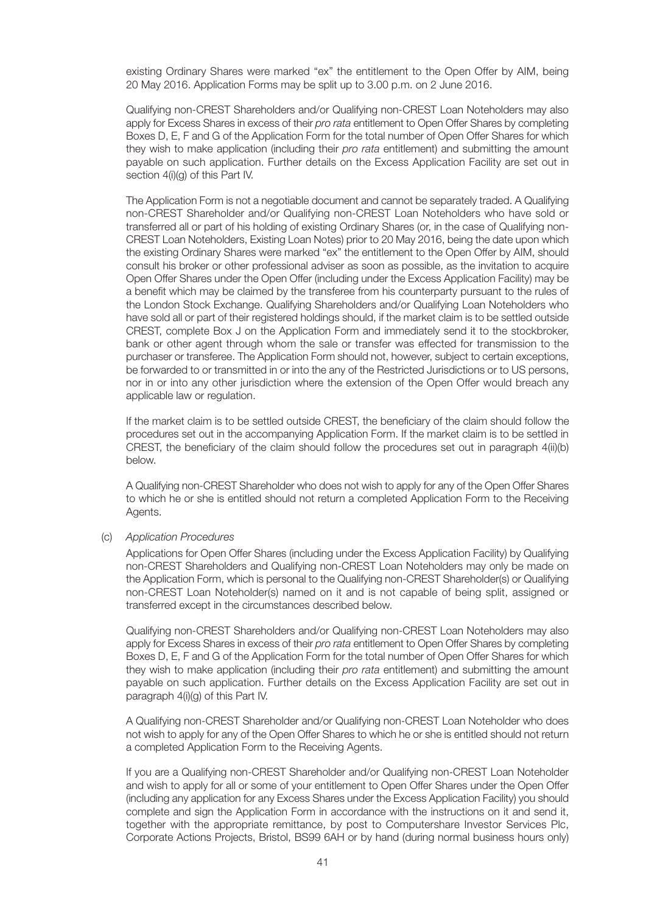existing Ordinary Shares were marked "ex" the entitlement to the Open Offer by AIM, being 20 May 2016. Application Forms may be split up to 3.00 p.m. on 2 June 2016.

Qualifying non-CREST Shareholders and/or Qualifying non-CREST Loan Noteholders may also apply for Excess Shares in excess of their *pro rata* entitlement to Open Offer Shares by completing Boxes D, E, F and G of the Application Form for the total number of Open Offer Shares for which they wish to make application (including their *pro rata* entitlement) and submitting the amount payable on such application. Further details on the Excess Application Facility are set out in section 4(i)(g) of this Part IV.

The Application Form is not a negotiable document and cannot be separately traded. A Qualifying non-CREST Shareholder and/or Qualifying non-CREST Loan Noteholders who have sold or transferred all or part of his holding of existing Ordinary Shares (or, in the case of Qualifying non-CREST Loan Noteholders, Existing Loan Notes) prior to 20 May 2016, being the date upon which the existing Ordinary Shares were marked "ex" the entitlement to the Open Offer by AIM, should consult his broker or other professional adviser as soon as possible, as the invitation to acquire Open Offer Shares under the Open Offer (including under the Excess Application Facility) may be a benefit which may be claimed by the transferee from his counterparty pursuant to the rules of the London Stock Exchange. Qualifying Shareholders and/or Qualifying Loan Noteholders who have sold all or part of their registered holdings should, if the market claim is to be settled outside CREST, complete Box J on the Application Form and immediately send it to the stockbroker, bank or other agent through whom the sale or transfer was effected for transmission to the purchaser or transferee. The Application Form should not, however, subject to certain exceptions, be forwarded to or transmitted in or into the any of the Restricted Jurisdictions or to US persons, nor in or into any other jurisdiction where the extension of the Open Offer would breach any applicable law or regulation.

If the market claim is to be settled outside CREST, the beneficiary of the claim should follow the procedures set out in the accompanying Application Form. If the market claim is to be settled in CREST, the beneficiary of the claim should follow the procedures set out in paragraph 4(ii)(b) below.

A Qualifying non-CREST Shareholder who does not wish to apply for any of the Open Offer Shares to which he or she is entitled should not return a completed Application Form to the Receiving Agents.

(c) *Application Procedures*

Applications for Open Offer Shares (including under the Excess Application Facility) by Qualifying non-CREST Shareholders and Qualifying non-CREST Loan Noteholders may only be made on the Application Form, which is personal to the Qualifying non-CREST Shareholder(s) or Qualifying non-CREST Loan Noteholder(s) named on it and is not capable of being split, assigned or transferred except in the circumstances described below.

Qualifying non-CREST Shareholders and/or Qualifying non-CREST Loan Noteholders may also apply for Excess Shares in excess of their *pro rata* entitlement to Open Offer Shares by completing Boxes D, E, F and G of the Application Form for the total number of Open Offer Shares for which they wish to make application (including their *pro rata* entitlement) and submitting the amount payable on such application. Further details on the Excess Application Facility are set out in paragraph 4(i)(g) of this Part IV.

A Qualifying non-CREST Shareholder and/or Qualifying non-CREST Loan Noteholder who does not wish to apply for any of the Open Offer Shares to which he or she is entitled should not return a completed Application Form to the Receiving Agents.

If you are a Qualifying non-CREST Shareholder and/or Qualifying non-CREST Loan Noteholder and wish to apply for all or some of your entitlement to Open Offer Shares under the Open Offer (including any application for any Excess Shares under the Excess Application Facility) you should complete and sign the Application Form in accordance with the instructions on it and send it, together with the appropriate remittance, by post to Computershare Investor Services Plc, Corporate Actions Projects, Bristol, BS99 6AH or by hand (during normal business hours only)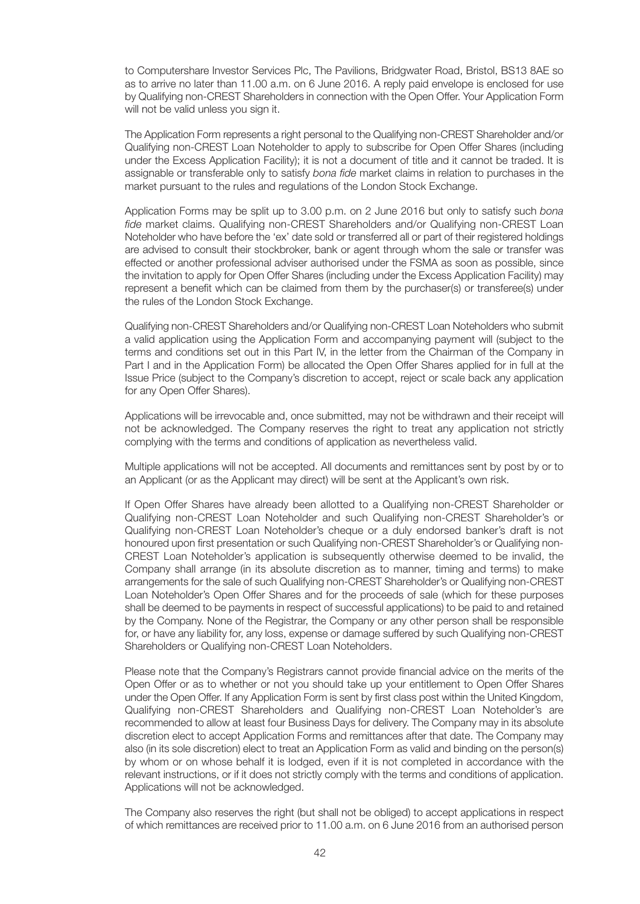to Computershare Investor Services Plc, The Pavilions, Bridgwater Road, Bristol, BS13 8AE so as to arrive no later than 11.00 a.m. on 6 June 2016. A reply paid envelope is enclosed for use by Qualifying non-CREST Shareholders in connection with the Open Offer. Your Application Form will not be valid unless you sign it.

The Application Form represents a right personal to the Qualifying non-CREST Shareholder and/or Qualifying non-CREST Loan Noteholder to apply to subscribe for Open Offer Shares (including under the Excess Application Facility); it is not a document of title and it cannot be traded. It is assignable or transferable only to satisfy *bona fide* market claims in relation to purchases in the market pursuant to the rules and regulations of the London Stock Exchange.

Application Forms may be split up to 3.00 p.m. on 2 June 2016 but only to satisfy such *bona fide* market claims. Qualifying non-CREST Shareholders and/or Qualifying non-CREST Loan Noteholder who have before the 'ex' date sold or transferred all or part of their registered holdings are advised to consult their stockbroker, bank or agent through whom the sale or transfer was effected or another professional adviser authorised under the FSMA as soon as possible, since the invitation to apply for Open Offer Shares (including under the Excess Application Facility) may represent a benefit which can be claimed from them by the purchaser(s) or transferee(s) under the rules of the London Stock Exchange.

Qualifying non-CREST Shareholders and/or Qualifying non-CREST Loan Noteholders who submit a valid application using the Application Form and accompanying payment will (subject to the terms and conditions set out in this Part IV, in the letter from the Chairman of the Company in Part I and in the Application Form) be allocated the Open Offer Shares applied for in full at the Issue Price (subject to the Company's discretion to accept, reject or scale back any application for any Open Offer Shares).

Applications will be irrevocable and, once submitted, may not be withdrawn and their receipt will not be acknowledged. The Company reserves the right to treat any application not strictly complying with the terms and conditions of application as nevertheless valid.

Multiple applications will not be accepted. All documents and remittances sent by post by or to an Applicant (or as the Applicant may direct) will be sent at the Applicant's own risk.

If Open Offer Shares have already been allotted to a Qualifying non-CREST Shareholder or Qualifying non-CREST Loan Noteholder and such Qualifying non-CREST Shareholder's or Qualifying non-CREST Loan Noteholder's cheque or a duly endorsed banker's draft is not honoured upon first presentation or such Qualifying non-CREST Shareholder's or Qualifying non-CREST Loan Noteholder's application is subsequently otherwise deemed to be invalid, the Company shall arrange (in its absolute discretion as to manner, timing and terms) to make arrangements for the sale of such Qualifying non-CREST Shareholder's or Qualifying non-CREST Loan Noteholder's Open Offer Shares and for the proceeds of sale (which for these purposes shall be deemed to be payments in respect of successful applications) to be paid to and retained by the Company. None of the Registrar, the Company or any other person shall be responsible for, or have any liability for, any loss, expense or damage suffered by such Qualifying non-CREST Shareholders or Qualifying non-CREST Loan Noteholders.

Please note that the Company's Registrars cannot provide financial advice on the merits of the Open Offer or as to whether or not you should take up your entitlement to Open Offer Shares under the Open Offer. If any Application Form is sent by first class post within the United Kingdom, Qualifying non-CREST Shareholders and Qualifying non-CREST Loan Noteholder's are recommended to allow at least four Business Days for delivery. The Company may in its absolute discretion elect to accept Application Forms and remittances after that date. The Company may also (in its sole discretion) elect to treat an Application Form as valid and binding on the person(s) by whom or on whose behalf it is lodged, even if it is not completed in accordance with the relevant instructions, or if it does not strictly comply with the terms and conditions of application. Applications will not be acknowledged.

The Company also reserves the right (but shall not be obliged) to accept applications in respect of which remittances are received prior to 11.00 a.m. on 6 June 2016 from an authorised person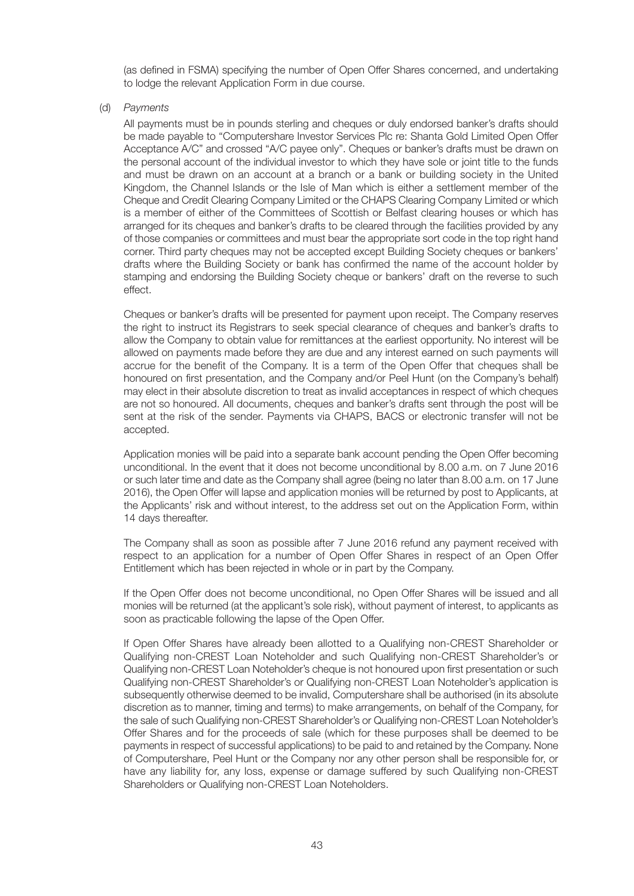(as defined in FSMA) specifying the number of Open Offer Shares concerned, and undertaking to lodge the relevant Application Form in due course.

(d) *Payments*

All payments must be in pounds sterling and cheques or duly endorsed banker's drafts should be made payable to "Computershare Investor Services Plc re: Shanta Gold Limited Open Offer Acceptance A/C" and crossed "A/C payee only". Cheques or banker's drafts must be drawn on the personal account of the individual investor to which they have sole or joint title to the funds and must be drawn on an account at a branch or a bank or building society in the United Kingdom, the Channel Islands or the Isle of Man which is either a settlement member of the Cheque and Credit Clearing Company Limited or the CHAPS Clearing Company Limited or which is a member of either of the Committees of Scottish or Belfast clearing houses or which has arranged for its cheques and banker's drafts to be cleared through the facilities provided by any of those companies or committees and must bear the appropriate sort code in the top right hand corner. Third party cheques may not be accepted except Building Society cheques or bankers' drafts where the Building Society or bank has confirmed the name of the account holder by stamping and endorsing the Building Society cheque or bankers' draft on the reverse to such effect.

Cheques or banker's drafts will be presented for payment upon receipt. The Company reserves the right to instruct its Registrars to seek special clearance of cheques and banker's drafts to allow the Company to obtain value for remittances at the earliest opportunity. No interest will be allowed on payments made before they are due and any interest earned on such payments will accrue for the benefit of the Company. It is a term of the Open Offer that cheques shall be honoured on first presentation, and the Company and/or Peel Hunt (on the Company's behalf) may elect in their absolute discretion to treat as invalid acceptances in respect of which cheques are not so honoured. All documents, cheques and banker's drafts sent through the post will be sent at the risk of the sender. Payments via CHAPS, BACS or electronic transfer will not be accepted.

Application monies will be paid into a separate bank account pending the Open Offer becoming unconditional. In the event that it does not become unconditional by 8.00 a.m. on 7 June 2016 or such later time and date as the Company shall agree (being no later than 8.00 a.m. on 17 June 2016), the Open Offer will lapse and application monies will be returned by post to Applicants, at the Applicants' risk and without interest, to the address set out on the Application Form, within 14 days thereafter.

The Company shall as soon as possible after 7 June 2016 refund any payment received with respect to an application for a number of Open Offer Shares in respect of an Open Offer Entitlement which has been rejected in whole or in part by the Company.

If the Open Offer does not become unconditional, no Open Offer Shares will be issued and all monies will be returned (at the applicant's sole risk), without payment of interest, to applicants as soon as practicable following the lapse of the Open Offer.

If Open Offer Shares have already been allotted to a Qualifying non-CREST Shareholder or Qualifying non-CREST Loan Noteholder and such Qualifying non-CREST Shareholder's or Qualifying non-CREST Loan Noteholder's cheque is not honoured upon first presentation or such Qualifying non-CREST Shareholder's or Qualifying non-CREST Loan Noteholder's application is subsequently otherwise deemed to be invalid, Computershare shall be authorised (in its absolute discretion as to manner, timing and terms) to make arrangements, on behalf of the Company, for the sale of such Qualifying non-CREST Shareholder's or Qualifying non-CREST Loan Noteholder's Offer Shares and for the proceeds of sale (which for these purposes shall be deemed to be payments in respect of successful applications) to be paid to and retained by the Company. None of Computershare, Peel Hunt or the Company nor any other person shall be responsible for, or have any liability for, any loss, expense or damage suffered by such Qualifying non-CREST Shareholders or Qualifying non-CREST Loan Noteholders.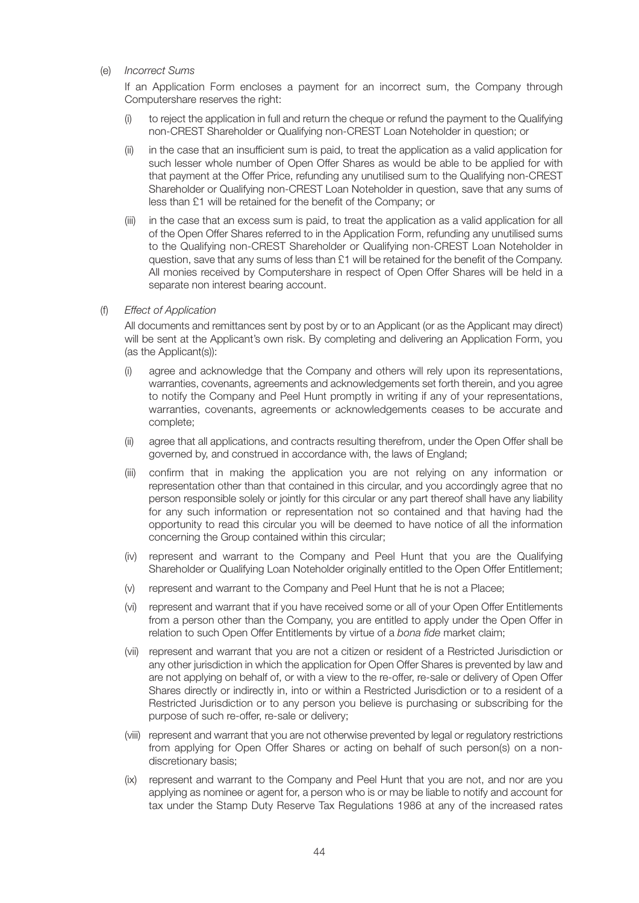(e) *Incorrect Sums*

If an Application Form encloses a payment for an incorrect sum, the Company through Computershare reserves the right:

(i) to reject the application in full and return the cheque or refund the payment to the Qualifying non-CREST Shareholder or Qualifying non-CREST Loan Noteholder in question; or

(ii) in the case that an insufficient sum is paid, to treat the application as a valid application for such lesser whole number of Open Offer Shares as would be able to be applied for with that payment at the Offer Price, refunding any unutilised sum to the Qualifying non-CREST Shareholder or Qualifying non-CREST Loan Noteholder in question, save that any sums of less than £1 will be retained for the benefit of the Company; or

(iii) in the case that an excess sum is paid, to treat the application as a valid application for all of the Open Offer Shares referred to in the Application Form, refunding any unutilised sums to the Qualifying non-CREST Shareholder or Qualifying non-CREST Loan Noteholder in question, save that any sums of less than £1 will be retained for the benefit of the Company. All monies received by Computershare in respect of Open Offer Shares will be held in a separate non interest bearing account.

(f) *Effect of Application*

All documents and remittances sent by post by or to an Applicant (or as the Applicant may direct) will be sent at the Applicant's own risk. By completing and delivering an Application Form, you (as the Applicant(s)):

(i) agree and acknowledge that the Company and others will rely upon its representations, warranties, covenants, agreements and acknowledgements set forth therein, and you agree to notify the Company and Peel Hunt promptly in writing if any of your representations, warranties, covenants, agreements or acknowledgements ceases to be accurate and complete;

(ii) agree that all applications, and contracts resulting therefrom, under the Open Offer shall be governed by, and construed in accordance with, the laws of England;

(iii) confirm that in making the application you are not relying on any information or representation other than that contained in this circular, and you accordingly agree that no person responsible solely or jointly for this circular or any part thereof shall have any liability for any such information or representation not so contained and that having had the opportunity to read this circular you will be deemed to have notice of all the information concerning the Group contained within this circular;

(iv) represent and warrant to the Company and Peel Hunt that you are the Qualifying Shareholder or Qualifying Loan Noteholder originally entitled to the Open Offer Entitlement;

(v) represent and warrant to the Company and Peel Hunt that he is not a Placee;

(vi) represent and warrant that if you have received some or all of your Open Offer Entitlements from a person other than the Company, you are entitled to apply under the Open Offer in relation to such Open Offer Entitlements by virtue of a *bona fide* market claim;

(vii) represent and warrant that you are not a citizen or resident of a Restricted Jurisdiction or any other jurisdiction in which the application for Open Offer Shares is prevented by law and are not applying on behalf of, or with a view to the re-offer, re-sale or delivery of Open Offer Shares directly or indirectly in, into or within a Restricted Jurisdiction or to a resident of a Restricted Jurisdiction or to any person you believe is purchasing or subscribing for the purpose of such re-offer, re-sale or delivery;

(viii) represent and warrant that you are not otherwise prevented by legal or regulatory restrictions from applying for Open Offer Shares or acting on behalf of such person(s) on a non-discretionary basis;

(ix) represent and warrant to the Company and Peel Hunt that you are not, and nor are you applying as nominee or agent for, a person who is or may be liable to notify and account for tax under the Stamp Duty Reserve Tax Regulations 1986 at any of the increased rates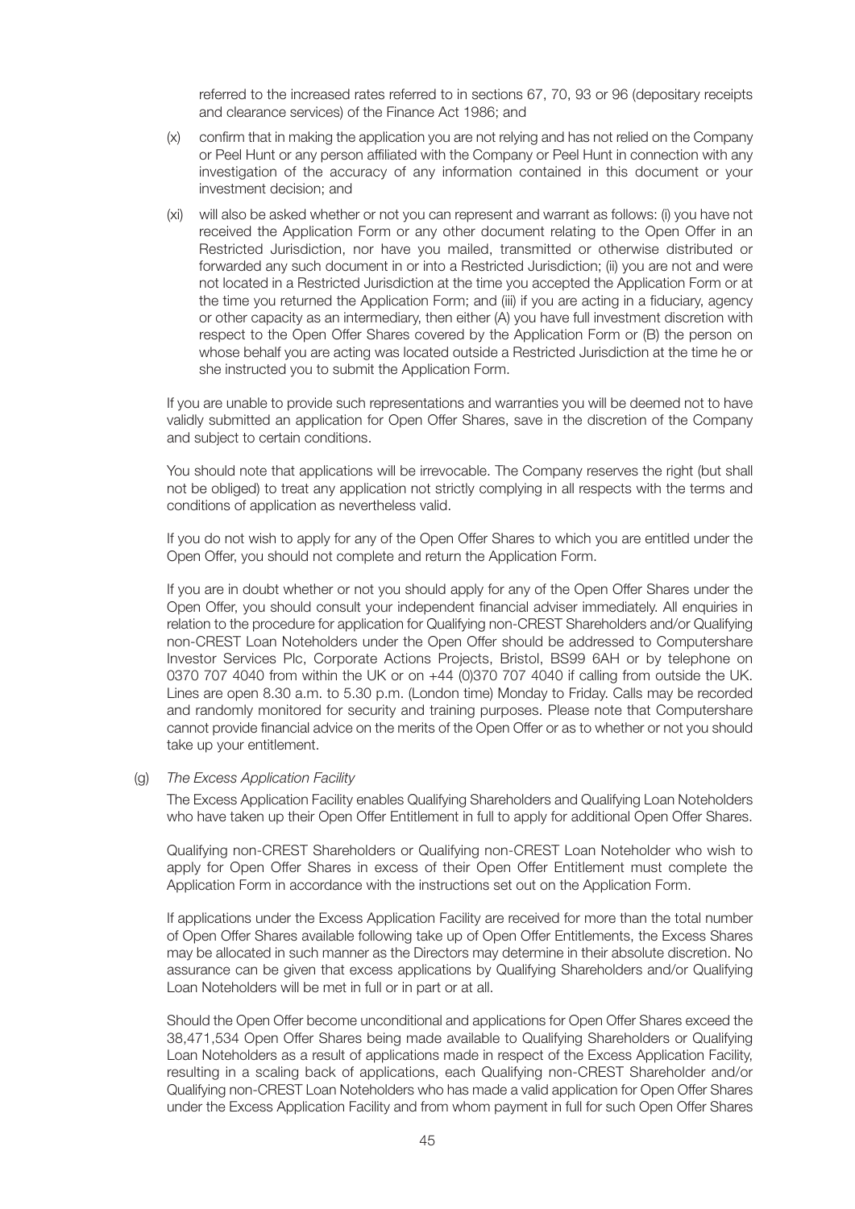referred to the increased rates referred to in sections 67, 70, 93 or 96 (depositary receipts and clearance services) of the Finance Act 1986; and

(x) confirm that in making the application you are not relying and has not relied on the Company or Peel Hunt or any person affiliated with the Company or Peel Hunt in connection with any investigation of the accuracy of any information contained in this document or your investment decision; and

(xi) will also be asked whether or not you can represent and warrant as follows: (i) you have not received the Application Form or any other document relating to the Open Offer in an Restricted Jurisdiction, nor have you mailed, transmitted or otherwise distributed or forwarded any such document in or into a Restricted Jurisdiction; (ii) you are not and were not located in a Restricted Jurisdiction at the time you accepted the Application Form or at the time you returned the Application Form; and (iii) if you are acting in a fiduciary, agency or other capacity as an intermediary, then either (A) you have full investment discretion with respect to the Open Offer Shares covered by the Application Form or (B) the person on whose behalf you are acting was located outside a Restricted Jurisdiction at the time he or she instructed you to submit the Application Form.

If you are unable to provide such representations and warranties you will be deemed not to have validly submitted an application for Open Offer Shares, save in the discretion of the Company and subject to certain conditions.

You should note that applications will be irrevocable. The Company reserves the right (but shall not be obliged) to treat any application not strictly complying in all respects with the terms and conditions of application as nevertheless valid.

If you do not wish to apply for any of the Open Offer Shares to which you are entitled under the Open Offer, you should not complete and return the Application Form.

If you are in doubt whether or not you should apply for any of the Open Offer Shares under the Open Offer, you should consult your independent financial adviser immediately. All enquiries in relation to the procedure for application for Qualifying non-CREST Shareholders and/or Qualifying non-CREST Loan Noteholders under the Open Offer should be addressed to Computershare Investor Services Plc, Corporate Actions Projects, Bristol, BS99 6AH or by telephone on 0370 707 4040 from within the UK or on +44 (0)370 707 4040 if calling from outside the UK. Lines are open 8.30 a.m. to 5.30 p.m. (London time) Monday to Friday. Calls may be recorded and randomly monitored for security and training purposes. Please note that Computershare cannot provide financial advice on the merits of the Open Offer or as to whether or not you should take up your entitlement.

(g) *The Excess Application Facility*

The Excess Application Facility enables Qualifying Shareholders and Qualifying Loan Noteholders who have taken up their Open Offer Entitlement in full to apply for additional Open Offer Shares.

Qualifying non-CREST Shareholders or Qualifying non-CREST Loan Noteholder who wish to apply for Open Offer Shares in excess of their Open Offer Entitlement must complete the Application Form in accordance with the instructions set out on the Application Form.

If applications under the Excess Application Facility are received for more than the total number of Open Offer Shares available following take up of Open Offer Entitlements, the Excess Shares may be allocated in such manner as the Directors may determine in their absolute discretion. No assurance can be given that excess applications by Qualifying Shareholders and/or Qualifying Loan Noteholders will be met in full or in part or at all.

Should the Open Offer become unconditional and applications for Open Offer Shares exceed the 38,471,534 Open Offer Shares being made available to Qualifying Shareholders or Qualifying Loan Noteholders as a result of applications made in respect of the Excess Application Facility, resulting in a scaling back of applications, each Qualifying non-CREST Shareholder and/or Qualifying non-CREST Loan Noteholders who has made a valid application for Open Offer Shares under the Excess Application Facility and from whom payment in full for such Open Offer Shares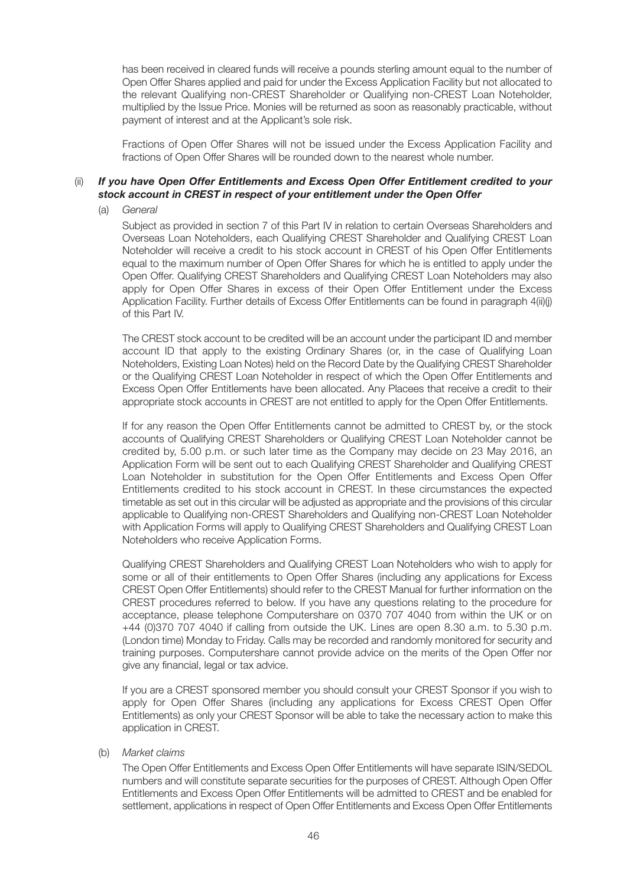has been received in cleared funds will receive a pounds sterling amount equal to the number of Open Offer Shares applied and paid for under the Excess Application Facility but not allocated to the relevant Qualifying non-CREST Shareholder or Qualifying non-CREST Loan Noteholder, multiplied by the Issue Price. Monies will be returned as soon as reasonably practicable, without payment of interest and at the Applicant's sole risk.

Fractions of Open Offer Shares will not be issued under the Excess Application Facility and fractions of Open Offer Shares will be rounded down to the nearest whole number.

(ii) ***If you have Open Offer Entitlements and Excess Open Offer Entitlement credited to your stock account in CREST in respect of your entitlement under the Open Offer***

(a) *General*

Subject as provided in section 7 of this Part IV in relation to certain Overseas Shareholders and Overseas Loan Noteholders, each Qualifying CREST Shareholder and Qualifying CREST Loan Noteholder will receive a credit to his stock account in CREST of his Open Offer Entitlements equal to the maximum number of Open Offer Shares for which he is entitled to apply under the Open Offer. Qualifying CREST Shareholders and Qualifying CREST Loan Noteholders may also apply for Open Offer Shares in excess of their Open Offer Entitlement under the Excess Application Facility. Further details of Excess Offer Entitlements can be found in paragraph 4(ii)(j) of this Part IV.

The CREST stock account to be credited will be an account under the participant ID and member account ID that apply to the existing Ordinary Shares (or, in the case of Qualifying Loan Noteholders, Existing Loan Notes) held on the Record Date by the Qualifying CREST Shareholder or the Qualifying CREST Loan Noteholder in respect of which the Open Offer Entitlements and Excess Open Offer Entitlements have been allocated. Any Placees that receive a credit to their appropriate stock accounts in CREST are not entitled to apply for the Open Offer Entitlements.

If for any reason the Open Offer Entitlements cannot be admitted to CREST by, or the stock accounts of Qualifying CREST Shareholders or Qualifying CREST Loan Noteholder cannot be credited by, 5.00 p.m. or such later time as the Company may decide on 23 May 2016, an Application Form will be sent out to each Qualifying CREST Shareholder and Qualifying CREST Loan Noteholder in substitution for the Open Offer Entitlements and Excess Open Offer Entitlements credited to his stock account in CREST. In these circumstances the expected timetable as set out in this circular will be adjusted as appropriate and the provisions of this circular applicable to Qualifying non-CREST Shareholders and Qualifying non-CREST Loan Noteholder with Application Forms will apply to Qualifying CREST Shareholders and Qualifying CREST Loan Noteholders who receive Application Forms.

Qualifying CREST Shareholders and Qualifying CREST Loan Noteholders who wish to apply for some or all of their entitlements to Open Offer Shares (including any applications for Excess CREST Open Offer Entitlements) should refer to the CREST Manual for further information on the CREST procedures referred to below. If you have any questions relating to the procedure for acceptance, please telephone Computershare on 0370 707 4040 from within the UK or on +44 (0)370 707 4040 if calling from outside the UK. Lines are open 8.30 a.m. to 5.30 p.m. (London time) Monday to Friday. Calls may be recorded and randomly monitored for security and training purposes. Computershare cannot provide advice on the merits of the Open Offer nor give any financial, legal or tax advice.

If you are a CREST sponsored member you should consult your CREST Sponsor if you wish to apply for Open Offer Shares (including any applications for Excess CREST Open Offer Entitlements) as only your CREST Sponsor will be able to take the necessary action to make this application in CREST.

(b) *Market claims*

The Open Offer Entitlements and Excess Open Offer Entitlements will have separate ISIN/SEDOL numbers and will constitute separate securities for the purposes of CREST. Although Open Offer Entitlements and Excess Open Offer Entitlements will be admitted to CREST and be enabled for settlement, applications in respect of Open Offer Entitlements and Excess Open Offer Entitlements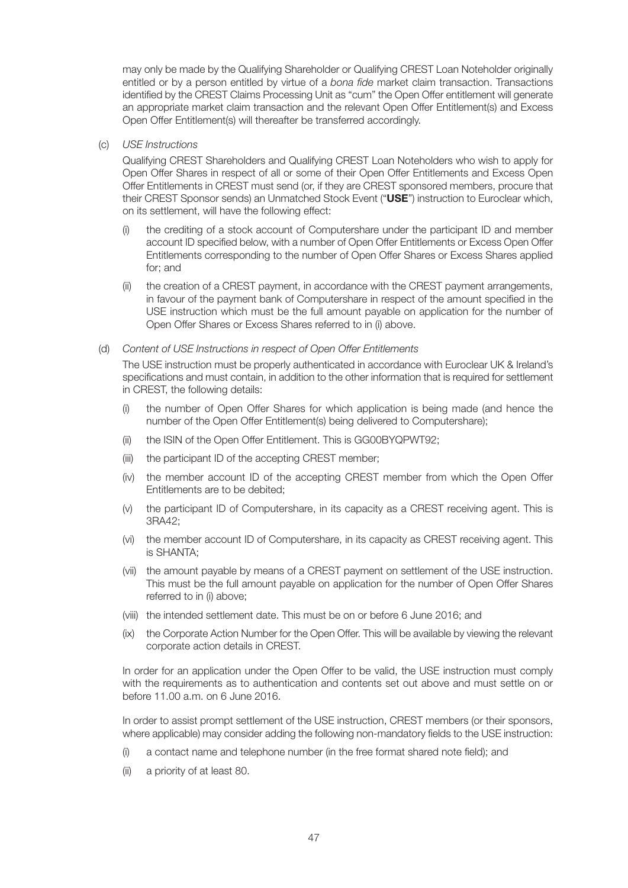may only be made by the Qualifying Shareholder or Qualifying CREST Loan Noteholder originally entitled or by a person entitled by virtue of a *bona fide* market claim transaction. Transactions identified by the CREST Claims Processing Unit as "cum" the Open Offer entitlement will generate an appropriate market claim transaction and the relevant Open Offer Entitlement(s) and Excess Open Offer Entitlement(s) will thereafter be transferred accordingly.

(c) *USE Instructions*

Qualifying CREST Shareholders and Qualifying CREST Loan Noteholders who wish to apply for Open Offer Shares in respect of all or some of their Open Offer Entitlements and Excess Open Offer Entitlements in CREST must send (or, if they are CREST sponsored members, procure that their CREST Sponsor sends) an Unmatched Stock Event ("**USE**") instruction to Euroclear which, on its settlement, will have the following effect:

(i) the crediting of a stock account of Computershare under the participant ID and member account ID specified below, with a number of Open Offer Entitlements or Excess Open Offer Entitlements corresponding to the number of Open Offer Shares or Excess Shares applied for; and

(ii) the creation of a CREST payment, in accordance with the CREST payment arrangements, in favour of the payment bank of Computershare in respect of the amount specified in the USE instruction which must be the full amount payable on application for the number of Open Offer Shares or Excess Shares referred to in (i) above.

(d) *Content of USE Instructions in respect of Open Offer Entitlements*

The USE instruction must be properly authenticated in accordance with Euroclear UK & Ireland's specifications and must contain, in addition to the other information that is required for settlement in CREST, the following details:

(i) the number of Open Offer Shares for which application is being made (and hence the number of the Open Offer Entitlement(s) being delivered to Computershare);

(ii) the ISIN of the Open Offer Entitlement. This is GG00BYQPWT92;

(iii) the participant ID of the accepting CREST member;

(iv) the member account ID of the accepting CREST member from which the Open Offer Entitlements are to be debited;

(v) the participant ID of Computershare, in its capacity as a CREST receiving agent. This is 3RA42;

(vi) the member account ID of Computershare, in its capacity as CREST receiving agent. This is SHANTA;

(vii) the amount payable by means of a CREST payment on settlement of the USE instruction. This must be the full amount payable on application for the number of Open Offer Shares referred to in (i) above;

(viii) the intended settlement date. This must be on or before 6 June 2016; and

(ix) the Corporate Action Number for the Open Offer. This will be available by viewing the relevant corporate action details in CREST.

In order for an application under the Open Offer to be valid, the USE instruction must comply with the requirements as to authentication and contents set out above and must settle on or before 11.00 a.m. on 6 June 2016.

In order to assist prompt settlement of the USE instruction, CREST members (or their sponsors, where applicable) may consider adding the following non-mandatory fields to the USE instruction:

(i) a contact name and telephone number (in the free format shared note field); and

(ii) a priority of at least 80.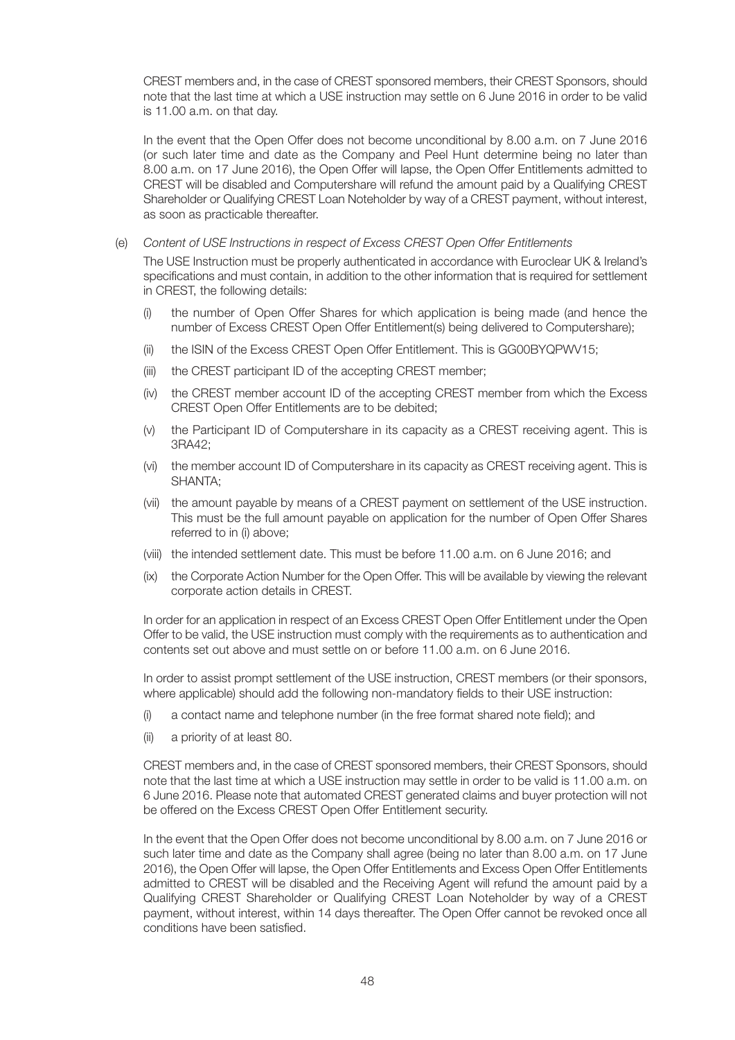CREST members and, in the case of CREST sponsored members, their CREST Sponsors, should note that the last time at which a USE instruction may settle on 6 June 2016 in order to be valid is 11.00 a.m. on that day.

In the event that the Open Offer does not become unconditional by 8.00 a.m. on 7 June 2016 (or such later time and date as the Company and Peel Hunt determine being no later than 8.00 a.m. on 17 June 2016), the Open Offer will lapse, the Open Offer Entitlements admitted to CREST will be disabled and Computershare will refund the amount paid by a Qualifying CREST Shareholder or Qualifying CREST Loan Noteholder by way of a CREST payment, without interest, as soon as practicable thereafter.

(e) *Content of USE Instructions in respect of Excess CREST Open Offer Entitlements*

The USE Instruction must be properly authenticated in accordance with Euroclear UK & Ireland's specifications and must contain, in addition to the other information that is required for settlement in CREST, the following details:

(i) the number of Open Offer Shares for which application is being made (and hence the number of Excess CREST Open Offer Entitlement(s) being delivered to Computershare);

(ii) the ISIN of the Excess CREST Open Offer Entitlement. This is GG00BYQPWV15;

(iii) the CREST participant ID of the accepting CREST member;

(iv) the CREST member account ID of the accepting CREST member from which the Excess CREST Open Offer Entitlements are to be debited;

(v) the Participant ID of Computershare in its capacity as a CREST receiving agent. This is 3RA42;

(vi) the member account ID of Computershare in its capacity as CREST receiving agent. This is SHANTA;

(vii) the amount payable by means of a CREST payment on settlement of the USE instruction. This must be the full amount payable on application for the number of Open Offer Shares referred to in (i) above;

(viii) the intended settlement date. This must be before 11.00 a.m. on 6 June 2016; and

(ix) the Corporate Action Number for the Open Offer. This will be available by viewing the relevant corporate action details in CREST.

In order for an application in respect of an Excess CREST Open Offer Entitlement under the Open Offer to be valid, the USE instruction must comply with the requirements as to authentication and contents set out above and must settle on or before 11.00 a.m. on 6 June 2016.

In order to assist prompt settlement of the USE instruction, CREST members (or their sponsors, where applicable) should add the following non-mandatory fields to their USE instruction:

(i) a contact name and telephone number (in the free format shared note field); and

(ii) a priority of at least 80.

CREST members and, in the case of CREST sponsored members, their CREST Sponsors, should note that the last time at which a USE instruction may settle in order to be valid is 11.00 a.m. on 6 June 2016. Please note that automated CREST generated claims and buyer protection will not be offered on the Excess CREST Open Offer Entitlement security.

In the event that the Open Offer does not become unconditional by 8.00 a.m. on 7 June 2016 or such later time and date as the Company shall agree (being no later than 8.00 a.m. on 17 June 2016), the Open Offer will lapse, the Open Offer Entitlements and Excess Open Offer Entitlements admitted to CREST will be disabled and the Receiving Agent will refund the amount paid by a Qualifying CREST Shareholder or Qualifying CREST Loan Noteholder by way of a CREST payment, without interest, within 14 days thereafter. The Open Offer cannot be revoked once all conditions have been satisfied.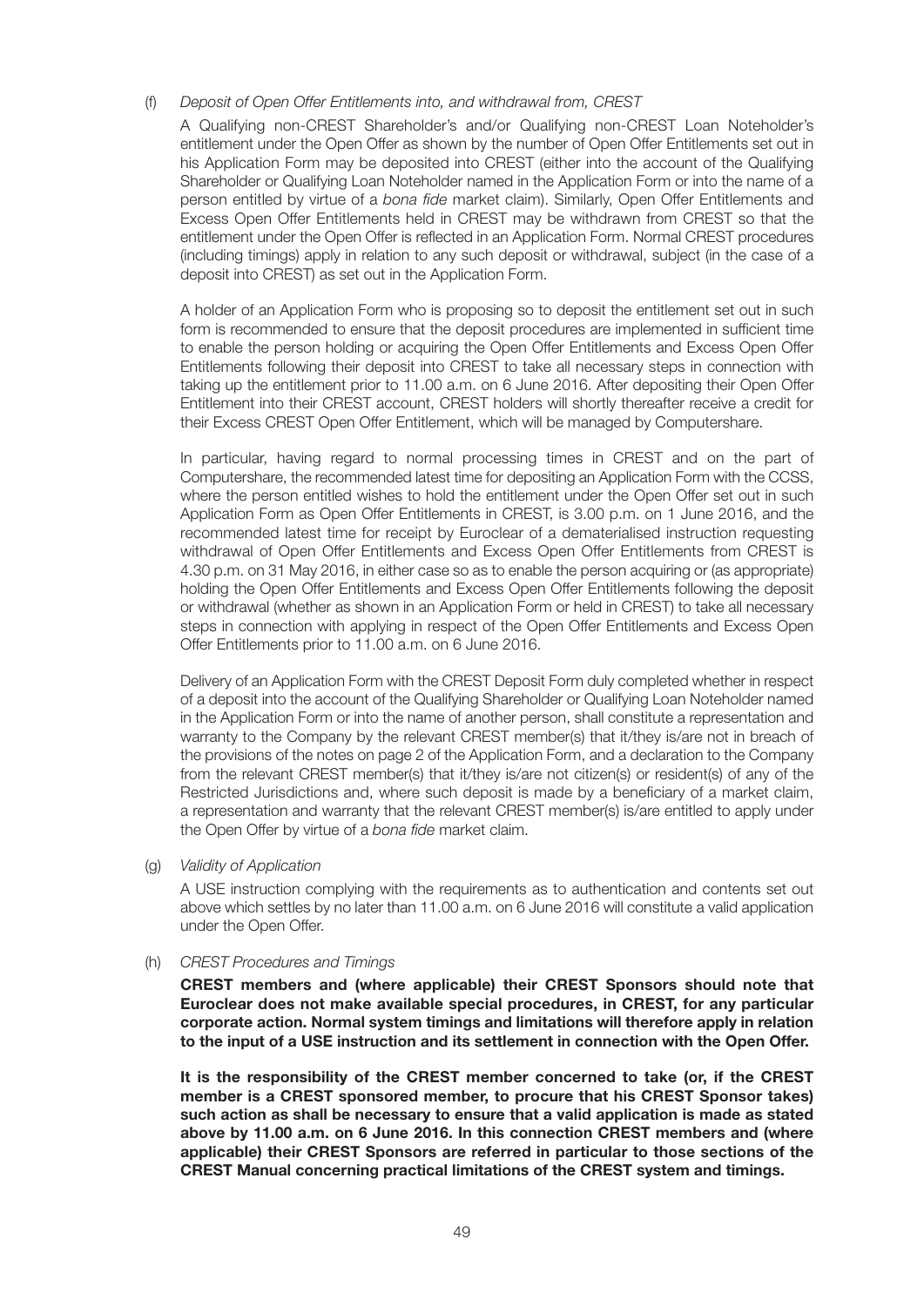(f) *Deposit of Open Offer Entitlements into, and withdrawal from, CREST*

A Qualifying non-CREST Shareholder's and/or Qualifying non-CREST Loan Noteholder's entitlement under the Open Offer as shown by the number of Open Offer Entitlements set out in his Application Form may be deposited into CREST (either into the account of the Qualifying Shareholder or Qualifying Loan Noteholder named in the Application Form or into the name of a person entitled by virtue of a *bona fide* market claim). Similarly, Open Offer Entitlements and Excess Open Offer Entitlements held in CREST may be withdrawn from CREST so that the entitlement under the Open Offer is reflected in an Application Form. Normal CREST procedures (including timings) apply in relation to any such deposit or withdrawal, subject (in the case of a deposit into CREST) as set out in the Application Form.

A holder of an Application Form who is proposing so to deposit the entitlement set out in such form is recommended to ensure that the deposit procedures are implemented in sufficient time to enable the person holding or acquiring the Open Offer Entitlements and Excess Open Offer Entitlements following their deposit into CREST to take all necessary steps in connection with taking up the entitlement prior to 11.00 a.m. on 6 June 2016. After depositing their Open Offer Entitlement into their CREST account, CREST holders will shortly thereafter receive a credit for their Excess CREST Open Offer Entitlement, which will be managed by Computershare.

In particular, having regard to normal processing times in CREST and on the part of Computershare, the recommended latest time for depositing an Application Form with the CCSS, where the person entitled wishes to hold the entitlement under the Open Offer set out in such Application Form as Open Offer Entitlements in CREST, is 3.00 p.m. on 1 June 2016, and the recommended latest time for receipt by Euroclear of a dematerialised instruction requesting withdrawal of Open Offer Entitlements and Excess Open Offer Entitlements from CREST is 4.30 p.m. on 31 May 2016, in either case so as to enable the person acquiring or (as appropriate) holding the Open Offer Entitlements and Excess Open Offer Entitlements following the deposit or withdrawal (whether as shown in an Application Form or held in CREST) to take all necessary steps in connection with applying in respect of the Open Offer Entitlements and Excess Open Offer Entitlements prior to 11.00 a.m. on 6 June 2016.

Delivery of an Application Form with the CREST Deposit Form duly completed whether in respect of a deposit into the account of the Qualifying Shareholder or Qualifying Loan Noteholder named in the Application Form or into the name of another person, shall constitute a representation and warranty to the Company by the relevant CREST member(s) that it/they is/are not in breach of the provisions of the notes on page 2 of the Application Form, and a declaration to the Company from the relevant CREST member(s) that it/they is/are not citizen(s) or resident(s) of any of the Restricted Jurisdictions and, where such deposit is made by a beneficiary of a market claim, a representation and warranty that the relevant CREST member(s) is/are entitled to apply under the Open Offer by virtue of a *bona fide* market claim.

(g) *Validity of Application*

A USE instruction complying with the requirements as to authentication and contents set out above which settles by no later than 11.00 a.m. on 6 June 2016 will constitute a valid application under the Open Offer.

(h) *CREST Procedures and Timings*

**CREST members and (where applicable) their CREST Sponsors should note that Euroclear does not make available special procedures, in CREST, for any particular corporate action. Normal system timings and limitations will therefore apply in relation to the input of a USE instruction and its settlement in connection with the Open Offer.**

**It is the responsibility of the CREST member concerned to take (or, if the CREST member is a CREST sponsored member, to procure that his CREST Sponsor takes) such action as shall be necessary to ensure that a valid application is made as stated above by 11.00 a.m. on 6 June 2016. In this connection CREST members and (where applicable) their CREST Sponsors are referred in particular to those sections of the CREST Manual concerning practical limitations of the CREST system and timings.**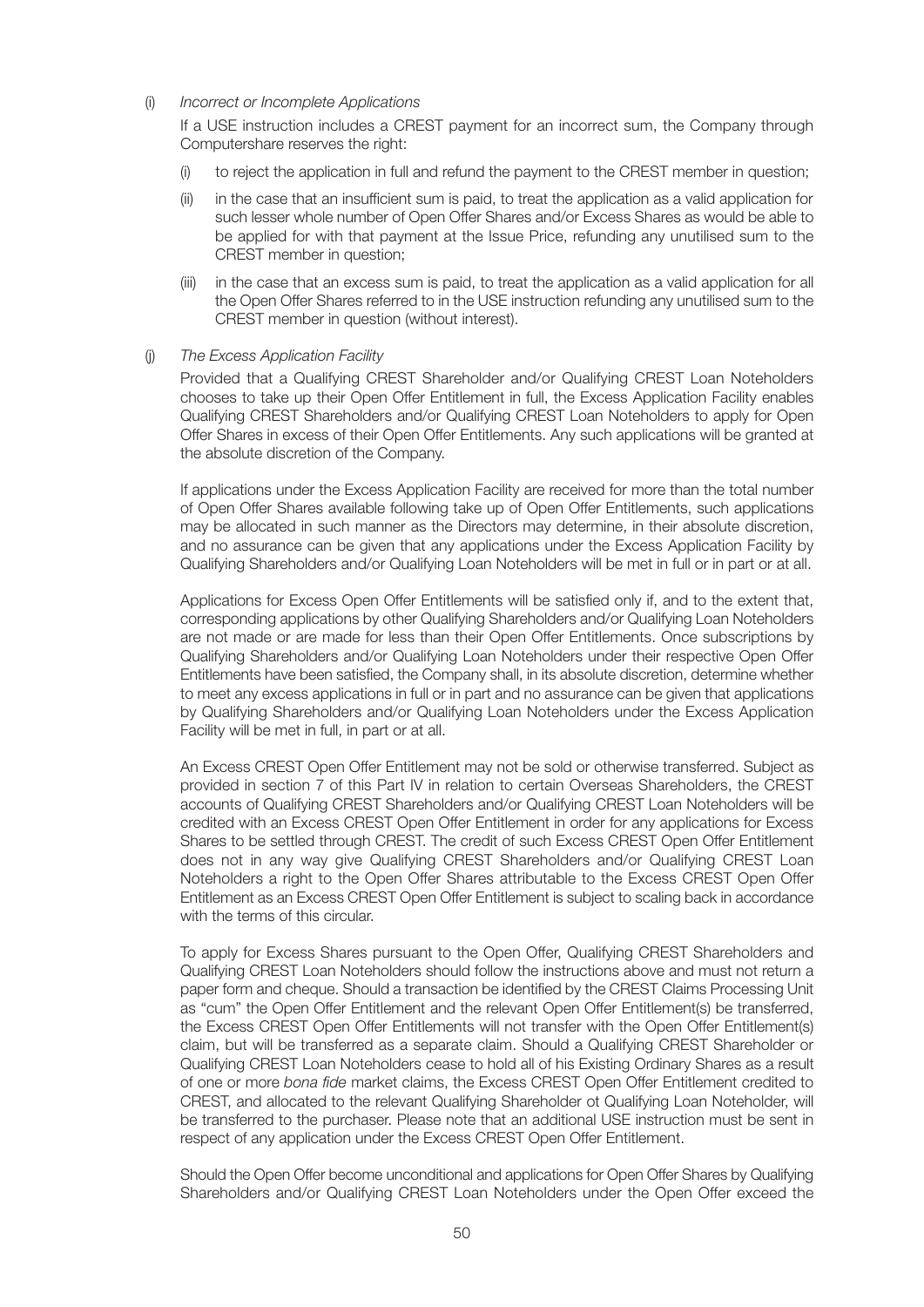(i) *Incorrect or Incomplete Applications*

If a USE instruction includes a CREST payment for an incorrect sum, the Company through Computershare reserves the right:

(i) to reject the application in full and refund the payment to the CREST member in question;

(ii) in the case that an insufficient sum is paid, to treat the application as a valid application for such lesser whole number of Open Offer Shares and/or Excess Shares as would be able to be applied for with that payment at the Issue Price, refunding any unutilised sum to the CREST member in question;

(iii) in the case that an excess sum is paid, to treat the application as a valid application for all the Open Offer Shares referred to in the USE instruction refunding any unutilised sum to the CREST member in question (without interest).

(j) *The Excess Application Facility*

Provided that a Qualifying CREST Shareholder and/or Qualifying CREST Loan Noteholders chooses to take up their Open Offer Entitlement in full, the Excess Application Facility enables Qualifying CREST Shareholders and/or Qualifying CREST Loan Noteholders to apply for Open Offer Shares in excess of their Open Offer Entitlements. Any such applications will be granted at the absolute discretion of the Company.

If applications under the Excess Application Facility are received for more than the total number of Open Offer Shares available following take up of Open Offer Entitlements, such applications may be allocated in such manner as the Directors may determine, in their absolute discretion, and no assurance can be given that any applications under the Excess Application Facility by Qualifying Shareholders and/or Qualifying Loan Noteholders will be met in full or in part or at all.

Applications for Excess Open Offer Entitlements will be satisfied only if, and to the extent that, corresponding applications by other Qualifying Shareholders and/or Qualifying Loan Noteholders are not made or are made for less than their Open Offer Entitlements. Once subscriptions by Qualifying Shareholders and/or Qualifying Loan Noteholders under their respective Open Offer Entitlements have been satisfied, the Company shall, in its absolute discretion, determine whether to meet any excess applications in full or in part and no assurance can be given that applications by Qualifying Shareholders and/or Qualifying Loan Noteholders under the Excess Application Facility will be met in full, in part or at all.

An Excess CREST Open Offer Entitlement may not be sold or otherwise transferred. Subject as provided in section 7 of this Part IV in relation to certain Overseas Shareholders, the CREST accounts of Qualifying CREST Shareholders and/or Qualifying CREST Loan Noteholders will be credited with an Excess CREST Open Offer Entitlement in order for any applications for Excess Shares to be settled through CREST. The credit of such Excess CREST Open Offer Entitlement does not in any way give Qualifying CREST Shareholders and/or Qualifying CREST Loan Noteholders a right to the Open Offer Shares attributable to the Excess CREST Open Offer Entitlement as an Excess CREST Open Offer Entitlement is subject to scaling back in accordance with the terms of this circular.

To apply for Excess Shares pursuant to the Open Offer, Qualifying CREST Shareholders and Qualifying CREST Loan Noteholders should follow the instructions above and must not return a paper form and cheque. Should a transaction be identified by the CREST Claims Processing Unit as "cum" the Open Offer Entitlement and the relevant Open Offer Entitlement(s) be transferred, the Excess CREST Open Offer Entitlements will not transfer with the Open Offer Entitlement(s) claim, but will be transferred as a separate claim. Should a Qualifying CREST Shareholder or Qualifying CREST Loan Noteholders cease to hold all of his Existing Ordinary Shares as a result of one or more *bona fide* market claims, the Excess CREST Open Offer Entitlement credited to CREST, and allocated to the relevant Qualifying Shareholder ot Qualifying Loan Noteholder, will be transferred to the purchaser. Please note that an additional USE instruction must be sent in respect of any application under the Excess CREST Open Offer Entitlement.

Should the Open Offer become unconditional and applications for Open Offer Shares by Qualifying Shareholders and/or Qualifying CREST Loan Noteholders under the Open Offer exceed the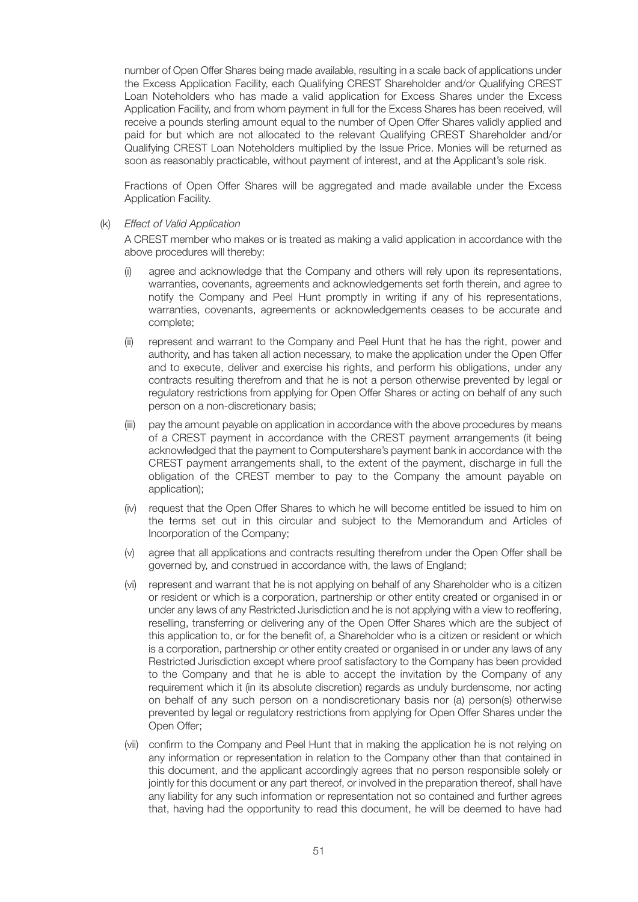number of Open Offer Shares being made available, resulting in a scale back of applications under the Excess Application Facility, each Qualifying CREST Shareholder and/or Qualifying CREST Loan Noteholders who has made a valid application for Excess Shares under the Excess Application Facility, and from whom payment in full for the Excess Shares has been received, will receive a pounds sterling amount equal to the number of Open Offer Shares validly applied and paid for but which are not allocated to the relevant Qualifying CREST Shareholder and/or Qualifying CREST Loan Noteholders multiplied by the Issue Price. Monies will be returned as soon as reasonably practicable, without payment of interest, and at the Applicant's sole risk.

Fractions of Open Offer Shares will be aggregated and made available under the Excess Application Facility.

(k) *Effect of Valid Application*

A CREST member who makes or is treated as making a valid application in accordance with the above procedures will thereby:

(i) agree and acknowledge that the Company and others will rely upon its representations, warranties, covenants, agreements and acknowledgements set forth therein, and agree to notify the Company and Peel Hunt promptly in writing if any of his representations, warranties, covenants, agreements or acknowledgements ceases to be accurate and complete;

(ii) represent and warrant to the Company and Peel Hunt that he has the right, power and authority, and has taken all action necessary, to make the application under the Open Offer and to execute, deliver and exercise his rights, and perform his obligations, under any contracts resulting therefrom and that he is not a person otherwise prevented by legal or regulatory restrictions from applying for Open Offer Shares or acting on behalf of any such person on a non-discretionary basis;

(iii) pay the amount payable on application in accordance with the above procedures by means of a CREST payment in accordance with the CREST payment arrangements (it being acknowledged that the payment to Computershare's payment bank in accordance with the CREST payment arrangements shall, to the extent of the payment, discharge in full the obligation of the CREST member to pay to the Company the amount payable on application);

(iv) request that the Open Offer Shares to which he will become entitled be issued to him on the terms set out in this circular and subject to the Memorandum and Articles of Incorporation of the Company;

(v) agree that all applications and contracts resulting therefrom under the Open Offer shall be governed by, and construed in accordance with, the laws of England;

(vi) represent and warrant that he is not applying on behalf of any Shareholder who is a citizen or resident or which is a corporation, partnership or other entity created or organised in or under any laws of any Restricted Jurisdiction and he is not applying with a view to reoffering, reselling, transferring or delivering any of the Open Offer Shares which are the subject of this application to, or for the benefit of, a Shareholder who is a citizen or resident or which is a corporation, partnership or other entity created or organised in or under any laws of any Restricted Jurisdiction except where proof satisfactory to the Company has been provided to the Company and that he is able to accept the invitation by the Company of any requirement which it (in its absolute discretion) regards as unduly burdensome, nor acting on behalf of any such person on a nondiscretionary basis nor (a) person(s) otherwise prevented by legal or regulatory restrictions from applying for Open Offer Shares under the Open Offer;

(vii) confirm to the Company and Peel Hunt that in making the application he is not relying on any information or representation in relation to the Company other than that contained in this document, and the applicant accordingly agrees that no person responsible solely or jointly for this document or any part thereof, or involved in the preparation thereof, shall have any liability for any such information or representation not so contained and further agrees that, having had the opportunity to read this document, he will be deemed to have had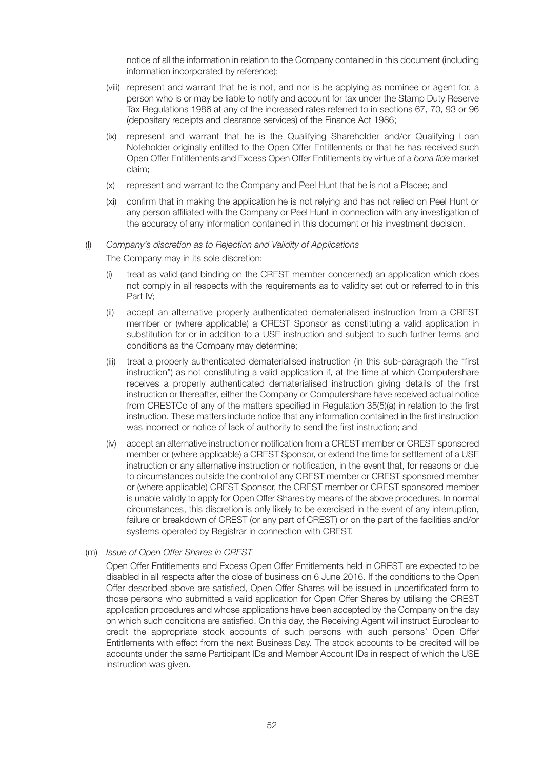notice of all the information in relation to the Company contained in this document (including information incorporated by reference);

(viii) represent and warrant that he is not, and nor is he applying as nominee or agent for, a person who is or may be liable to notify and account for tax under the Stamp Duty Reserve Tax Regulations 1986 at any of the increased rates referred to in sections 67, 70, 93 or 96 (depositary receipts and clearance services) of the Finance Act 1986;

(ix) represent and warrant that he is the Qualifying Shareholder and/or Qualifying Loan Noteholder originally entitled to the Open Offer Entitlements or that he has received such Open Offer Entitlements and Excess Open Offer Entitlements by virtue of a *bona fide* market claim;

(x) represent and warrant to the Company and Peel Hunt that he is not a Placee; and

(xi) confirm that in making the application he is not relying and has not relied on Peel Hunt or any person affiliated with the Company or Peel Hunt in connection with any investigation of the accuracy of any information contained in this document or his investment decision.

(l) *Company's discretion as to Rejection and Validity of Applications*

The Company may in its sole discretion:

(i) treat as valid (and binding on the CREST member concerned) an application which does not comply in all respects with the requirements as to validity set out or referred to in this Part IV;

(ii) accept an alternative properly authenticated dematerialised instruction from a CREST member or (where applicable) a CREST Sponsor as constituting a valid application in substitution for or in addition to a USE instruction and subject to such further terms and conditions as the Company may determine;

(iii) treat a properly authenticated dematerialised instruction (in this sub-paragraph the "first instruction") as not constituting a valid application if, at the time at which Computershare receives a properly authenticated dematerialised instruction giving details of the first instruction or thereafter, either the Company or Computershare have received actual notice from CRESTCo of any of the matters specified in Regulation 35(5)(a) in relation to the first instruction. These matters include notice that any information contained in the first instruction was incorrect or notice of lack of authority to send the first instruction; and

(iv) accept an alternative instruction or notification from a CREST member or CREST sponsored member or (where applicable) a CREST Sponsor, or extend the time for settlement of a USE instruction or any alternative instruction or notification, in the event that, for reasons or due to circumstances outside the control of any CREST member or CREST sponsored member or (where applicable) CREST Sponsor, the CREST member or CREST sponsored member is unable validly to apply for Open Offer Shares by means of the above procedures. In normal circumstances, this discretion is only likely to be exercised in the event of any interruption, failure or breakdown of CREST (or any part of CREST) or on the part of the facilities and/or systems operated by Registrar in connection with CREST.

(m) *Issue of Open Offer Shares in CREST*

Open Offer Entitlements and Excess Open Offer Entitlements held in CREST are expected to be disabled in all respects after the close of business on 6 June 2016. If the conditions to the Open Offer described above are satisfied, Open Offer Shares will be issued in uncertificated form to those persons who submitted a valid application for Open Offer Shares by utilising the CREST application procedures and whose applications have been accepted by the Company on the day on which such conditions are satisfied. On this day, the Receiving Agent will instruct Euroclear to credit the appropriate stock accounts of such persons with such persons' Open Offer Entitlements with effect from the next Business Day. The stock accounts to be credited will be accounts under the same Participant IDs and Member Account IDs in respect of which the USE instruction was given.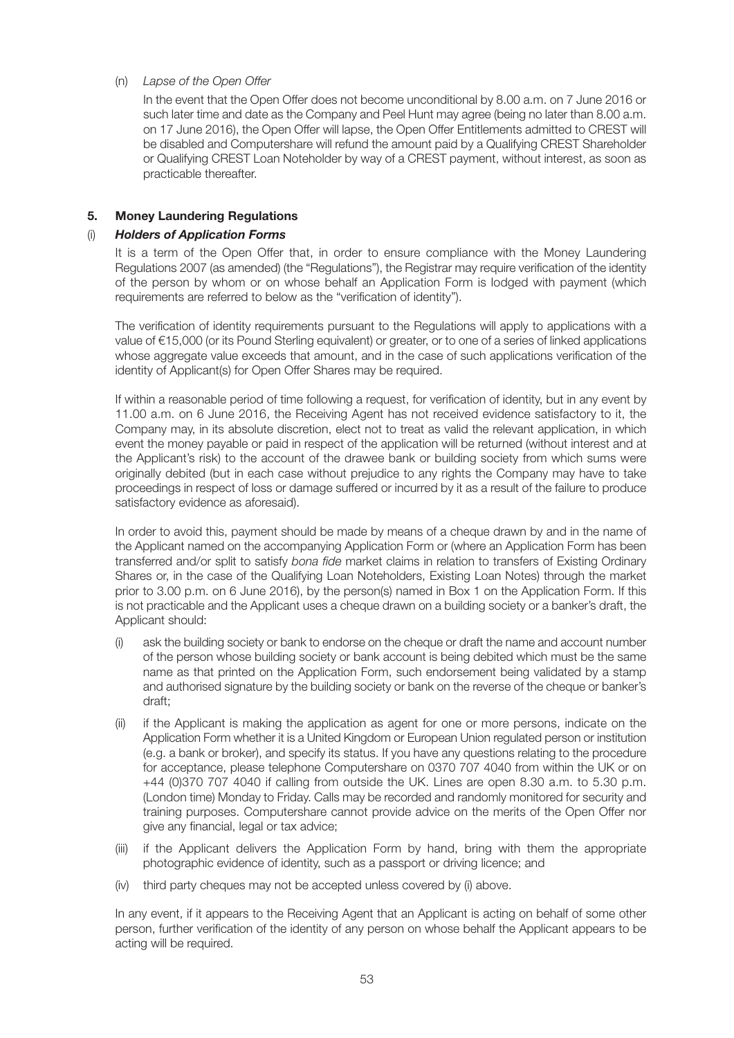(n) *Lapse of the Open Offer*

In the event that the Open Offer does not become unconditional by 8.00 a.m. on 7 June 2016 or such later time and date as the Company and Peel Hunt may agree (being no later than 8.00 a.m. on 17 June 2016), the Open Offer will lapse, the Open Offer Entitlements admitted to CREST will be disabled and Computershare will refund the amount paid by a Qualifying CREST Shareholder or Qualifying CREST Loan Noteholder by way of a CREST payment, without interest, as soon as practicable thereafter.

## 5. Money Laundering Regulations

### (i) *Holders of Application Forms*

It is a term of the Open Offer that, in order to ensure compliance with the Money Laundering Regulations 2007 (as amended) (the "Regulations"), the Registrar may require verification of the identity of the person by whom or on whose behalf an Application Form is lodged with payment (which requirements are referred to below as the "verification of identity").

The verification of identity requirements pursuant to the Regulations will apply to applications with a value of €15,000 (or its Pound Sterling equivalent) or greater, or to one of a series of linked applications whose aggregate value exceeds that amount, and in the case of such applications verification of the identity of Applicant(s) for Open Offer Shares may be required.

If within a reasonable period of time following a request, for verification of identity, but in any event by 11.00 a.m. on 6 June 2016, the Receiving Agent has not received evidence satisfactory to it, the Company may, in its absolute discretion, elect not to treat as valid the relevant application, in which event the money payable or paid in respect of the application will be returned (without interest and at the Applicant's risk) to the account of the drawee bank or building society from which sums were originally debited (but in each case without prejudice to any rights the Company may have to take proceedings in respect of loss or damage suffered or incurred by it as a result of the failure to produce satisfactory evidence as aforesaid).

In order to avoid this, payment should be made by means of a cheque drawn by and in the name of the Applicant named on the accompanying Application Form or (where an Application Form has been transferred and/or split to satisfy *bona fide* market claims in relation to transfers of Existing Ordinary Shares or, in the case of the Qualifying Loan Noteholders, Existing Loan Notes) through the market prior to 3.00 p.m. on 6 June 2016), by the person(s) named in Box 1 on the Application Form. If this is not practicable and the Applicant uses a cheque drawn on a building society or a banker's draft, the Applicant should:

(i) ask the building society or bank to endorse on the cheque or draft the name and account number of the person whose building society or bank account is being debited which must be the same name as that printed on the Application Form, such endorsement being validated by a stamp and authorised signature by the building society or bank on the reverse of the cheque or banker's draft;

(ii) if the Applicant is making the application as agent for one or more persons, indicate on the Application Form whether it is a United Kingdom or European Union regulated person or institution (e.g. a bank or broker), and specify its status. If you have any questions relating to the procedure for acceptance, please telephone Computershare on 0370 707 4040 from within the UK or on +44 (0)370 707 4040 if calling from outside the UK. Lines are open 8.30 a.m. to 5.30 p.m. (London time) Monday to Friday. Calls may be recorded and randomly monitored for security and training purposes. Computershare cannot provide advice on the merits of the Open Offer nor give any financial, legal or tax advice;

(iii) if the Applicant delivers the Application Form by hand, bring with them the appropriate photographic evidence of identity, such as a passport or driving licence; and

(iv) third party cheques may not be accepted unless covered by (i) above.

In any event, if it appears to the Receiving Agent that an Applicant is acting on behalf of some other person, further verification of the identity of any person on whose behalf the Applicant appears to be acting will be required.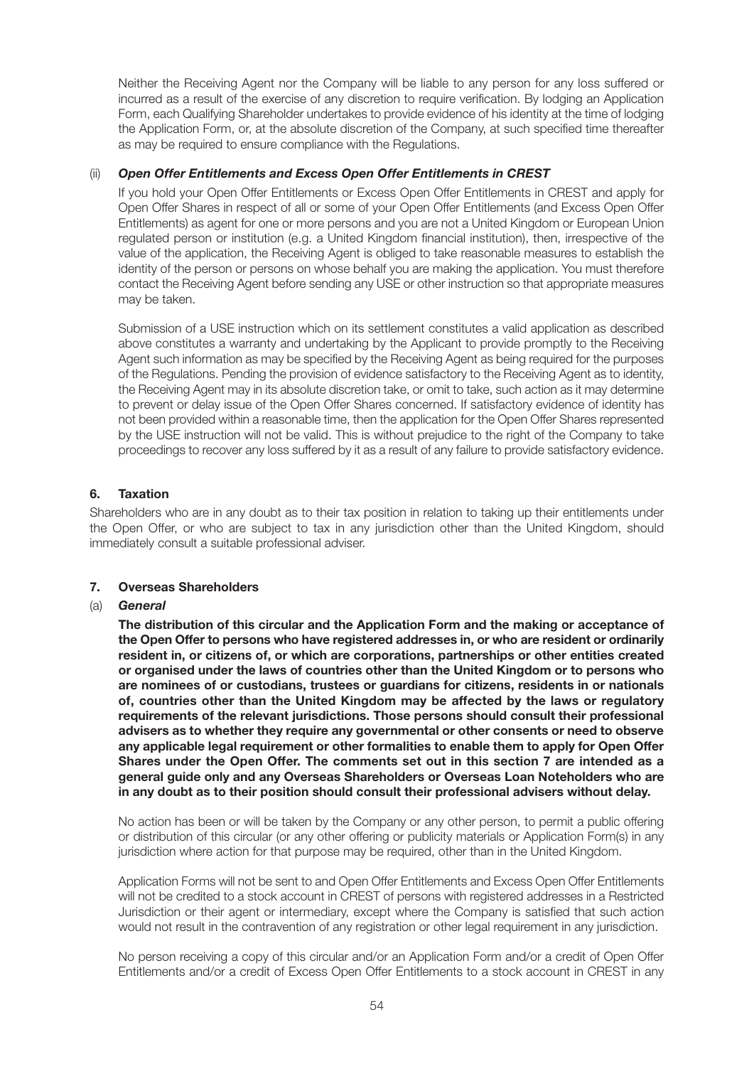Neither the Receiving Agent nor the Company will be liable to any person for any loss suffered or incurred as a result of the exercise of any discretion to require verification. By lodging an Application Form, each Qualifying Shareholder undertakes to provide evidence of his identity at the time of lodging the Application Form, or, at the absolute discretion of the Company, at such specified time thereafter as may be required to ensure compliance with the Regulations.

(ii) ***Open Offer Entitlements and Excess Open Offer Entitlements in CREST***

If you hold your Open Offer Entitlements or Excess Open Offer Entitlements in CREST and apply for Open Offer Shares in respect of all or some of your Open Offer Entitlements (and Excess Open Offer Entitlements) as agent for one or more persons and you are not a United Kingdom or European Union regulated person or institution (e.g. a United Kingdom financial institution), then, irrespective of the value of the application, the Receiving Agent is obliged to take reasonable measures to establish the identity of the person or persons on whose behalf you are making the application. You must therefore contact the Receiving Agent before sending any USE or other instruction so that appropriate measures may be taken.

Submission of a USE instruction which on its settlement constitutes a valid application as described above constitutes a warranty and undertaking by the Applicant to provide promptly to the Receiving Agent such information as may be specified by the Receiving Agent as being required for the purposes of the Regulations. Pending the provision of evidence satisfactory to the Receiving Agent as to identity, the Receiving Agent may in its absolute discretion take, or omit to take, such action as it may determine to prevent or delay issue of the Open Offer Shares concerned. If satisfactory evidence of identity has not been provided within a reasonable time, then the application for the Open Offer Shares represented by the USE instruction will not be valid. This is without prejudice to the right of the Company to take proceedings to recover any loss suffered by it as a result of any failure to provide satisfactory evidence.

### 6. Taxation

Shareholders who are in any doubt as to their tax position in relation to taking up their entitlements under the Open Offer, or who are subject to tax in any jurisdiction other than the United Kingdom, should immediately consult a suitable professional adviser.

### 7. Overseas Shareholders

(a) ***General***

**The distribution of this circular and the Application Form and the making or acceptance of the Open Offer to persons who have registered addresses in, or who are resident or ordinarily resident in, or citizens of, or which are corporations, partnerships or other entities created or organised under the laws of countries other than the United Kingdom or to persons who are nominees of or custodians, trustees or guardians for citizens, residents in or nationals of, countries other than the United Kingdom may be affected by the laws or regulatory requirements of the relevant jurisdictions. Those persons should consult their professional advisers as to whether they require any governmental or other consents or need to observe any applicable legal requirement or other formalities to enable them to apply for Open Offer Shares under the Open Offer. The comments set out in this section 7 are intended as a general guide only and any Overseas Shareholders or Overseas Loan Noteholders who are in any doubt as to their position should consult their professional advisers without delay.**

No action has been or will be taken by the Company or any other person, to permit a public offering or distribution of this circular (or any other offering or publicity materials or Application Form(s) in any jurisdiction where action for that purpose may be required, other than in the United Kingdom.

Application Forms will not be sent to and Open Offer Entitlements and Excess Open Offer Entitlements will not be credited to a stock account in CREST of persons with registered addresses in a Restricted Jurisdiction or their agent or intermediary, except where the Company is satisfied that such action would not result in the contravention of any registration or other legal requirement in any jurisdiction.

No person receiving a copy of this circular and/or an Application Form and/or a credit of Open Offer Entitlements and/or a credit of Excess Open Offer Entitlements to a stock account in CREST in any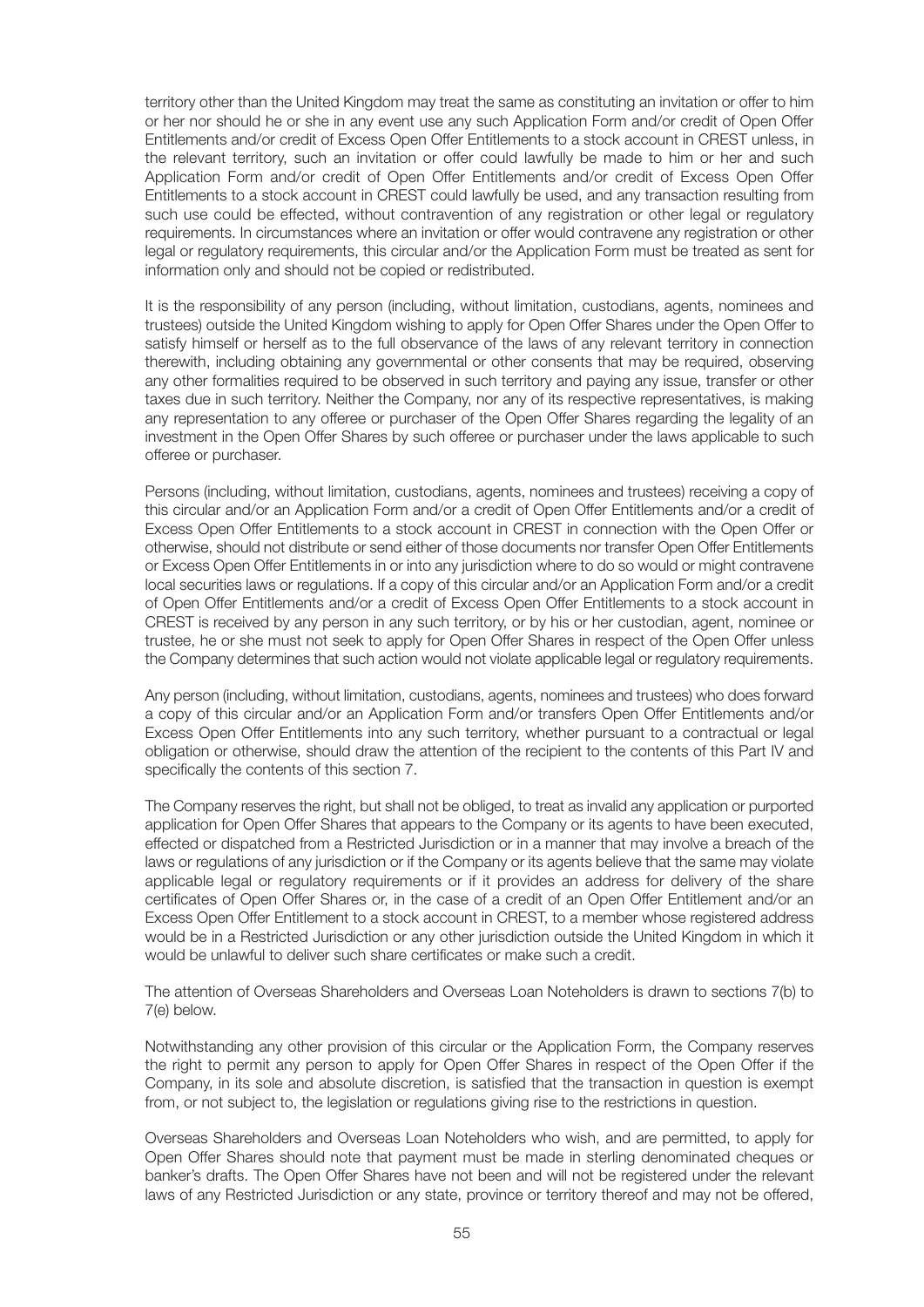territory other than the United Kingdom may treat the same as constituting an invitation or offer to him or her nor should he or she in any event use any such Application Form and/or credit of Open Offer Entitlements and/or credit of Excess Open Offer Entitlements to a stock account in CREST unless, in the relevant territory, such an invitation or offer could lawfully be made to him or her and such Application Form and/or credit of Open Offer Entitlements and/or credit of Excess Open Offer Entitlements to a stock account in CREST could lawfully be used, and any transaction resulting from such use could be effected, without contravention of any registration or other legal or regulatory requirements. In circumstances where an invitation or offer would contravene any registration or other legal or regulatory requirements, this circular and/or the Application Form must be treated as sent for information only and should not be copied or redistributed.

It is the responsibility of any person (including, without limitation, custodians, agents, nominees and trustees) outside the United Kingdom wishing to apply for Open Offer Shares under the Open Offer to satisfy himself or herself as to the full observance of the laws of any relevant territory in connection therewith, including obtaining any governmental or other consents that may be required, observing any other formalities required to be observed in such territory and paying any issue, transfer or other taxes due in such territory. Neither the Company, nor any of its respective representatives, is making any representation to any offeree or purchaser of the Open Offer Shares regarding the legality of an investment in the Open Offer Shares by such offeree or purchaser under the laws applicable to such offeree or purchaser.

Persons (including, without limitation, custodians, agents, nominees and trustees) receiving a copy of this circular and/or an Application Form and/or a credit of Open Offer Entitlements and/or a credit of Excess Open Offer Entitlements to a stock account in CREST in connection with the Open Offer or otherwise, should not distribute or send either of those documents nor transfer Open Offer Entitlements or Excess Open Offer Entitlements in or into any jurisdiction where to do so would or might contravene local securities laws or regulations. If a copy of this circular and/or an Application Form and/or a credit of Open Offer Entitlements and/or a credit of Excess Open Offer Entitlements to a stock account in CREST is received by any person in any such territory, or by his or her custodian, agent, nominee or trustee, he or she must not seek to apply for Open Offer Shares in respect of the Open Offer unless the Company determines that such action would not violate applicable legal or regulatory requirements.

Any person (including, without limitation, custodians, agents, nominees and trustees) who does forward a copy of this circular and/or an Application Form and/or transfers Open Offer Entitlements and/or Excess Open Offer Entitlements into any such territory, whether pursuant to a contractual or legal obligation or otherwise, should draw the attention of the recipient to the contents of this Part IV and specifically the contents of this section 7.

The Company reserves the right, but shall not be obliged, to treat as invalid any application or purported application for Open Offer Shares that appears to the Company or its agents to have been executed, effected or dispatched from a Restricted Jurisdiction or in a manner that may involve a breach of the laws or regulations of any jurisdiction or if the Company or its agents believe that the same may violate applicable legal or regulatory requirements or if it provides an address for delivery of the share certificates of Open Offer Shares or, in the case of a credit of an Open Offer Entitlement and/or an Excess Open Offer Entitlement to a stock account in CREST, to a member whose registered address would be in a Restricted Jurisdiction or any other jurisdiction outside the United Kingdom in which it would be unlawful to deliver such share certificates or make such a credit.

The attention of Overseas Shareholders and Overseas Loan Noteholders is drawn to sections 7(b) to 7(e) below.

Notwithstanding any other provision of this circular or the Application Form, the Company reserves the right to permit any person to apply for Open Offer Shares in respect of the Open Offer if the Company, in its sole and absolute discretion, is satisfied that the transaction in question is exempt from, or not subject to, the legislation or regulations giving rise to the restrictions in question.

Overseas Shareholders and Overseas Loan Noteholders who wish, and are permitted, to apply for Open Offer Shares should note that payment must be made in sterling denominated cheques or banker's drafts. The Open Offer Shares have not been and will not be registered under the relevant laws of any Restricted Jurisdiction or any state, province or territory thereof and may not be offered,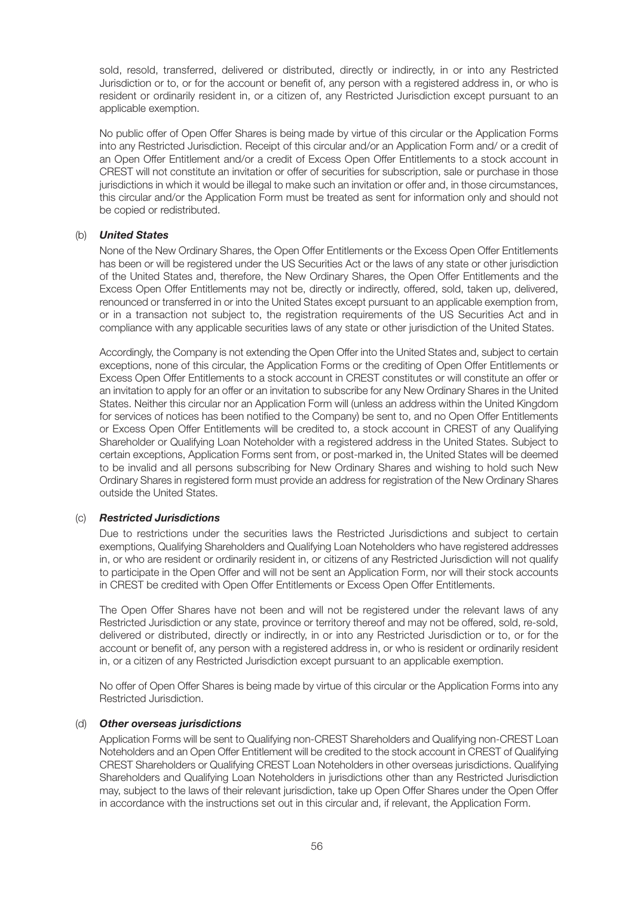sold, resold, transferred, delivered or distributed, directly or indirectly, in or into any Restricted Jurisdiction or to, or for the account or benefit of, any person with a registered address in, or who is resident or ordinarily resident in, or a citizen of, any Restricted Jurisdiction except pursuant to an applicable exemption.

No public offer of Open Offer Shares is being made by virtue of this circular or the Application Forms into any Restricted Jurisdiction. Receipt of this circular and/or an Application Form and/ or a credit of an Open Offer Entitlement and/or a credit of Excess Open Offer Entitlements to a stock account in CREST will not constitute an invitation or offer of securities for subscription, sale or purchase in those jurisdictions in which it would be illegal to make such an invitation or offer and, in those circumstances, this circular and/or the Application Form must be treated as sent for information only and should not be copied or redistributed.

(b) ***United States***

None of the New Ordinary Shares, the Open Offer Entitlements or the Excess Open Offer Entitlements has been or will be registered under the US Securities Act or the laws of any state or other jurisdiction of the United States and, therefore, the New Ordinary Shares, the Open Offer Entitlements and the Excess Open Offer Entitlements may not be, directly or indirectly, offered, sold, taken up, delivered, renounced or transferred in or into the United States except pursuant to an applicable exemption from, or in a transaction not subject to, the registration requirements of the US Securities Act and in compliance with any applicable securities laws of any state or other jurisdiction of the United States.

Accordingly, the Company is not extending the Open Offer into the United States and, subject to certain exceptions, none of this circular, the Application Forms or the crediting of Open Offer Entitlements or Excess Open Offer Entitlements to a stock account in CREST constitutes or will constitute an offer or an invitation to apply for an offer or an invitation to subscribe for any New Ordinary Shares in the United States. Neither this circular nor an Application Form will (unless an address within the United Kingdom for services of notices has been notified to the Company) be sent to, and no Open Offer Entitlements or Excess Open Offer Entitlements will be credited to, a stock account in CREST of any Qualifying Shareholder or Qualifying Loan Noteholder with a registered address in the United States. Subject to certain exceptions, Application Forms sent from, or post-marked in, the United States will be deemed to be invalid and all persons subscribing for New Ordinary Shares and wishing to hold such New Ordinary Shares in registered form must provide an address for registration of the New Ordinary Shares outside the United States.

(c) ***Restricted Jurisdictions***

Due to restrictions under the securities laws the Restricted Jurisdictions and subject to certain exemptions, Qualifying Shareholders and Qualifying Loan Noteholders who have registered addresses in, or who are resident or ordinarily resident in, or citizens of any Restricted Jurisdiction will not qualify to participate in the Open Offer and will not be sent an Application Form, nor will their stock accounts in CREST be credited with Open Offer Entitlements or Excess Open Offer Entitlements.

The Open Offer Shares have not been and will not be registered under the relevant laws of any Restricted Jurisdiction or any state, province or territory thereof and may not be offered, sold, re-sold, delivered or distributed, directly or indirectly, in or into any Restricted Jurisdiction or to, or for the account or benefit of, any person with a registered address in, or who is resident or ordinarily resident in, or a citizen of any Restricted Jurisdiction except pursuant to an applicable exemption.

No offer of Open Offer Shares is being made by virtue of this circular or the Application Forms into any Restricted Jurisdiction.

(d) ***Other overseas jurisdictions***

Application Forms will be sent to Qualifying non-CREST Shareholders and Qualifying non-CREST Loan Noteholders and an Open Offer Entitlement will be credited to the stock account in CREST of Qualifying CREST Shareholders or Qualifying CREST Loan Noteholders in other overseas jurisdictions. Qualifying Shareholders and Qualifying Loan Noteholders in jurisdictions other than any Restricted Jurisdiction may, subject to the laws of their relevant jurisdiction, take up Open Offer Shares under the Open Offer in accordance with the instructions set out in this circular and, if relevant, the Application Form.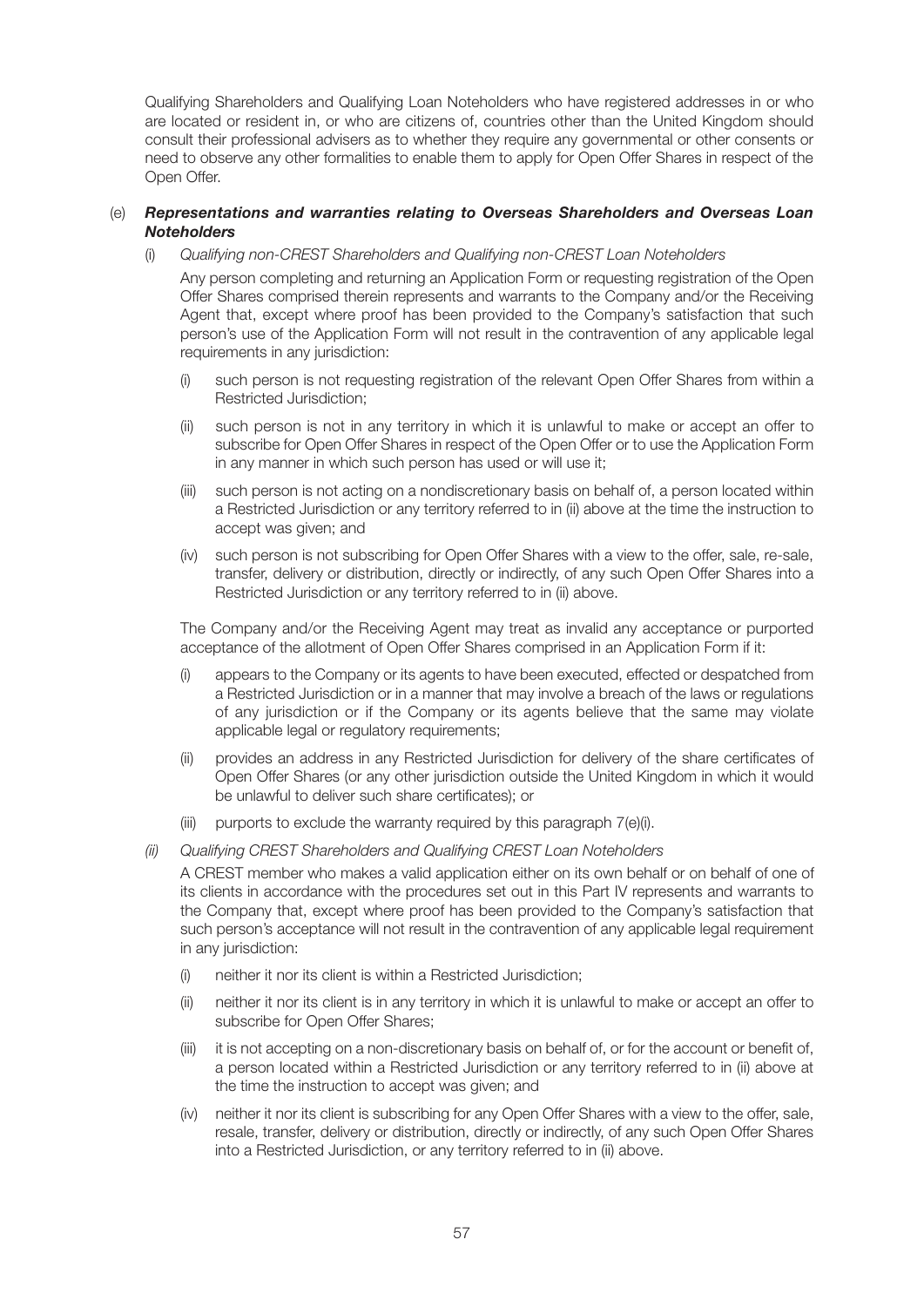Qualifying Shareholders and Qualifying Loan Noteholders who have registered addresses in or who are located or resident in, or who are citizens of, countries other than the United Kingdom should consult their professional advisers as to whether they require any governmental or other consents or need to observe any other formalities to enable them to apply for Open Offer Shares in respect of the Open Offer.

(e) ***Representations and warranties relating to Overseas Shareholders and Overseas Loan Noteholders***

(i) *Qualifying non-CREST Shareholders and Qualifying non-CREST Loan Noteholders*

Any person completing and returning an Application Form or requesting registration of the Open Offer Shares comprised therein represents and warrants to the Company and/or the Receiving Agent that, except where proof has been provided to the Company's satisfaction that such person's use of the Application Form will not result in the contravention of any applicable legal requirements in any jurisdiction:

(i) such person is not requesting registration of the relevant Open Offer Shares from within a Restricted Jurisdiction;

(ii) such person is not in any territory in which it is unlawful to make or accept an offer to subscribe for Open Offer Shares in respect of the Open Offer or to use the Application Form in any manner in which such person has used or will use it;

(iii) such person is not acting on a nondiscretionary basis on behalf of, a person located within a Restricted Jurisdiction or any territory referred to in (ii) above at the time the instruction to accept was given; and

(iv) such person is not subscribing for Open Offer Shares with a view to the offer, sale, re-sale, transfer, delivery or distribution, directly or indirectly, of any such Open Offer Shares into a Restricted Jurisdiction or any territory referred to in (ii) above.

The Company and/or the Receiving Agent may treat as invalid any acceptance or purported acceptance of the allotment of Open Offer Shares comprised in an Application Form if it:

(i) appears to the Company or its agents to have been executed, effected or despatched from a Restricted Jurisdiction or in a manner that may involve a breach of the laws or regulations of any jurisdiction or if the Company or its agents believe that the same may violate applicable legal or regulatory requirements;

(ii) provides an address in any Restricted Jurisdiction for delivery of the share certificates of Open Offer Shares (or any other jurisdiction outside the United Kingdom in which it would be unlawful to deliver such share certificates); or

(iii) purports to exclude the warranty required by this paragraph 7(e)(i).

(ii) *Qualifying CREST Shareholders and Qualifying CREST Loan Noteholders*

A CREST member who makes a valid application either on its own behalf or on behalf of one of its clients in accordance with the procedures set out in this Part IV represents and warrants to the Company that, except where proof has been provided to the Company's satisfaction that such person's acceptance will not result in the contravention of any applicable legal requirement in any jurisdiction:

(i) neither it nor its client is within a Restricted Jurisdiction;

(ii) neither it nor its client is in any territory in which it is unlawful to make or accept an offer to subscribe for Open Offer Shares;

(iii) it is not accepting on a non-discretionary basis on behalf of, or for the account or benefit of, a person located within a Restricted Jurisdiction or any territory referred to in (ii) above at the time the instruction to accept was given; and

(iv) neither it nor its client is subscribing for any Open Offer Shares with a view to the offer, sale, resale, transfer, delivery or distribution, directly or indirectly, of any such Open Offer Shares into a Restricted Jurisdiction, or any territory referred to in (ii) above.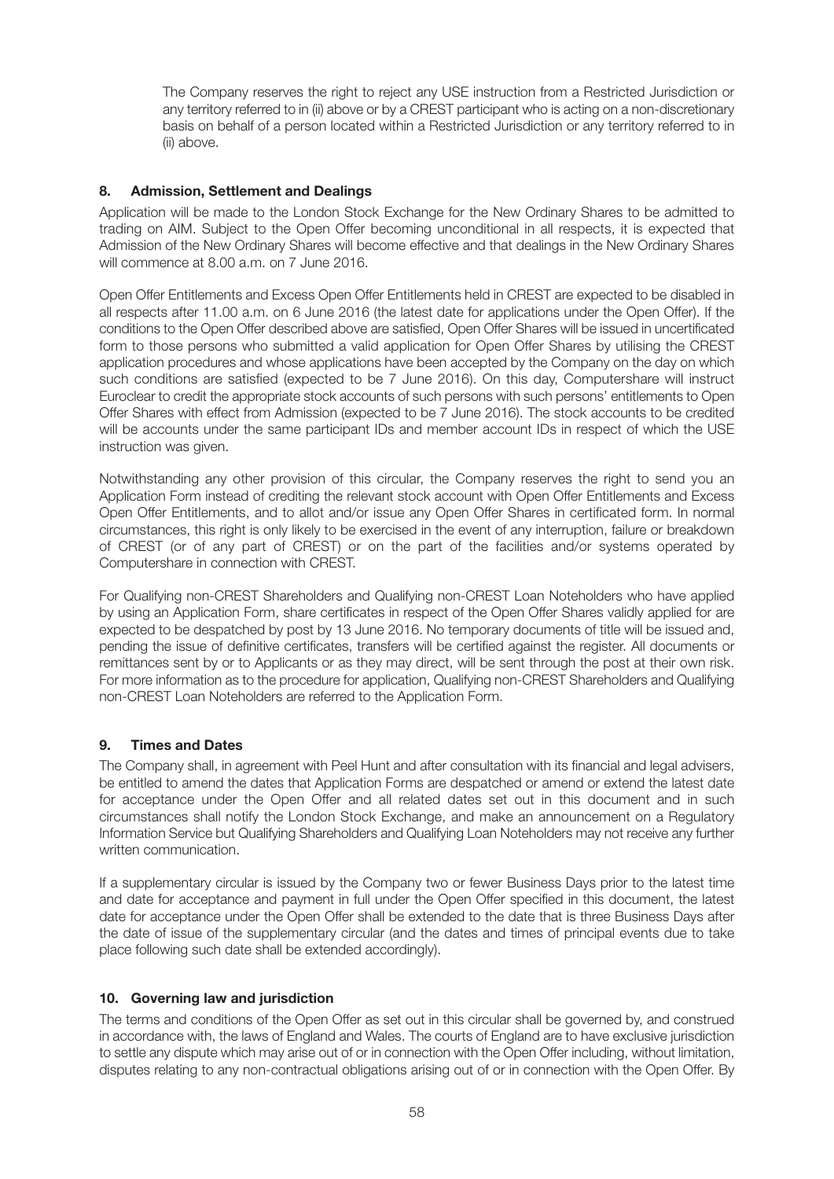The Company reserves the right to reject any USE instruction from a Restricted Jurisdiction or any territory referred to in (ii) above or by a CREST participant who is acting on a non-discretionary basis on behalf of a person located within a Restricted Jurisdiction or any territory referred to in (ii) above.

## 8. Admission, Settlement and Dealings

Application will be made to the London Stock Exchange for the New Ordinary Shares to be admitted to trading on AIM. Subject to the Open Offer becoming unconditional in all respects, it is expected that Admission of the New Ordinary Shares will become effective and that dealings in the New Ordinary Shares will commence at 8.00 a.m. on 7 June 2016.

Open Offer Entitlements and Excess Open Offer Entitlements held in CREST are expected to be disabled in all respects after 11.00 a.m. on 6 June 2016 (the latest date for applications under the Open Offer). If the conditions to the Open Offer described above are satisfied, Open Offer Shares will be issued in uncertificated form to those persons who submitted a valid application for Open Offer Shares by utilising the CREST application procedures and whose applications have been accepted by the Company on the day on which such conditions are satisfied (expected to be 7 June 2016). On this day, Computershare will instruct Euroclear to credit the appropriate stock accounts of such persons with such persons' entitlements to Open Offer Shares with effect from Admission (expected to be 7 June 2016). The stock accounts to be credited will be accounts under the same participant IDs and member account IDs in respect of which the USE instruction was given.

Notwithstanding any other provision of this circular, the Company reserves the right to send you an Application Form instead of crediting the relevant stock account with Open Offer Entitlements and Excess Open Offer Entitlements, and to allot and/or issue any Open Offer Shares in certificated form. In normal circumstances, this right is only likely to be exercised in the event of any interruption, failure or breakdown of CREST (or of any part of CREST) or on the part of the facilities and/or systems operated by Computershare in connection with CREST.

For Qualifying non-CREST Shareholders and Qualifying non-CREST Loan Noteholders who have applied by using an Application Form, share certificates in respect of the Open Offer Shares validly applied for are expected to be despatched by post by 13 June 2016. No temporary documents of title will be issued and, pending the issue of definitive certificates, transfers will be certified against the register. All documents or remittances sent by or to Applicants or as they may direct, will be sent through the post at their own risk. For more information as to the procedure for application, Qualifying non-CREST Shareholders and Qualifying non-CREST Loan Noteholders are referred to the Application Form.

## 9. Times and Dates

The Company shall, in agreement with Peel Hunt and after consultation with its financial and legal advisers, be entitled to amend the dates that Application Forms are despatched or amend or extend the latest date for acceptance under the Open Offer and all related dates set out in this document and in such circumstances shall notify the London Stock Exchange, and make an announcement on a Regulatory Information Service but Qualifying Shareholders and Qualifying Loan Noteholders may not receive any further written communication.

If a supplementary circular is issued by the Company two or fewer Business Days prior to the latest time and date for acceptance and payment in full under the Open Offer specified in this document, the latest date for acceptance under the Open Offer shall be extended to the date that is three Business Days after the date of issue of the supplementary circular (and the dates and times of principal events due to take place following such date shall be extended accordingly).

## 10. Governing law and jurisdiction

The terms and conditions of the Open Offer as set out in this circular shall be governed by, and construed in accordance with, the laws of England and Wales. The courts of England are to have exclusive jurisdiction to settle any dispute which may arise out of or in connection with the Open Offer including, without limitation, disputes relating to any non-contractual obligations arising out of or in connection with the Open Offer. By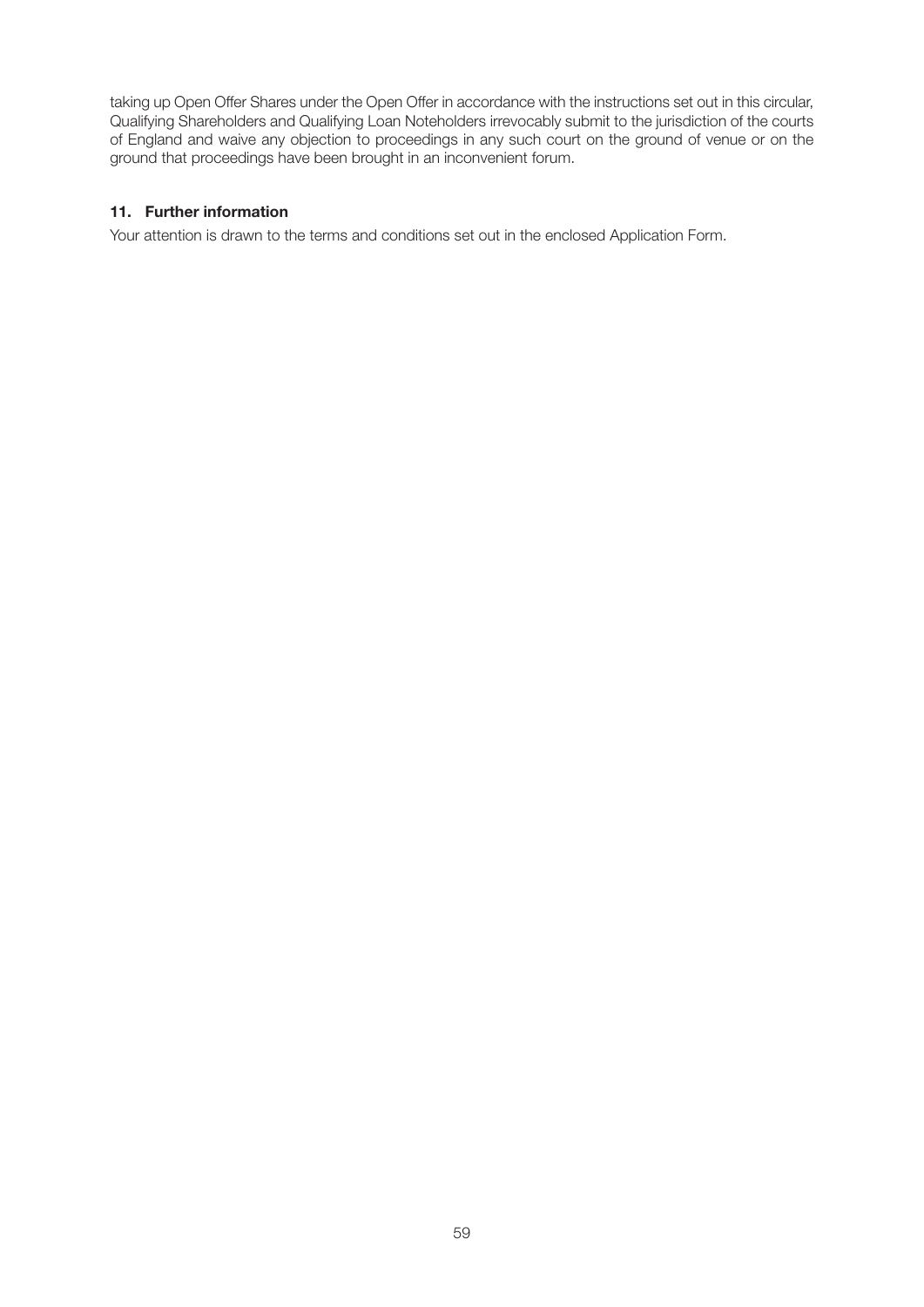taking up Open Offer Shares under the Open Offer in accordance with the instructions set out in this circular, Qualifying Shareholders and Qualifying Loan Noteholders irrevocably submit to the jurisdiction of the courts of England and waive any objection to proceedings in any such court on the ground of venue or on the ground that proceedings have been brought in an inconvenient forum.

### 11. Further information

Your attention is drawn to the terms and conditions set out in the enclosed Application Form.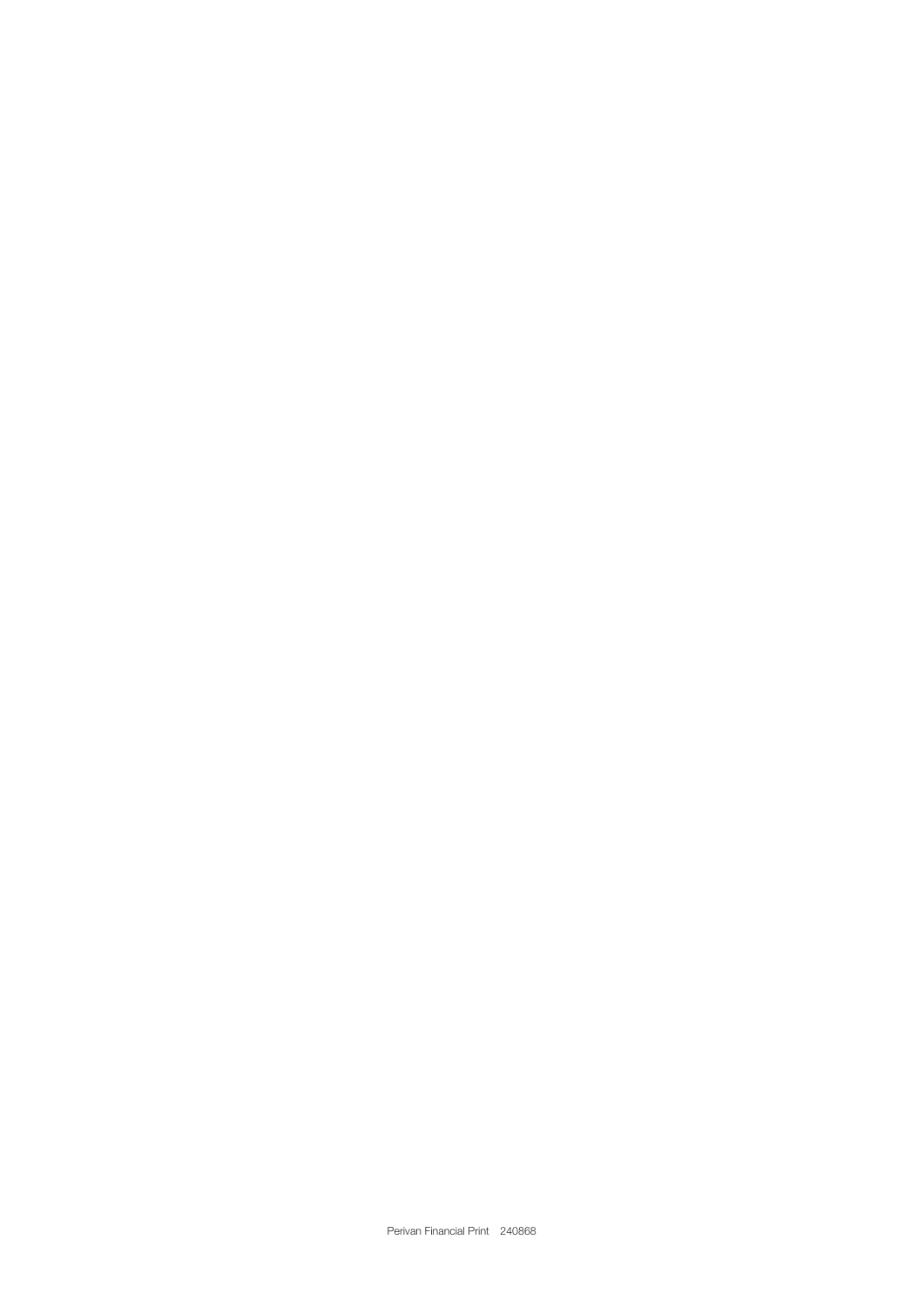Perivan Financial Print 240868